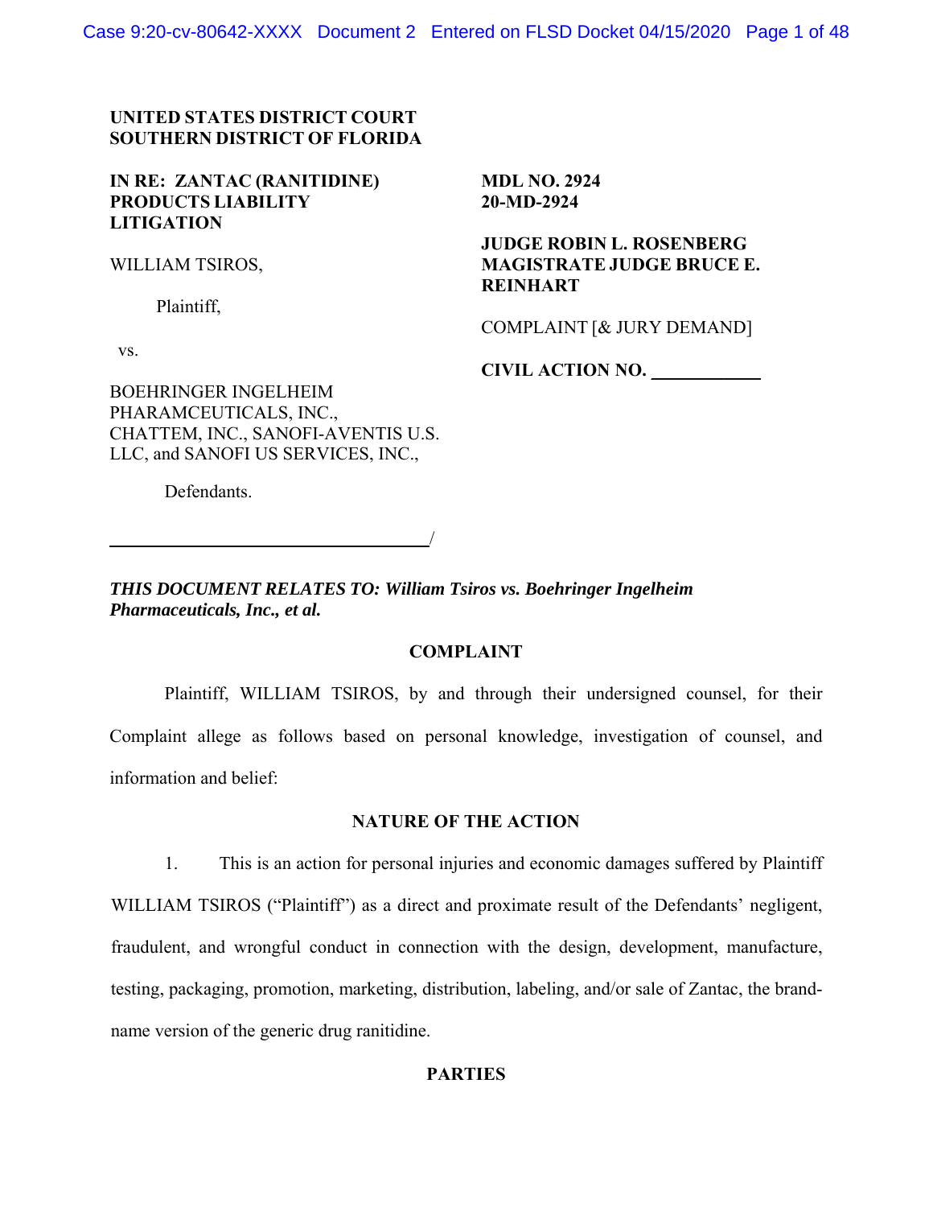**UNITED STATES DISTRICT COURT**
**SOUTHERN DISTRICT OF FLORIDA**

**IN RE: ZANTAC (RANITIDINE) PRODUCTS LIABILITY LITIGATION**

**MDL NO. 2924**
**20-MD-2924**

**JUDGE ROBIN L. ROSENBERG**
**MAGISTRATE JUDGE BRUCE E. REINHART**

WILLIAM TSIROS,

Plaintiff,

vs.

BOEHRINGER INGELHEIM PHARAMCEUTICALS, INC., CHATTEM, INC., SANOFI-AVENTIS U.S. LLC, and SANOFI US SERVICES, INC.,

Defendants.

_________________________________/

COMPLAINT [& JURY DEMAND]

**CIVIL ACTION NO.** ___________

***THIS DOCUMENT RELATES TO: William Tsiros vs. Boehringer Ingelheim Pharmaceuticals, Inc., et al.***

## COMPLAINT

Plaintiff, WILLIAM TSIROS, by and through their undersigned counsel, for their Complaint allege as follows based on personal knowledge, investigation of counsel, and information and belief:

## NATURE OF THE ACTION

1. This is an action for personal injuries and economic damages suffered by Plaintiff WILLIAM TSIROS ("Plaintiff") as a direct and proximate result of the Defendants' negligent, fraudulent, and wrongful conduct in connection with the design, development, manufacture, testing, packaging, promotion, marketing, distribution, labeling, and/or sale of Zantac, the brand-name version of the generic drug ranitidine.

## PARTIES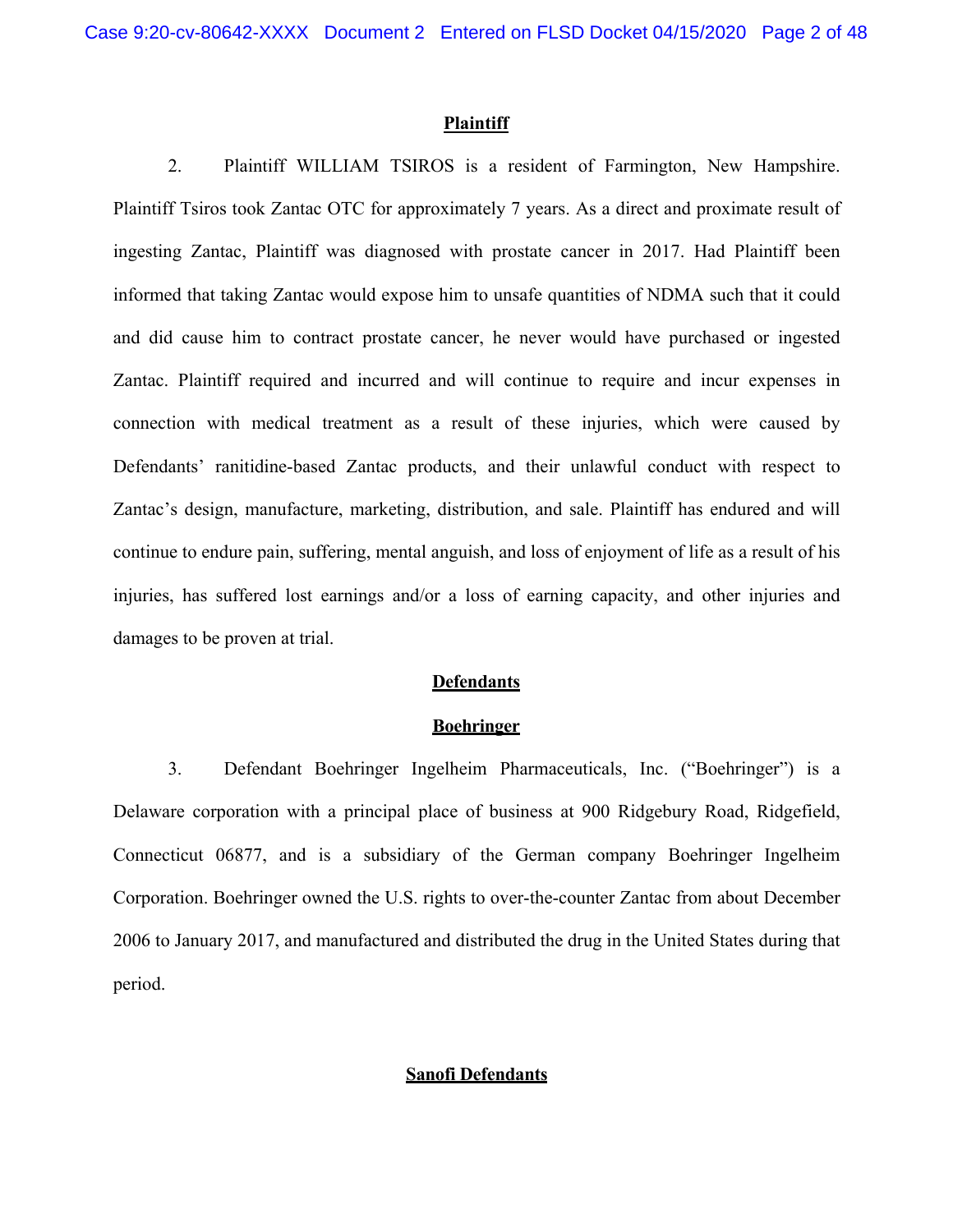**Plaintiff**

2. Plaintiff WILLIAM TSIROS is a resident of Farmington, New Hampshire. Plaintiff Tsiros took Zantac OTC for approximately 7 years. As a direct and proximate result of ingesting Zantac, Plaintiff was diagnosed with prostate cancer in 2017. Had Plaintiff been informed that taking Zantac would expose him to unsafe quantities of NDMA such that it could and did cause him to contract prostate cancer, he never would have purchased or ingested Zantac. Plaintiff required and incurred and will continue to require and incur expenses in connection with medical treatment as a result of these injuries, which were caused by Defendants' ranitidine-based Zantac products, and their unlawful conduct with respect to Zantac's design, manufacture, marketing, distribution, and sale. Plaintiff has endured and will continue to endure pain, suffering, mental anguish, and loss of enjoyment of life as a result of his injuries, has suffered lost earnings and/or a loss of earning capacity, and other injuries and damages to be proven at trial.

**Defendants**

**Boehringer**

3. Defendant Boehringer Ingelheim Pharmaceuticals, Inc. ("Boehringer") is a Delaware corporation with a principal place of business at 900 Ridgebury Road, Ridgefield, Connecticut 06877, and is a subsidiary of the German company Boehringer Ingelheim Corporation. Boehringer owned the U.S. rights to over-the-counter Zantac from about December 2006 to January 2017, and manufactured and distributed the drug in the United States during that period.

**Sanofi Defendants**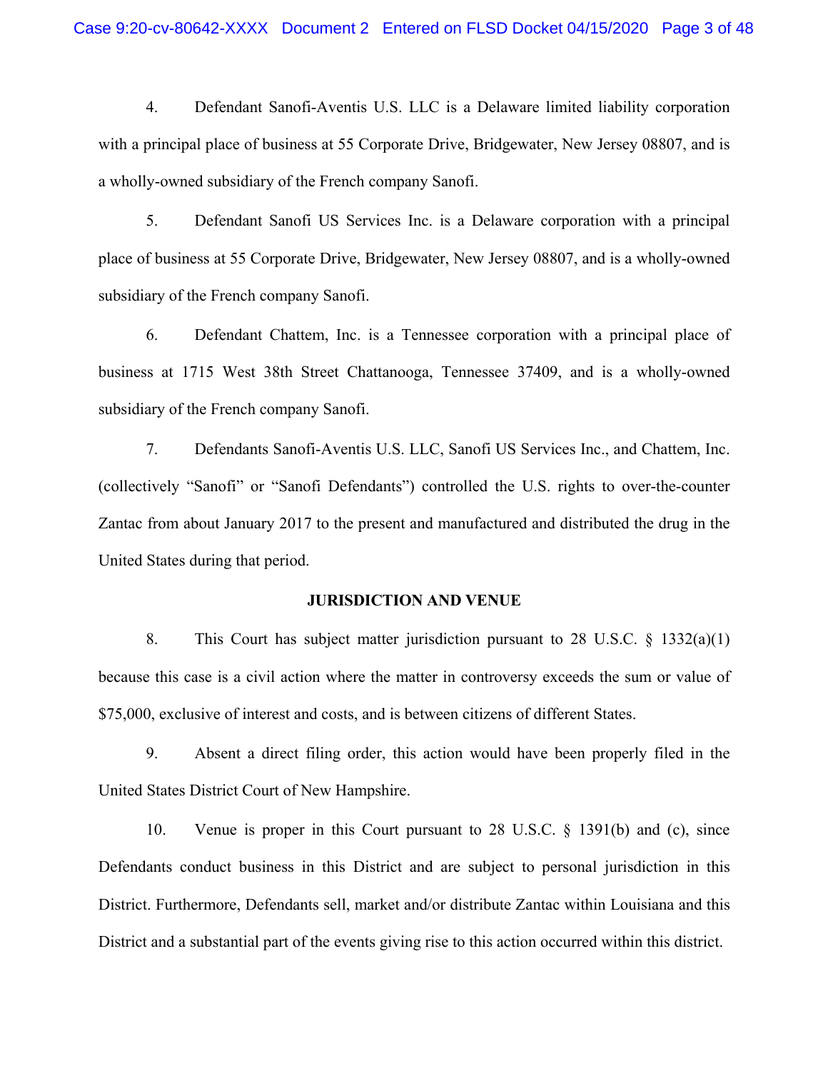4. Defendant Sanofi-Aventis U.S. LLC is a Delaware limited liability corporation with a principal place of business at 55 Corporate Drive, Bridgewater, New Jersey 08807, and is a wholly-owned subsidiary of the French company Sanofi.

5. Defendant Sanofi US Services Inc. is a Delaware corporation with a principal place of business at 55 Corporate Drive, Bridgewater, New Jersey 08807, and is a wholly-owned subsidiary of the French company Sanofi.

6. Defendant Chattem, Inc. is a Tennessee corporation with a principal place of business at 1715 West 38th Street Chattanooga, Tennessee 37409, and is a wholly-owned subsidiary of the French company Sanofi.

7. Defendants Sanofi-Aventis U.S. LLC, Sanofi US Services Inc., and Chattem, Inc. (collectively "Sanofi" or "Sanofi Defendants") controlled the U.S. rights to over-the-counter Zantac from about January 2017 to the present and manufactured and distributed the drug in the United States during that period.

## JURISDICTION AND VENUE

8. This Court has subject matter jurisdiction pursuant to 28 U.S.C. § 1332(a)(1) because this case is a civil action where the matter in controversy exceeds the sum or value of $75,000, exclusive of interest and costs, and is between citizens of different States.

9. Absent a direct filing order, this action would have been properly filed in the United States District Court of New Hampshire.

10. Venue is proper in this Court pursuant to 28 U.S.C. § 1391(b) and (c), since Defendants conduct business in this District and are subject to personal jurisdiction in this District. Furthermore, Defendants sell, market and/or distribute Zantac within Louisiana and this District and a substantial part of the events giving rise to this action occurred within this district.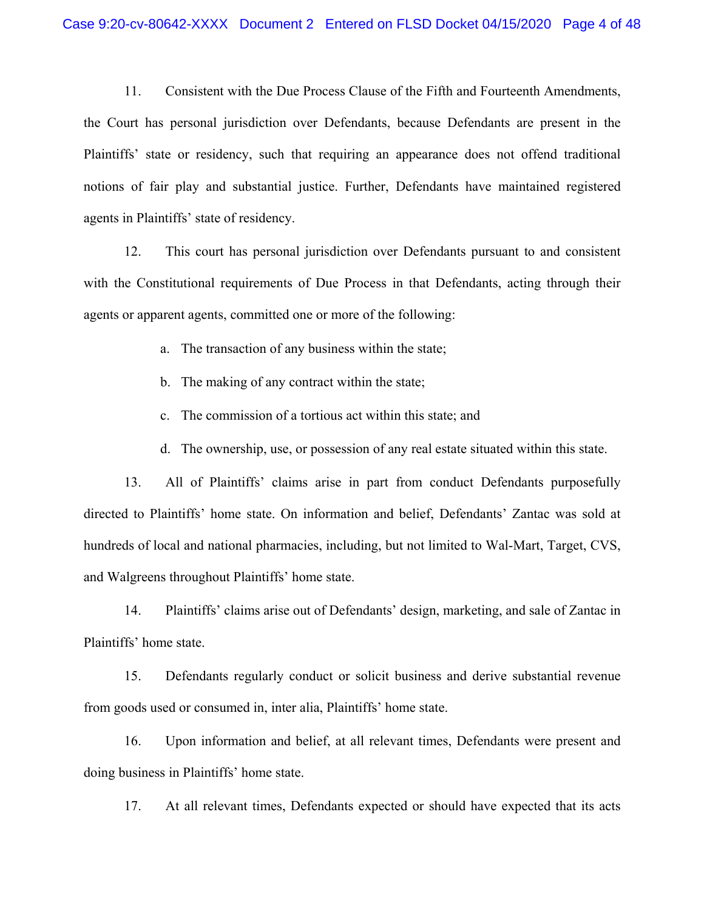11. Consistent with the Due Process Clause of the Fifth and Fourteenth Amendments, the Court has personal jurisdiction over Defendants, because Defendants are present in the Plaintiffs' state or residency, such that requiring an appearance does not offend traditional notions of fair play and substantial justice. Further, Defendants have maintained registered agents in Plaintiffs' state of residency.

12. This court has personal jurisdiction over Defendants pursuant to and consistent with the Constitutional requirements of Due Process in that Defendants, acting through their agents or apparent agents, committed one or more of the following:

a. The transaction of any business within the state;

b. The making of any contract within the state;

c. The commission of a tortious act within this state; and

d. The ownership, use, or possession of any real estate situated within this state.

13. All of Plaintiffs' claims arise in part from conduct Defendants purposefully directed to Plaintiffs' home state. On information and belief, Defendants' Zantac was sold at hundreds of local and national pharmacies, including, but not limited to Wal-Mart, Target, CVS, and Walgreens throughout Plaintiffs' home state.

14. Plaintiffs' claims arise out of Defendants' design, marketing, and sale of Zantac in Plaintiffs' home state.

15. Defendants regularly conduct or solicit business and derive substantial revenue from goods used or consumed in, inter alia, Plaintiffs' home state.

16. Upon information and belief, at all relevant times, Defendants were present and doing business in Plaintiffs' home state.

17. At all relevant times, Defendants expected or should have expected that its acts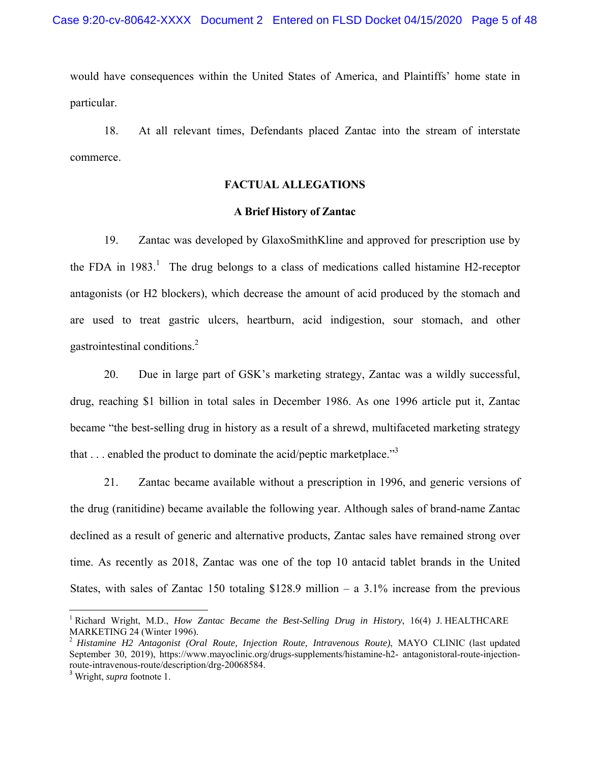would have consequences within the United States of America, and Plaintiffs' home state in particular.

18. At all relevant times, Defendants placed Zantac into the stream of interstate commerce.

## FACTUAL ALLEGATIONS

### A Brief History of Zantac

19. Zantac was developed by GlaxoSmithKline and approved for prescription use by the FDA in 1983.[1] The drug belongs to a class of medications called histamine H2-receptor antagonists (or H2 blockers), which decrease the amount of acid produced by the stomach and are used to treat gastric ulcers, heartburn, acid indigestion, sour stomach, and other gastrointestinal conditions.[2]

20. Due in large part of GSK's marketing strategy, Zantac was a wildly successful, drug, reaching $1 billion in total sales in December 1986. As one 1996 article put it, Zantac became "the best-selling drug in history as a result of a shrewd, multifaceted marketing strategy that . . . enabled the product to dominate the acid/peptic marketplace."[3]

21. Zantac became available without a prescription in 1996, and generic versions of the drug (ranitidine) became available the following year. Although sales of brand-name Zantac declined as a result of generic and alternative products, Zantac sales have remained strong over time. As recently as 2018, Zantac was one of the top 10 antacid tablet brands in the United States, with sales of Zantac 150 totaling $128.9 million – a 3.1% increase from the previous

---

[1] Richard Wright, M.D., *How Zantac Became the Best-Selling Drug in History*, 16(4) J. HEALTHCARE MARKETING 24 (Winter 1996).

[2] *Histamine H2 Antagonist (Oral Route, Injection Route, Intravenous Route)*, MAYO CLINIC (last updated September 30, 2019), https://www.mayoclinic.org/drugs-supplements/histamine-h2- antagonistoral-route-injection-route-intravenous-route/description/drg-20068584.

[3] Wright, *supra* footnote 1.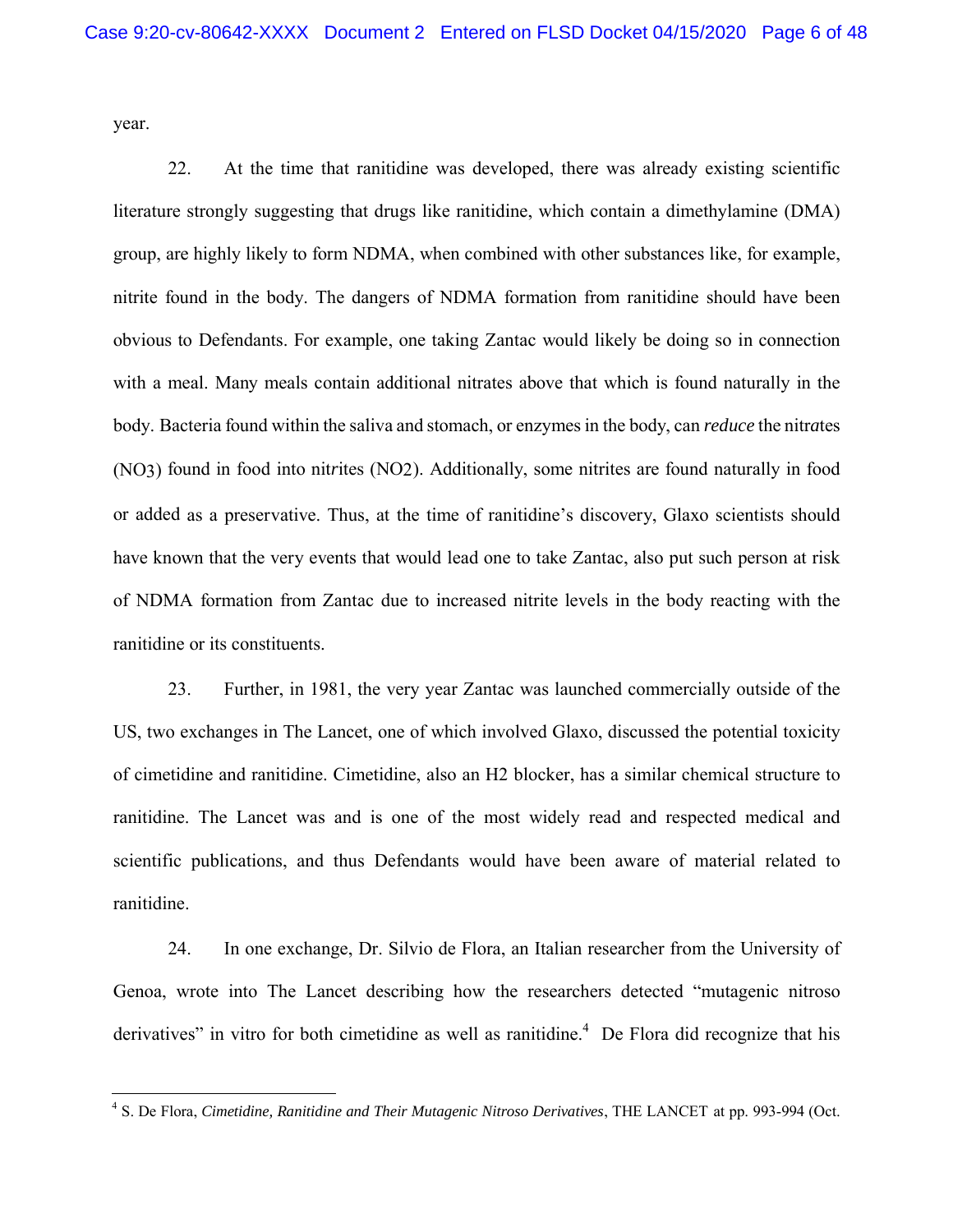year.

22. At the time that ranitidine was developed, there was already existing scientific literature strongly suggesting that drugs like ranitidine, which contain a dimethylamine (DMA) group, are highly likely to form NDMA, when combined with other substances like, for example, nitrite found in the body. The dangers of NDMA formation from ranitidine should have been obvious to Defendants. For example, one taking Zantac would likely be doing so in connection with a meal. Many meals contain additional nitrates above that which is found naturally in the body. Bacteria found within the saliva and stomach, or enzymes in the body, can *reduce* the nitrates ($NO_3$) found in food into nitrites ($NO_2$). Additionally, some nitrites are found naturally in food or added as a preservative. Thus, at the time of ranitidine's discovery, Glaxo scientists should have known that the very events that would lead one to take Zantac, also put such person at risk of NDMA formation from Zantac due to increased nitrite levels in the body reacting with the ranitidine or its constituents.

23. Further, in 1981, the very year Zantac was launched commercially outside of the US, two exchanges in The Lancet, one of which involved Glaxo, discussed the potential toxicity of cimetidine and ranitidine. Cimetidine, also an H2 blocker, has a similar chemical structure to ranitidine. The Lancet was and is one of the most widely read and respected medical and scientific publications, and thus Defendants would have been aware of material related to ranitidine.

24. In one exchange, Dr. Silvio de Flora, an Italian researcher from the University of Genoa, wrote into The Lancet describing how the researchers detected "mutagenic nitroso derivatives" in vitro for both cimetidine as well as ranitidine.[4] De Flora did recognize that his

---

[4] S. De Flora, *Cimetidine, Ranitidine and Their Mutagenic Nitroso Derivatives*, THE LANCET at pp. 993-994 (Oct.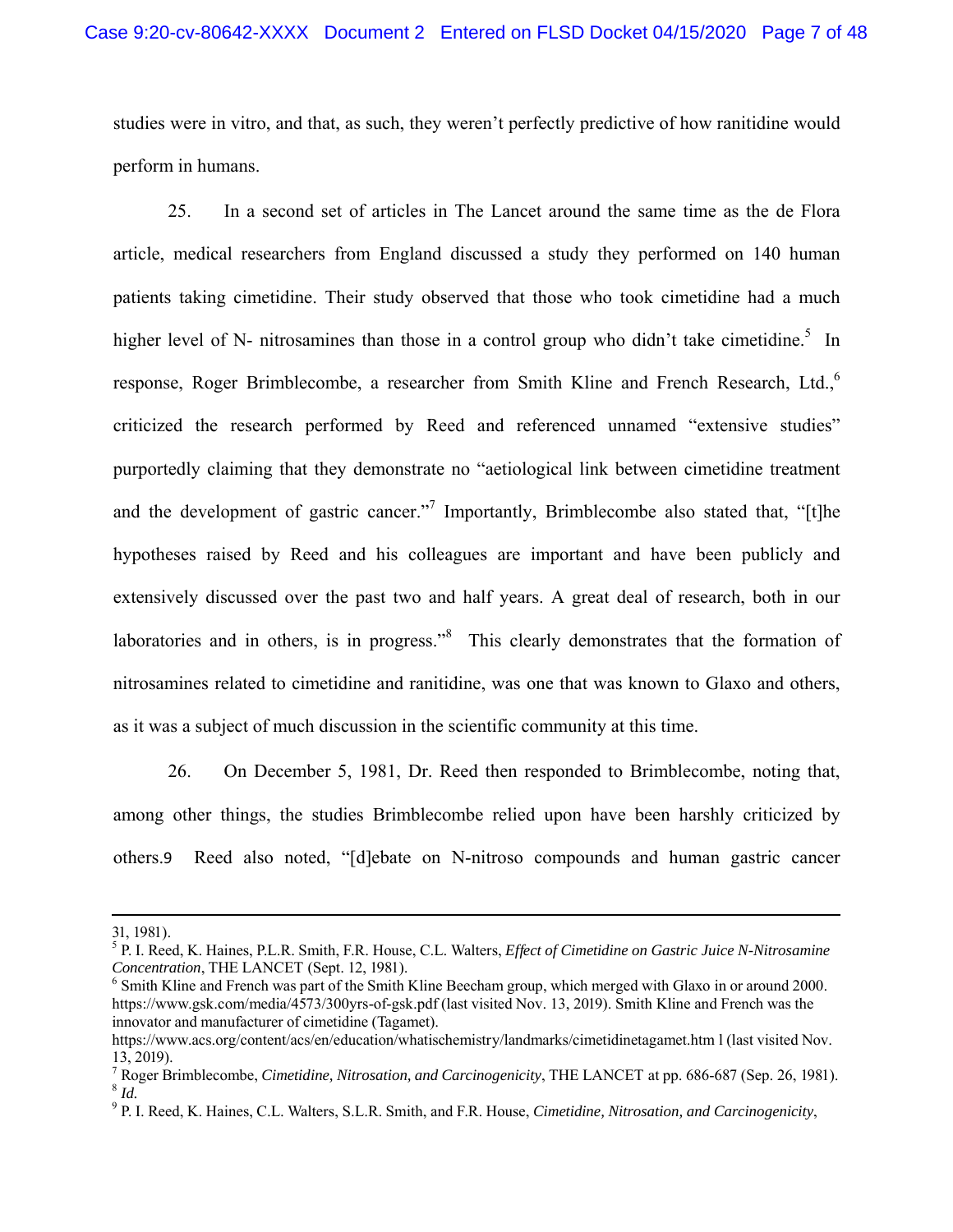studies were in vitro, and that, as such, they weren't perfectly predictive of how ranitidine would perform in humans.

25. In a second set of articles in The Lancet around the same time as the de Flora article, medical researchers from England discussed a study they performed on 140 human patients taking cimetidine. Their study observed that those who took cimetidine had a much higher level of N- nitrosamines than those in a control group who didn't take cimetidine.[5] In response, Roger Brimblecombe, a researcher from Smith Kline and French Research, Ltd.,[6] criticized the research performed by Reed and referenced unnamed "extensive studies" purportedly claiming that they demonstrate no "aetiological link between cimetidine treatment and the development of gastric cancer."[7] Importantly, Brimblecombe also stated that, "[t]he hypotheses raised by Reed and his colleagues are important and have been publicly and extensively discussed over the past two and half years. A great deal of research, both in our laboratories and in others, is in progress."[8] This clearly demonstrates that the formation of nitrosamines related to cimetidine and ranitidine, was one that was known to Glaxo and others, as it was a subject of much discussion in the scientific community at this time.

26. On December 5, 1981, Dr. Reed then responded to Brimblecombe, noting that, among other things, the studies Brimblecombe relied upon have been harshly criticized by others.[9] Reed also noted, "[d]ebate on N-nitroso compounds and human gastric cancer

---

31, 1981).

[5] P. I. Reed, K. Haines, P.L.R. Smith, F.R. House, C.L. Walters, *Effect of Cimetidine on Gastric Juice N-Nitrosamine Concentration*, THE LANCET (Sept. 12, 1981).

[6] Smith Kline and French was part of the Smith Kline Beecham group, which merged with Glaxo in or around 2000. https://www.gsk.com/media/4573/300yrs-of-gsk.pdf (last visited Nov. 13, 2019). Smith Kline and French was the innovator and manufacturer of cimetidine (Tagamet). https://www.acs.org/content/acs/en/education/whatischemistry/landmarks/cimetidinetagamet.htm l (last visited Nov. 13, 2019).

[7] Roger Brimblecombe, *Cimetidine, Nitrosation, and Carcinogenicity*, THE LANCET at pp. 686-687 (Sep. 26, 1981).

[8] *Id.*

[9] P. I. Reed, K. Haines, C.L. Walters, S.L.R. Smith, and F.R. House, *Cimetidine, Nitrosation, and Carcinogenicity*,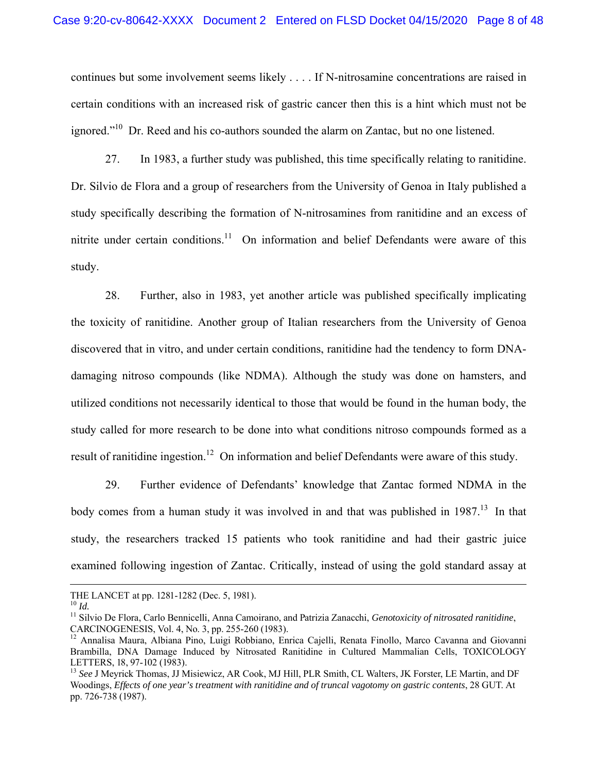continues but some involvement seems likely . . . . If N-nitrosamine concentrations are raised in certain conditions with an increased risk of gastric cancer then this is a hint which must not be ignored."[10] Dr. Reed and his co-authors sounded the alarm on Zantac, but no one listened.

27. In 1983, a further study was published, this time specifically relating to ranitidine. Dr. Silvio de Flora and a group of researchers from the University of Genoa in Italy published a study specifically describing the formation of N-nitrosamines from ranitidine and an excess of nitrite under certain conditions.[11] On information and belief Defendants were aware of this study.

28. Further, also in 1983, yet another article was published specifically implicating the toxicity of ranitidine. Another group of Italian researchers from the University of Genoa discovered that in vitro, and under certain conditions, ranitidine had the tendency to form DNA-damaging nitroso compounds (like NDMA). Although the study was done on hamsters, and utilized conditions not necessarily identical to those that would be found in the human body, the study called for more research to be done into what conditions nitroso compounds formed as a result of ranitidine ingestion.[12] On information and belief Defendants were aware of this study.

29. Further evidence of Defendants' knowledge that Zantac formed NDMA in the body comes from a human study it was involved in and that was published in 1987.[13] In that study, the researchers tracked 15 patients who took ranitidine and had their gastric juice examined following ingestion of Zantac. Critically, instead of using the gold standard assay at

---

THE LANCET at pp. 1281-1282 (Dec. 5, 1981).

[10] *Id.*

[11] Silvio De Flora, Carlo Bennicelli, Anna Camoirano, and Patrizia Zanacchi, *Genotoxicity of nitrosated ranitidine*, CARCINOGENESIS, Vol. 4, No. 3, pp. 255-260 (1983).

[12] Annalisa Maura, Albiana Pino, Luigi Robbiano, Enrica Cajelli, Renata Finollo, Marco Cavanna and Giovanni Brambilla, DNA Damage Induced by Nitrosated Ranitidine in Cultured Mammalian Cells, TOXICOLOGY LETTERS, 18, 97-102 (1983).

[13] *See* J Meyrick Thomas, JJ Misiewicz, AR Cook, MJ Hill, PLR Smith, CL Walters, JK Forster, LE Martin, and DF Woodings, *Effects of one year's treatment with ranitidine and of truncal vagotomy on gastric contents*, 28 GUT. At pp. 726-738 (1987).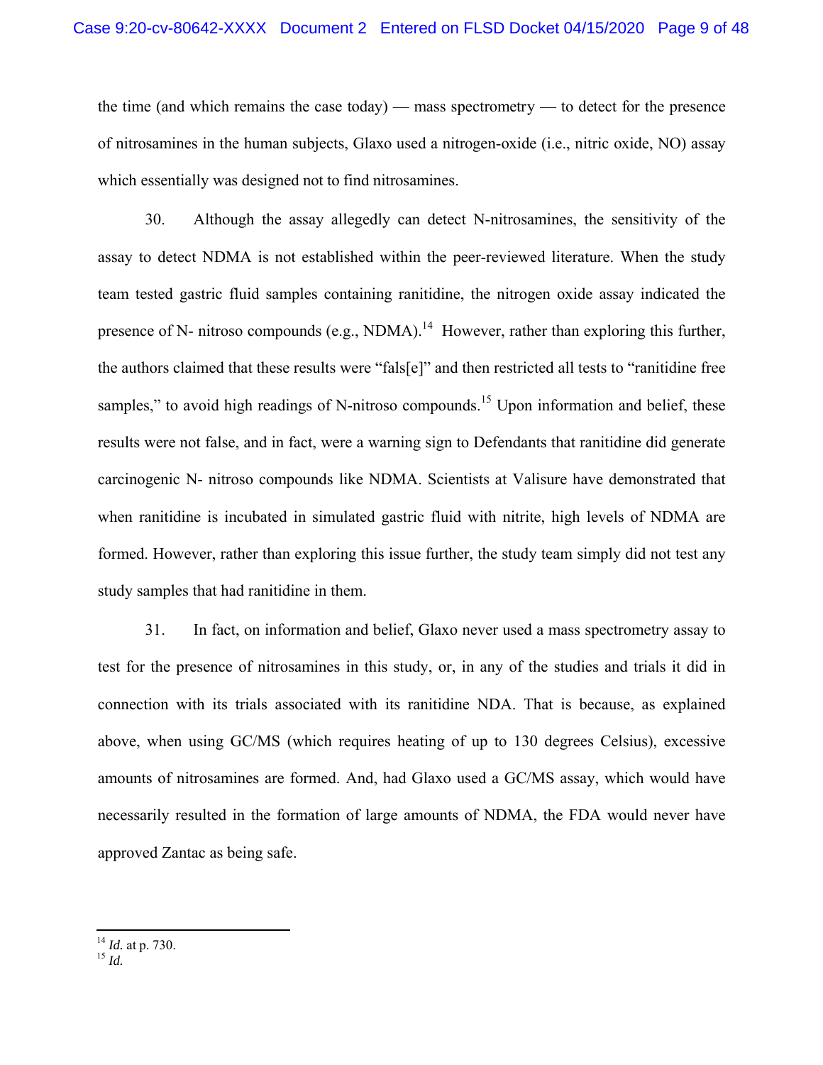the time (and which remains the case today) — mass spectrometry — to detect for the presence of nitrosamines in the human subjects, Glaxo used a nitrogen-oxide (i.e., nitric oxide, NO) assay which essentially was designed not to find nitrosamines.

30. Although the assay allegedly can detect N-nitrosamines, the sensitivity of the assay to detect NDMA is not established within the peer-reviewed literature. When the study team tested gastric fluid samples containing ranitidine, the nitrogen oxide assay indicated the presence of N- nitroso compounds (e.g., NDMA).[14] However, rather than exploring this further, the authors claimed that these results were "fals[e]" and then restricted all tests to "ranitidine free samples," to avoid high readings of N-nitroso compounds.[15] Upon information and belief, these results were not false, and in fact, were a warning sign to Defendants that ranitidine did generate carcinogenic N- nitroso compounds like NDMA. Scientists at Valisure have demonstrated that when ranitidine is incubated in simulated gastric fluid with nitrite, high levels of NDMA are formed. However, rather than exploring this issue further, the study team simply did not test any study samples that had ranitidine in them.

31. In fact, on information and belief, Glaxo never used a mass spectrometry assay to test for the presence of nitrosamines in this study, or, in any of the studies and trials it did in connection with its trials associated with its ranitidine NDA. That is because, as explained above, when using GC/MS (which requires heating of up to 130 degrees Celsius), excessive amounts of nitrosamines are formed. And, had Glaxo used a GC/MS assay, which would have necessarily resulted in the formation of large amounts of NDMA, the FDA would never have approved Zantac as being safe.

---

[14] *Id.* at p. 730.

[15] *Id.*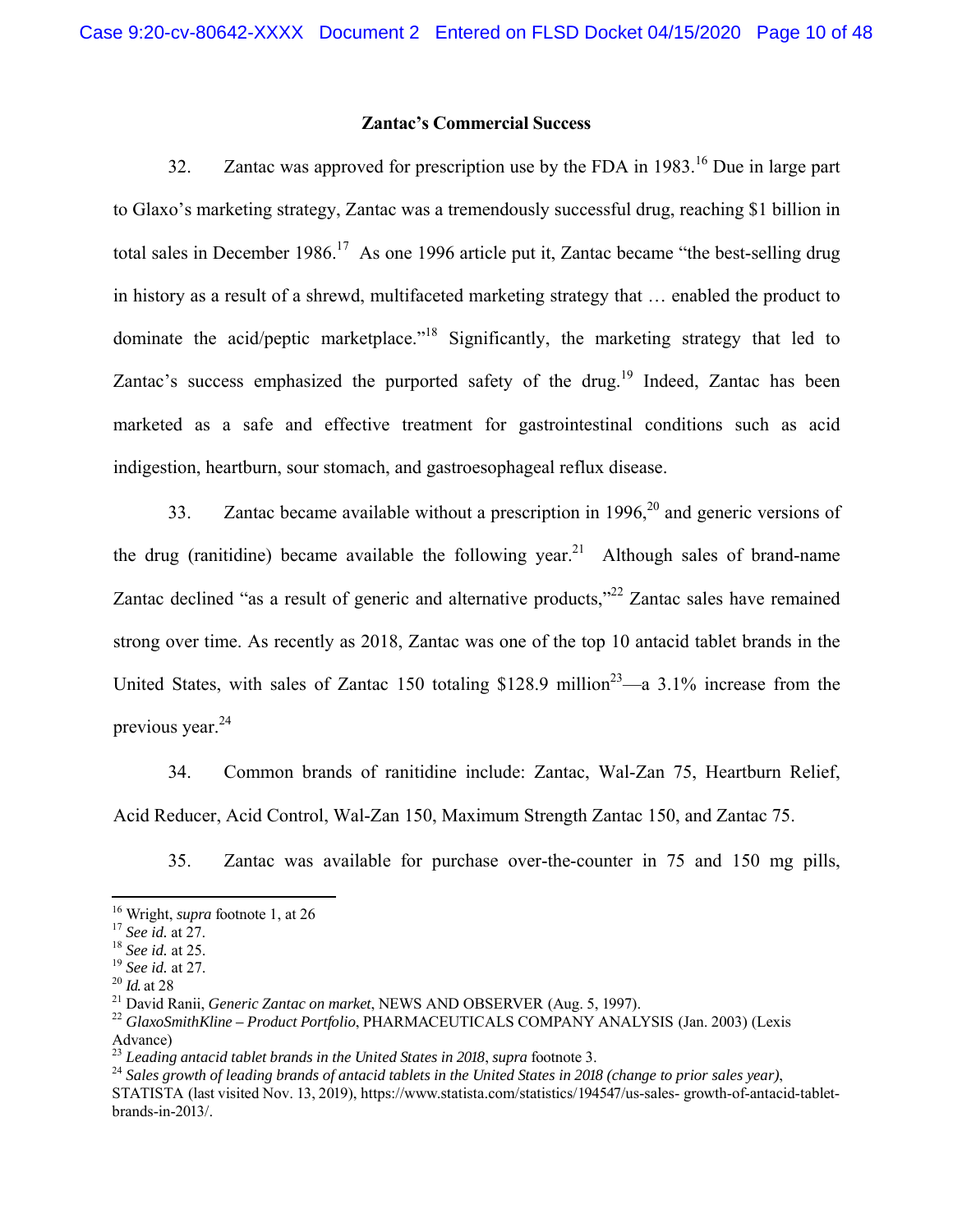## Zantac's Commercial Success

32. Zantac was approved for prescription use by the FDA in 1983.[16] Due in large part to Glaxo's marketing strategy, Zantac was a tremendously successful drug, reaching $1 billion in total sales in December 1986.[17] As one 1996 article put it, Zantac became "the best-selling drug in history as a result of a shrewd, multifaceted marketing strategy that … enabled the product to dominate the acid/peptic marketplace."[18] Significantly, the marketing strategy that led to Zantac's success emphasized the purported safety of the drug.[19] Indeed, Zantac has been marketed as a safe and effective treatment for gastrointestinal conditions such as acid indigestion, heartburn, sour stomach, and gastroesophageal reflux disease.

33. Zantac became available without a prescription in 1996,[20] and generic versions of the drug (ranitidine) became available the following year.[21] Although sales of brand-name Zantac declined "as a result of generic and alternative products,"[22] Zantac sales have remained strong over time. As recently as 2018, Zantac was one of the top 10 antacid tablet brands in the United States, with sales of Zantac 150 totaling $128.9 million[23]—a 3.1% increase from the previous year.[24]

34. Common brands of ranitidine include: Zantac, Wal-Zan 75, Heartburn Relief, Acid Reducer, Acid Control, Wal-Zan 150, Maximum Strength Zantac 150, and Zantac 75.

35. Zantac was available for purchase over-the-counter in 75 and 150 mg pills,

---

[16] Wright, *supra* footnote 1, at 26

[17] *See id.* at 27.

[18] *See id.* at 25.

[19] *See id.* at 27.

[20] *Id.* at 28

[21] David Ranii, *Generic Zantac on market*, NEWS AND OBSERVER (Aug. 5, 1997).

[22] *GlaxoSmithKline – Product Portfolio*, PHARMACEUTICALS COMPANY ANALYSIS (Jan. 2003) (Lexis Advance)

[23] *Leading antacid tablet brands in the United States in 2018*, *supra* footnote 3.

[24] *Sales growth of leading brands of antacid tablets in the United States in 2018 (change to prior sales year)*, STATISTA (last visited Nov. 13, 2019), https://www.statista.com/statistics/194547/us-sales- growth-of-antacid-tablet-brands-in-2013/.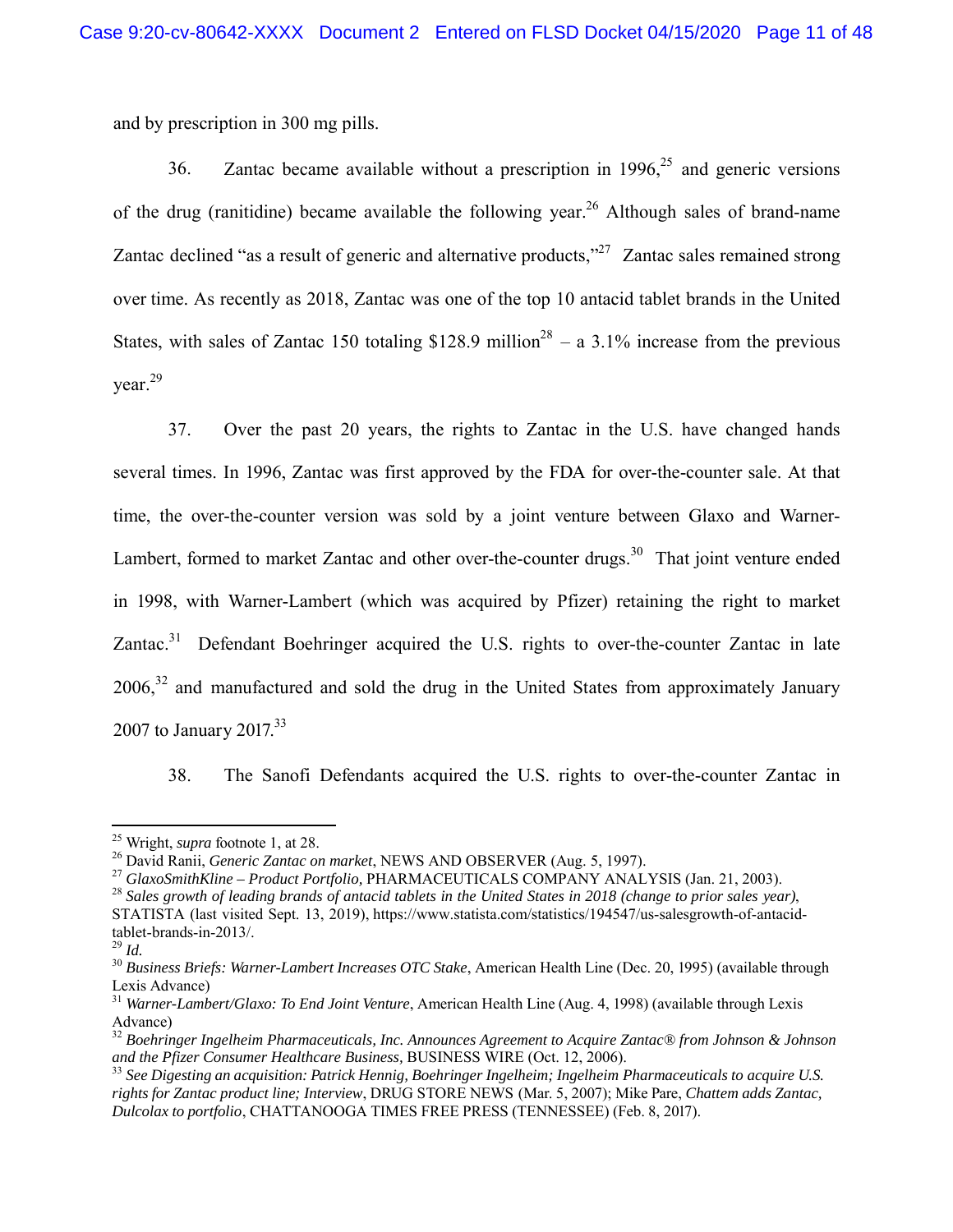and by prescription in 300 mg pills.

36. Zantac became available without a prescription in 1996,[25] and generic versions of the drug (ranitidine) became available the following year.[26] Although sales of brand-name Zantac declined "as a result of generic and alternative products,"[27] Zantac sales remained strong over time. As recently as 2018, Zantac was one of the top 10 antacid tablet brands in the United States, with sales of Zantac 150 totaling $128.9 million[28] – a 3.1% increase from the previous year.[29]

37. Over the past 20 years, the rights to Zantac in the U.S. have changed hands several times. In 1996, Zantac was first approved by the FDA for over-the-counter sale. At that time, the over-the-counter version was sold by a joint venture between Glaxo and Warner-Lambert, formed to market Zantac and other over-the-counter drugs.[30] That joint venture ended in 1998, with Warner-Lambert (which was acquired by Pfizer) retaining the right to market Zantac.[31] Defendant Boehringer acquired the U.S. rights to over-the-counter Zantac in late 2006,[32] and manufactured and sold the drug in the United States from approximately January 2007 to January 2017.[33]

38. The Sanofi Defendants acquired the U.S. rights to over-the-counter Zantac in

---

[25] Wright, *supra* footnote 1, at 28.

[26] David Ranii, *Generic Zantac on market*, NEWS AND OBSERVER (Aug. 5, 1997).

[27] *GlaxoSmithKline – Product Portfolio,* PHARMACEUTICALS COMPANY ANALYSIS (Jan. 21, 2003).

[28] *Sales growth of leading brands of antacid tablets in the United States in 2018 (change to prior sales year)*, STATISTA (last visited Sept. 13, 2019), https://www.statista.com/statistics/194547/us-salesgrowth-of-antacid-tablet-brands-in-2013/.

[29] *Id.*

[30] *Business Briefs: Warner-Lambert Increases OTC Stake*, American Health Line (Dec. 20, 1995) (available through Lexis Advance)

[31] *Warner-Lambert/Glaxo: To End Joint Venture*, American Health Line (Aug. 4, 1998) (available through Lexis Advance)

[32] *Boehringer Ingelheim Pharmaceuticals, Inc. Announces Agreement to Acquire Zantac® from Johnson & Johnson and the Pfizer Consumer Healthcare Business,* BUSINESS WIRE (Oct. 12, 2006).

[33] *See Digesting an acquisition: Patrick Hennig, Boehringer Ingelheim; Ingelheim Pharmaceuticals to acquire U.S. rights for Zantac product line; Interview*, DRUG STORE NEWS (Mar. 5, 2007); Mike Pare, *Chattem adds Zantac, Dulcolax to portfolio*, CHATTANOOGA TIMES FREE PRESS (TENNESSEE) (Feb. 8, 2017).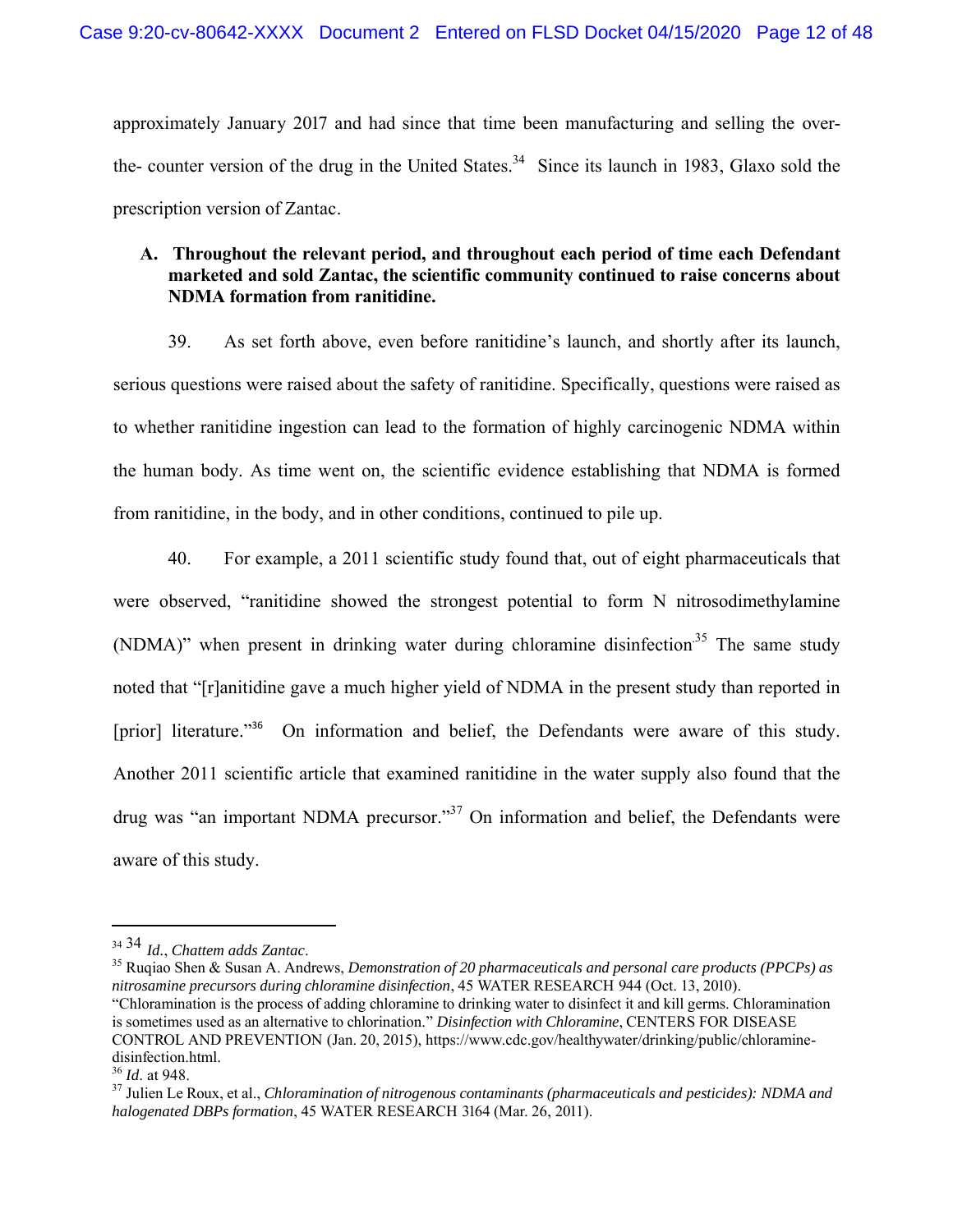approximately January 2017 and had since that time been manufacturing and selling the over-the- counter version of the drug in the United States.[34] Since its launch in 1983, Glaxo sold the prescription version of Zantac.

**A. Throughout the relevant period, and throughout each period of time each Defendant marketed and sold Zantac, the scientific community continued to raise concerns about NDMA formation from ranitidine.**

39. As set forth above, even before ranitidine's launch, and shortly after its launch, serious questions were raised about the safety of ranitidine. Specifically, questions were raised as to whether ranitidine ingestion can lead to the formation of highly carcinogenic NDMA within the human body. As time went on, the scientific evidence establishing that NDMA is formed from ranitidine, in the body, and in other conditions, continued to pile up.

40. For example, a 2011 scientific study found that, out of eight pharmaceuticals that were observed, "ranitidine showed the strongest potential to form N nitrosodimethylamine (NDMA)" when present in drinking water during chloramine disinfection[35] The same study noted that "[r]anitidine gave a much higher yield of NDMA in the present study than reported in [prior] literature."[36] On information and belief, the Defendants were aware of this study. Another 2011 scientific article that examined ranitidine in the water supply also found that the drug was "an important NDMA precursor."[37] On information and belief, the Defendants were aware of this study.

---

[34] 34 *Id.*, *Chattem adds Zantac*.

[35] Ruqiao Shen & Susan A. Andrews, *Demonstration of 20 pharmaceuticals and personal care products (PPCPs) as nitrosamine precursors during chloramine disinfection*, 45 WATER RESEARCH 944 (Oct. 13, 2010). "Chloramination is the process of adding chloramine to drinking water to disinfect it and kill germs. Chloramination is sometimes used as an alternative to chlorination." *Disinfection with Chloramine*, CENTERS FOR DISEASE CONTROL AND PREVENTION (Jan. 20, 2015), https://www.cdc.gov/healthywater/drinking/public/chloramine-disinfection.html.

[36] *Id*. at 948.

[37] Julien Le Roux, et al., *Chloramination of nitrogenous contaminants (pharmaceuticals and pesticides): NDMA and halogenated DBPs formation*, 45 WATER RESEARCH 3164 (Mar. 26, 2011).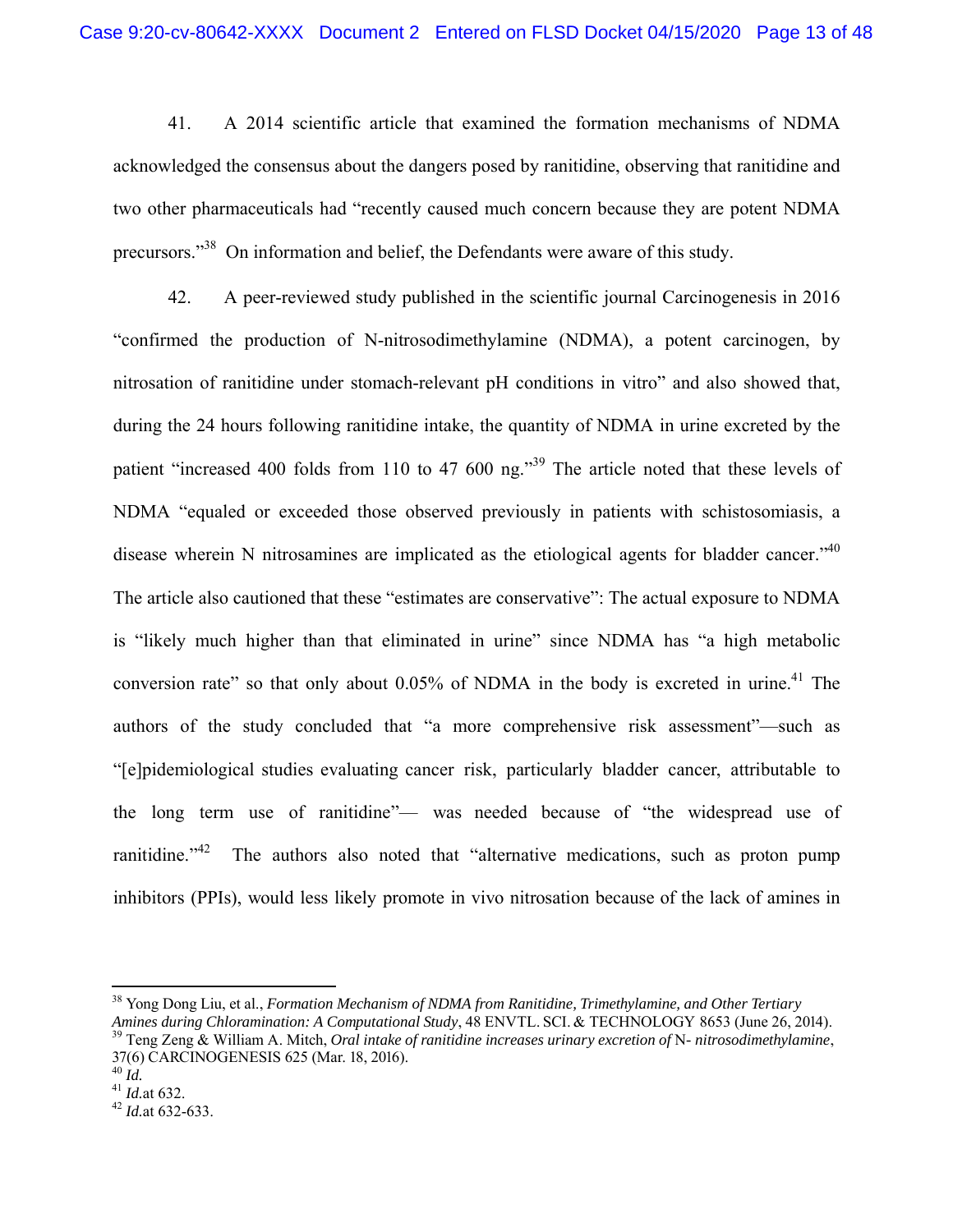41. A 2014 scientific article that examined the formation mechanisms of NDMA acknowledged the consensus about the dangers posed by ranitidine, observing that ranitidine and two other pharmaceuticals had "recently caused much concern because they are potent NDMA precursors."[38] On information and belief, the Defendants were aware of this study.

42. A peer-reviewed study published in the scientific journal Carcinogenesis in 2016 "confirmed the production of N-nitrosodimethylamine (NDMA), a potent carcinogen, by nitrosation of ranitidine under stomach-relevant pH conditions in vitro" and also showed that, during the 24 hours following ranitidine intake, the quantity of NDMA in urine excreted by the patient "increased 400 folds from 110 to 47 600 ng."[39] The article noted that these levels of NDMA "equaled or exceeded those observed previously in patients with schistosomiasis, a disease wherein N nitrosamines are implicated as the etiological agents for bladder cancer."[40] The article also cautioned that these "estimates are conservative": The actual exposure to NDMA is "likely much higher than that eliminated in urine" since NDMA has "a high metabolic conversion rate" so that only about 0.05% of NDMA in the body is excreted in urine.[41] The authors of the study concluded that "a more comprehensive risk assessment"—such as "[e]pidemiological studies evaluating cancer risk, particularly bladder cancer, attributable to the long term use of ranitidine"— was needed because of "the widespread use of ranitidine."[42] The authors also noted that "alternative medications, such as proton pump inhibitors (PPIs), would less likely promote in vivo nitrosation because of the lack of amines in

---

[38] Yong Dong Liu, et al., *Formation Mechanism of NDMA from Ranitidine, Trimethylamine, and Other Tertiary Amines during Chloramination: A Computational Study*, 48 ENVTL. SCI. & TECHNOLOGY 8653 (June 26, 2014).

[39] Teng Zeng & William A. Mitch, *Oral intake of ranitidine increases urinary excretion of* N- *nitrosodimethylamine*, 37(6) CARCINOGENESIS 625 (Mar. 18, 2016).

[40] *Id.*

[41] *Id.*at 632.

[42] *Id.*at 632-633.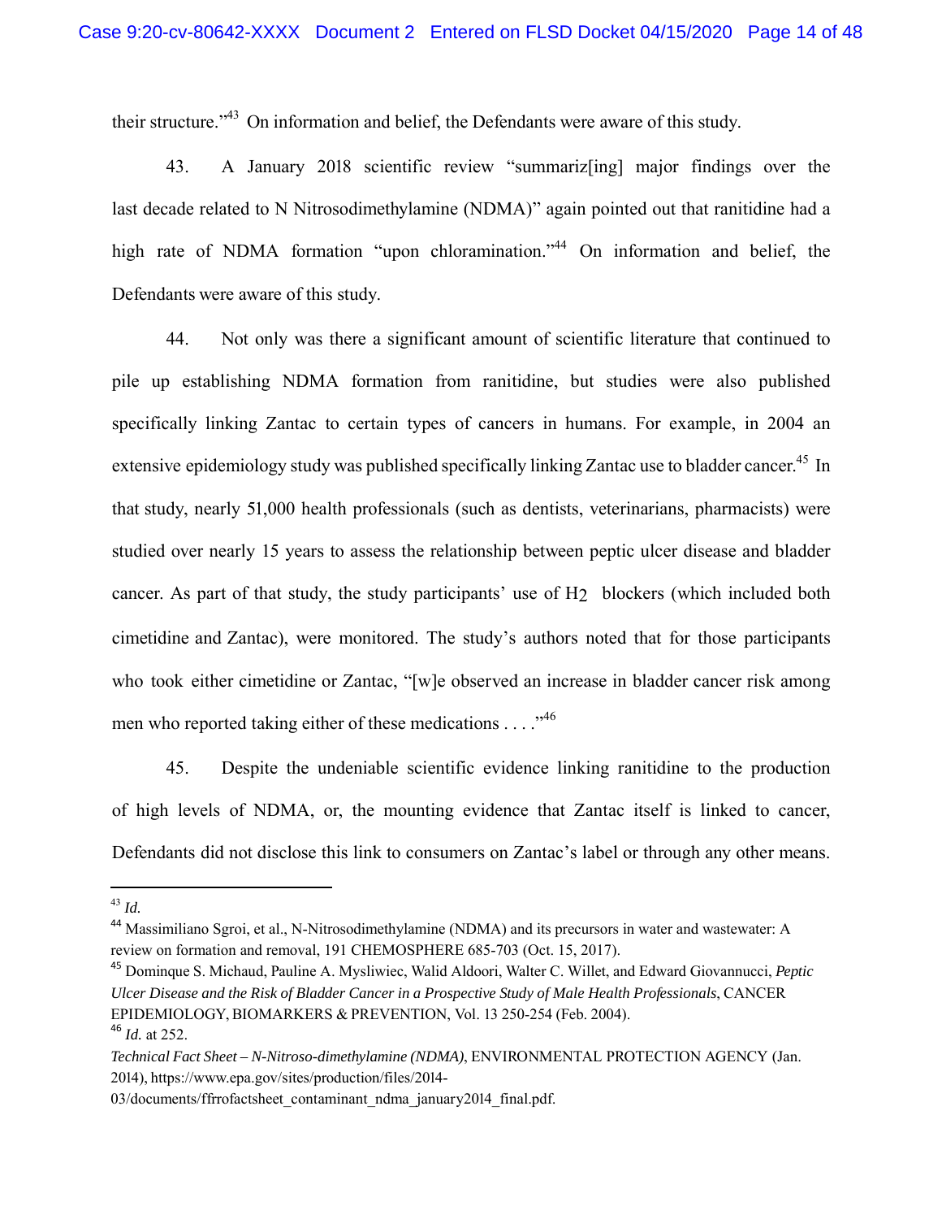their structure."[43] On information and belief, the Defendants were aware of this study.

43. A January 2018 scientific review "summariz[ing] major findings over the last decade related to N Nitrosodimethylamine (NDMA)" again pointed out that ranitidine had a high rate of NDMA formation "upon chloramination."[44] On information and belief, the Defendants were aware of this study.

44. Not only was there a significant amount of scientific literature that continued to pile up establishing NDMA formation from ranitidine, but studies were also published specifically linking Zantac to certain types of cancers in humans. For example, in 2004 an extensive epidemiology study was published specifically linking Zantac use to bladder cancer.[45] In that study, nearly 51,000 health professionals (such as dentists, veterinarians, pharmacists) were studied over nearly 15 years to assess the relationship between peptic ulcer disease and bladder cancer. As part of that study, the study participants' use of $H_2$ blockers (which included both cimetidine and Zantac), were monitored. The study's authors noted that for those participants who took either cimetidine or Zantac, "[w]e observed an increase in bladder cancer risk among men who reported taking either of these medications . . . ."[46]

45. Despite the undeniable scientific evidence linking ranitidine to the production of high levels of NDMA, or, the mounting evidence that Zantac itself is linked to cancer, Defendants did not disclose this link to consumers on Zantac's label or through any other means.

---

[43] *Id.*

[44] Massimiliano Sgroi, et al., N-Nitrosodimethylamine (NDMA) and its precursors in water and wastewater: A review on formation and removal, 191 CHEMOSPHERE 685-703 (Oct. 15, 2017).

[45] Dominque S. Michaud, Pauline A. Mysliwiec, Walid Aldoori, Walter C. Willet, and Edward Giovannucci, *Peptic Ulcer Disease and the Risk of Bladder Cancer in a Prospective Study of Male Health Professionals*, CANCER EPIDEMIOLOGY, BIOMARKERS & PREVENTION, Vol. 13 250-254 (Feb. 2004).

[46] *Id.* at 252.

*Technical Fact Sheet – N-Nitroso-dimethylamine (NDMA)*, ENVIRONMENTAL PROTECTION AGENCY (Jan. 2014), https://www.epa.gov/sites/production/files/2014-03/documents/ffrrofactsheet_contaminant_ndma_january2014_final.pdf.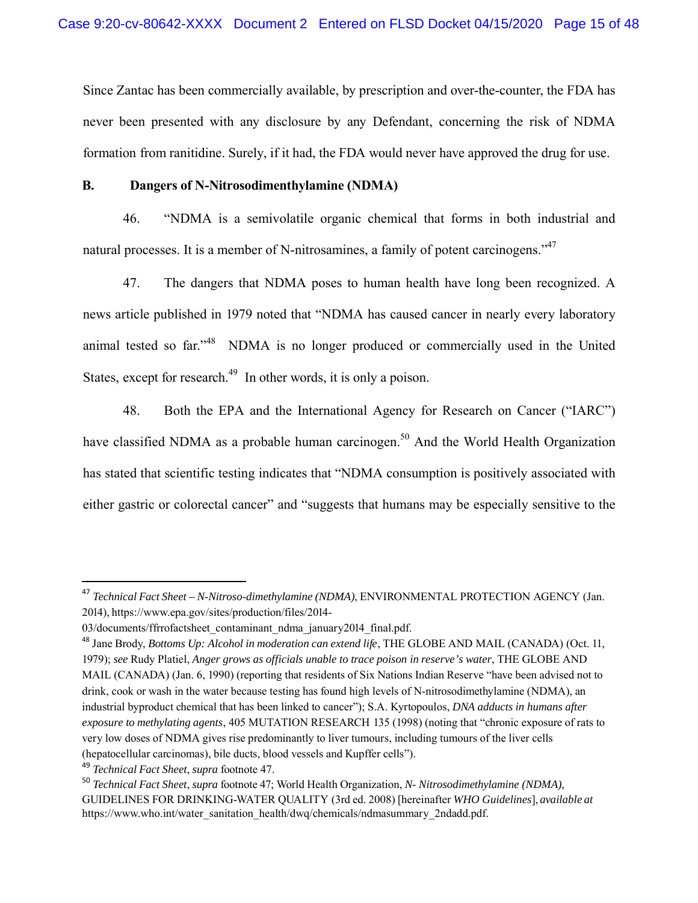Since Zantac has been commercially available, by prescription and over-the-counter, the FDA has never been presented with any disclosure by any Defendant, concerning the risk of NDMA formation from ranitidine. Surely, if it had, the FDA would never have approved the drug for use.

**B. Dangers of N-Nitrosodimenthylamine (NDMA)**

46. "NDMA is a semivolatile organic chemical that forms in both industrial and natural processes. It is a member of N-nitrosamines, a family of potent carcinogens."[47]

47. The dangers that NDMA poses to human health have long been recognized. A news article published in 1979 noted that "NDMA has caused cancer in nearly every laboratory animal tested so far."[48] NDMA is no longer produced or commercially used in the United States, except for research.[49] In other words, it is only a poison.

48. Both the EPA and the International Agency for Research on Cancer ("IARC") have classified NDMA as a probable human carcinogen.[50] And the World Health Organization has stated that scientific testing indicates that "NDMA consumption is positively associated with either gastric or colorectal cancer" and "suggests that humans may be especially sensitive to the

---

[47] *Technical Fact Sheet – N-Nitroso-dimethylamine (NDMA)*, ENVIRONMENTAL PROTECTION AGENCY (Jan. 2014), https://www.epa.gov/sites/production/files/2014-03/documents/ffrrofactsheet_contaminant_ndma_january2014_final.pdf.

[48] Jane Brody, *Bottoms Up: Alcohol in moderation can extend life*, THE GLOBE AND MAIL (CANADA) (Oct. 11, 1979); *see* Rudy Platiel, *Anger grows as officials unable to trace poison in reserve's water*, THE GLOBE AND MAIL (CANADA) (Jan. 6, 1990) (reporting that residents of Six Nations Indian Reserve "have been advised not to drink, cook or wash in the water because testing has found high levels of N-nitrosodimethylamine (NDMA), an industrial byproduct chemical that has been linked to cancer"); S.A. Kyrtopoulos, *DNA adducts in humans after exposure to methylating agents*, 405 MUTATION RESEARCH 135 (1998) (noting that "chronic exposure of rats to very low doses of NDMA gives rise predominantly to liver tumours, including tumours of the liver cells (hepatocellular carcinomas), bile ducts, blood vessels and Kupffer cells").

[49] *Technical Fact Sheet*, *supra* footnote 47.

[50] *Technical Fact Sheet*, *supra* footnote 47; World Health Organization, *N- Nitrosodimethylamine (NDMA)*, GUIDELINES FOR DRINKING-WATER QUALITY (3rd ed. 2008) [hereinafter *WHO Guidelines*], *available at* https://www.who.int/water_sanitation_health/dwq/chemicals/ndmasummary_2ndadd.pdf.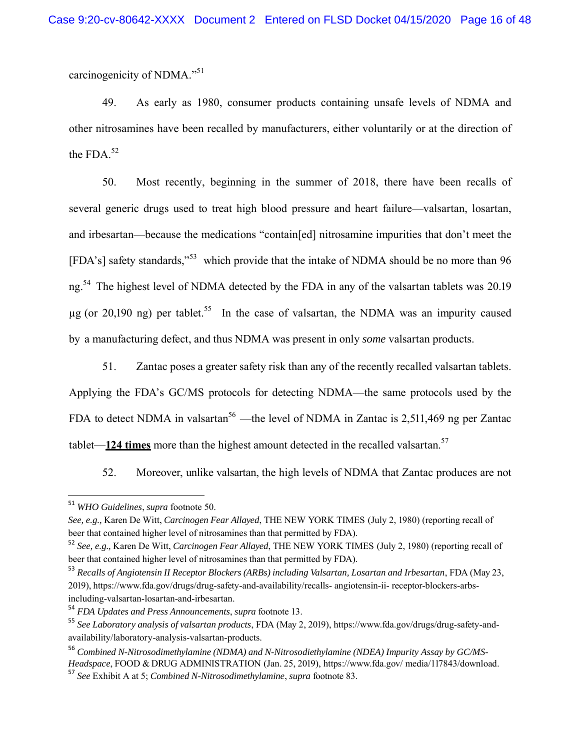carcinogenicity of NDMA."[51]

49. As early as 1980, consumer products containing unsafe levels of NDMA and other nitrosamines have been recalled by manufacturers, either voluntarily or at the direction of the FDA.[52]

50. Most recently, beginning in the summer of 2018, there have been recalls of several generic drugs used to treat high blood pressure and heart failure—valsartan, losartan, and irbesartan—because the medications "contain[ed] nitrosamine impurities that don't meet the [FDA's] safety standards,"[53] which provide that the intake of NDMA should be no more than 96 ng.[54] The highest level of NDMA detected by the FDA in any of the valsartan tablets was 20.19 µg (or 20,190 ng) per tablet.[55] In the case of valsartan, the NDMA was an impurity caused by a manufacturing defect, and thus NDMA was present in only *some* valsartan products.

51. Zantac poses a greater safety risk than any of the recently recalled valsartan tablets. Applying the FDA's GC/MS protocols for detecting NDMA—the same protocols used by the FDA to detect NDMA in valsartan[56] —the level of NDMA in Zantac is 2,511,469 ng per Zantac tablet—**124 times** more than the highest amount detected in the recalled valsartan.[57]

52. Moreover, unlike valsartan, the high levels of NDMA that Zantac produces are not

---

[51] *WHO Guidelines*, *supra* footnote 50.
*See, e.g.,* Karen De Witt, *Carcinogen Fear Allayed*, THE NEW YORK TIMES (July 2, 1980) (reporting recall of beer that contained higher level of nitrosamines than that permitted by FDA).

[52] *See, e.g.,* Karen De Witt, *Carcinogen Fear Allayed*, THE NEW YORK TIMES (July 2, 1980) (reporting recall of beer that contained higher level of nitrosamines than that permitted by FDA).

[53] *Recalls of Angiotensin II Receptor Blockers (ARBs) including Valsartan, Losartan and Irbesartan*, FDA (May 23, 2019), https://www.fda.gov/drugs/drug-safety-and-availability/recalls- angiotensin-ii- receptor-blockers-arbs-including-valsartan-losartan-and-irbesartan.

[54] *FDA Updates and Press Announcements*, *supra* footnote 13.

[55] *See Laboratory analysis of valsartan products*, FDA (May 2, 2019), https://www.fda.gov/drugs/drug-safety-and-availability/laboratory-analysis-valsartan-products.

[56] *Combined N-Nitrosodimethylamine (NDMA) and N-Nitrosodiethylamine (NDEA) Impurity Assay by GC/MS-Headspace*, FOOD & DRUG ADMINISTRATION (Jan. 25, 2019), https://www.fda.gov/ media/117843/download.

[57] *See* Exhibit A at 5; *Combined N-Nitrosodimethylamine*, *supra* footnote 83.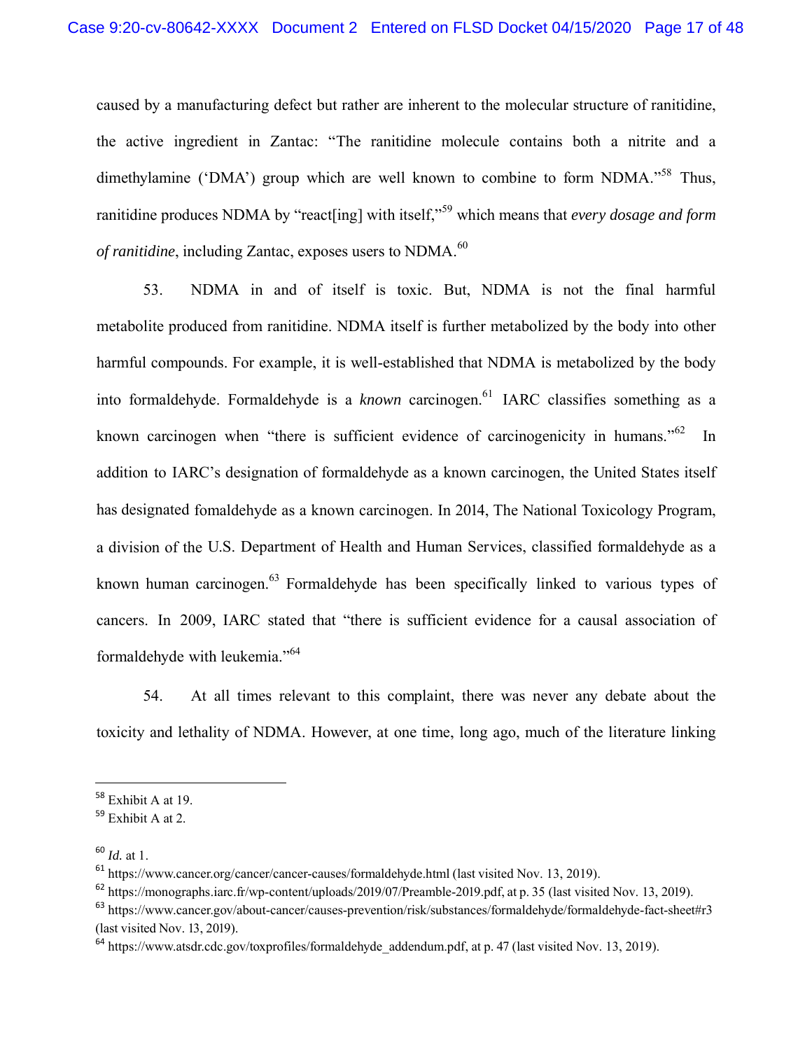caused by a manufacturing defect but rather are inherent to the molecular structure of ranitidine, the active ingredient in Zantac: "The ranitidine molecule contains both a nitrite and a dimethylamine ('DMA') group which are well known to combine to form NDMA."[58] Thus, ranitidine produces NDMA by "react[ing] with itself,"[59] which means that *every dosage and form of ranitidine*, including Zantac, exposes users to NDMA.[60]

53. NDMA in and of itself is toxic. But, NDMA is not the final harmful metabolite produced from ranitidine. NDMA itself is further metabolized by the body into other harmful compounds. For example, it is well-established that NDMA is metabolized by the body into formaldehyde. Formaldehyde is a *known* carcinogen.[61] IARC classifies something as a known carcinogen when "there is sufficient evidence of carcinogenicity in humans."[62] In addition to IARC's designation of formaldehyde as a known carcinogen, the United States itself has designated fomaldehyde as a known carcinogen. In 2014, The National Toxicology Program, a division of the U.S. Department of Health and Human Services, classified formaldehyde as a known human carcinogen.[63] Formaldehyde has been specifically linked to various types of cancers. In 2009, IARC stated that "there is sufficient evidence for a causal association of formaldehyde with leukemia."[64]

54. At all times relevant to this complaint, there was never any debate about the toxicity and lethality of NDMA. However, at one time, long ago, much of the literature linking

---

[58] Exhibit A at 19.

[59] Exhibit A at 2.

[60] *Id.* at 1.

[61] https://www.cancer.org/cancer/cancer-causes/formaldehyde.html (last visited Nov. 13, 2019).

[62] https://monographs.iarc.fr/wp-content/uploads/2019/07/Preamble-2019.pdf, at p. 35 (last visited Nov. 13, 2019).

[63] https://www.cancer.gov/about-cancer/causes-prevention/risk/substances/formaldehyde/formaldehyde-fact-sheet#r3 (last visited Nov. 13, 2019).

[64] https://www.atsdr.cdc.gov/toxprofiles/formaldehyde_addendum.pdf, at p. 47 (last visited Nov. 13, 2019).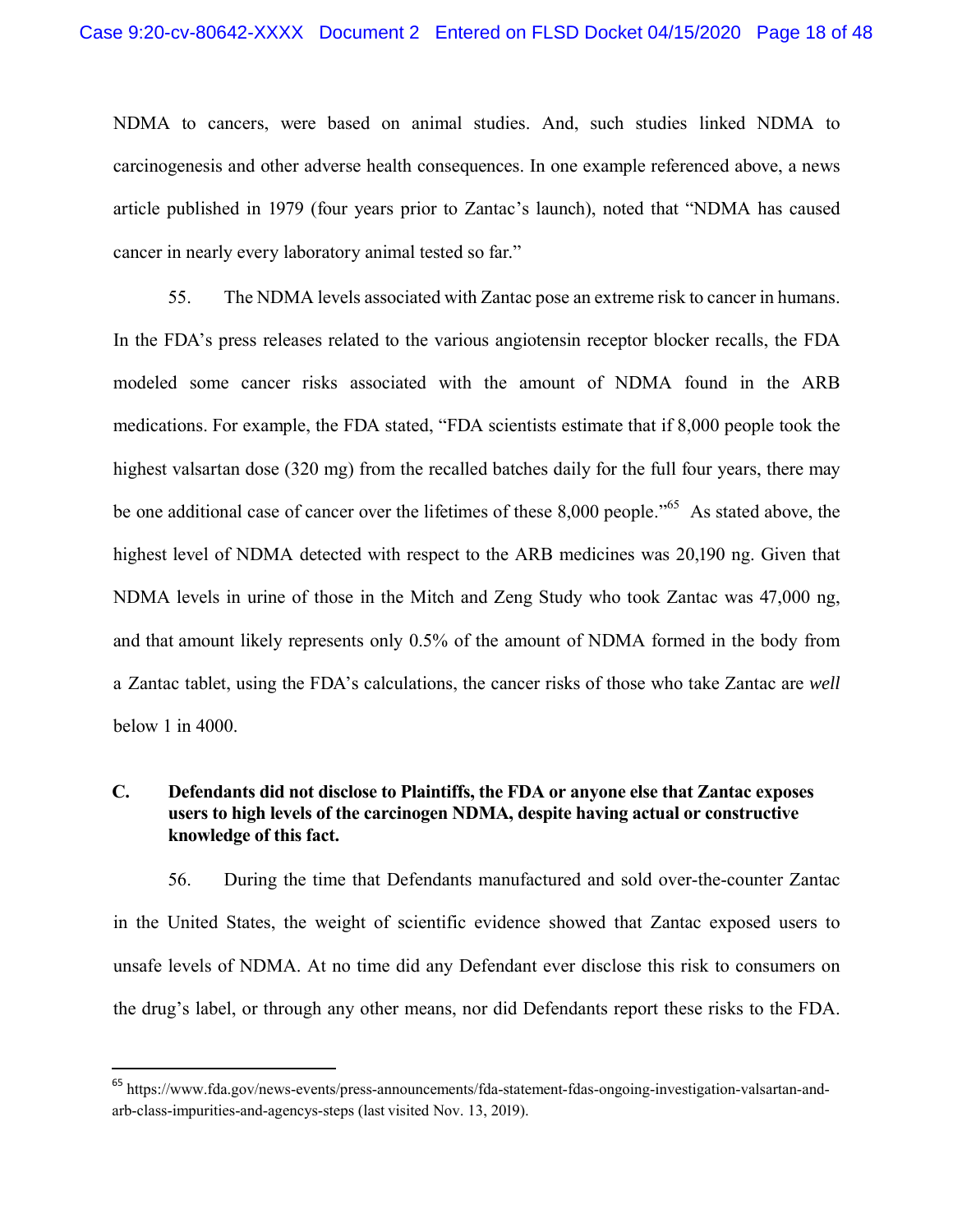NDMA to cancers, were based on animal studies. And, such studies linked NDMA to carcinogenesis and other adverse health consequences. In one example referenced above, a news article published in 1979 (four years prior to Zantac's launch), noted that "NDMA has caused cancer in nearly every laboratory animal tested so far."

55. The NDMA levels associated with Zantac pose an extreme risk to cancer in humans. In the FDA's press releases related to the various angiotensin receptor blocker recalls, the FDA modeled some cancer risks associated with the amount of NDMA found in the ARB medications. For example, the FDA stated, "FDA scientists estimate that if 8,000 people took the highest valsartan dose (320 mg) from the recalled batches daily for the full four years, there may be one additional case of cancer over the lifetimes of these 8,000 people."[65] As stated above, the highest level of NDMA detected with respect to the ARB medicines was 20,190 ng. Given that NDMA levels in urine of those in the Mitch and Zeng Study who took Zantac was 47,000 ng, and that amount likely represents only 0.5% of the amount of NDMA formed in the body from a Zantac tablet, using the FDA's calculations, the cancer risks of those who take Zantac are *well* below 1 in 4000.

### C. Defendants did not disclose to Plaintiffs, the FDA or anyone else that Zantac exposes users to high levels of the carcinogen NDMA, despite having actual or constructive knowledge of this fact.

56. During the time that Defendants manufactured and sold over-the-counter Zantac in the United States, the weight of scientific evidence showed that Zantac exposed users to unsafe levels of NDMA. At no time did any Defendant ever disclose this risk to consumers on the drug's label, or through any other means, nor did Defendants report these risks to the FDA.

---

[65] https://www.fda.gov/news-events/press-announcements/fda-statement-fdas-ongoing-investigation-valsartan-and-arb-class-impurities-and-agencys-steps (last visited Nov. 13, 2019).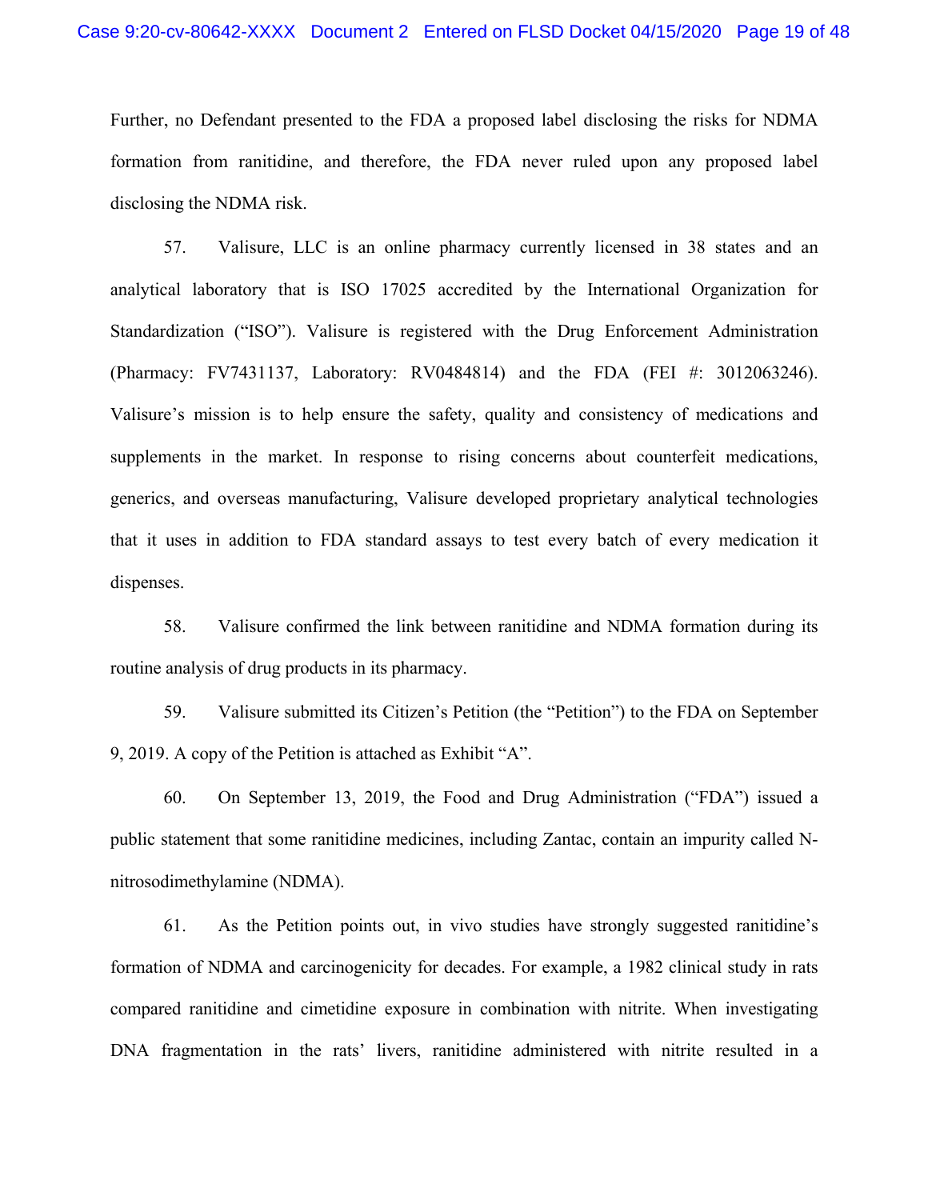Further, no Defendant presented to the FDA a proposed label disclosing the risks for NDMA formation from ranitidine, and therefore, the FDA never ruled upon any proposed label disclosing the NDMA risk.

57. Valisure, LLC is an online pharmacy currently licensed in 38 states and an analytical laboratory that is ISO 17025 accredited by the International Organization for Standardization ("ISO"). Valisure is registered with the Drug Enforcement Administration (Pharmacy: FV7431137, Laboratory: RV0484814) and the FDA (FEI #: 3012063246). Valisure's mission is to help ensure the safety, quality and consistency of medications and supplements in the market. In response to rising concerns about counterfeit medications, generics, and overseas manufacturing, Valisure developed proprietary analytical technologies that it uses in addition to FDA standard assays to test every batch of every medication it dispenses.

58. Valisure confirmed the link between ranitidine and NDMA formation during its routine analysis of drug products in its pharmacy.

59. Valisure submitted its Citizen's Petition (the "Petition") to the FDA on September 9, 2019. A copy of the Petition is attached as Exhibit "A".

60. On September 13, 2019, the Food and Drug Administration ("FDA") issued a public statement that some ranitidine medicines, including Zantac, contain an impurity called N-nitrosodimethylamine (NDMA).

61. As the Petition points out, in vivo studies have strongly suggested ranitidine's formation of NDMA and carcinogenicity for decades. For example, a 1982 clinical study in rats compared ranitidine and cimetidine exposure in combination with nitrite. When investigating DNA fragmentation in the rats' livers, ranitidine administered with nitrite resulted in a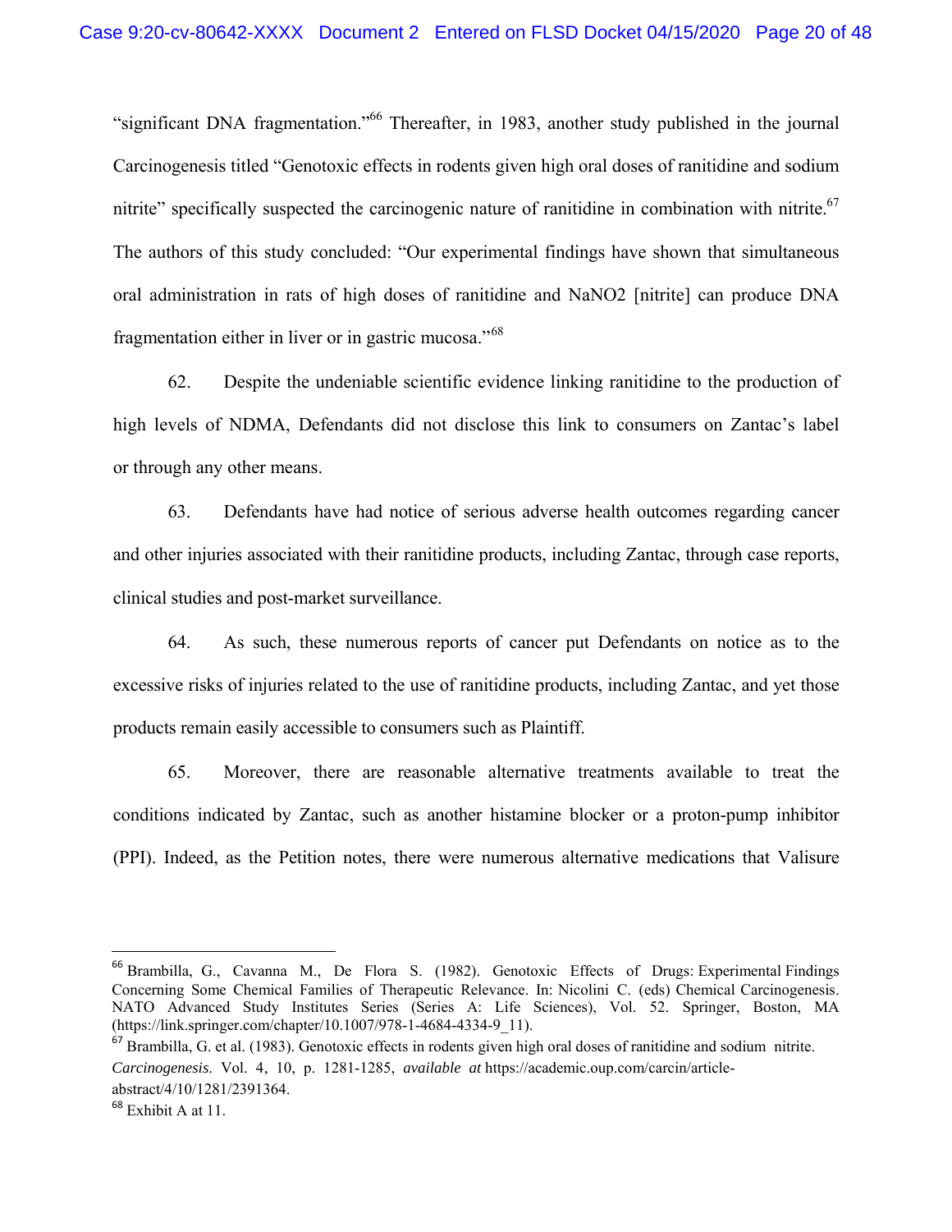"significant DNA fragmentation."[66] Thereafter, in 1983, another study published in the journal Carcinogenesis titled "Genotoxic effects in rodents given high oral doses of ranitidine and sodium nitrite" specifically suspected the carcinogenic nature of ranitidine in combination with nitrite.[67] The authors of this study concluded: "Our experimental findings have shown that simultaneous oral administration in rats of high doses of ranitidine and $NaNO_2$ [nitrite] can produce DNA fragmentation either in liver or in gastric mucosa."[68]

62. Despite the undeniable scientific evidence linking ranitidine to the production of high levels of NDMA, Defendants did not disclose this link to consumers on Zantac's label or through any other means.

63. Defendants have had notice of serious adverse health outcomes regarding cancer and other injuries associated with their ranitidine products, including Zantac, through case reports, clinical studies and post-market surveillance.

64. As such, these numerous reports of cancer put Defendants on notice as to the excessive risks of injuries related to the use of ranitidine products, including Zantac, and yet those products remain easily accessible to consumers such as Plaintiff.

65. Moreover, there are reasonable alternative treatments available to treat the conditions indicated by Zantac, such as another histamine blocker or a proton-pump inhibitor (PPI). Indeed, as the Petition notes, there were numerous alternative medications that Valisure

---

[66] Brambilla, G., Cavanna M., De Flora S. (1982). Genotoxic Effects of Drugs: Experimental Findings Concerning Some Chemical Families of Therapeutic Relevance. In: Nicolini C. (eds) Chemical Carcinogenesis. NATO Advanced Study Institutes Series (Series A: Life Sciences), Vol. 52. Springer, Boston, MA (https://link.springer.com/chapter/10.1007/978-1-4684-4334-9_11).

[67] Brambilla, G. et al. (1983). Genotoxic effects in rodents given high oral doses of ranitidine and sodium nitrite. *Carcinogenesis*. Vol. 4, 10, p. 1281-1285, *available at* https://academic.oup.com/carcin/article-abstract/4/10/1281/2391364.

[68] Exhibit A at 11.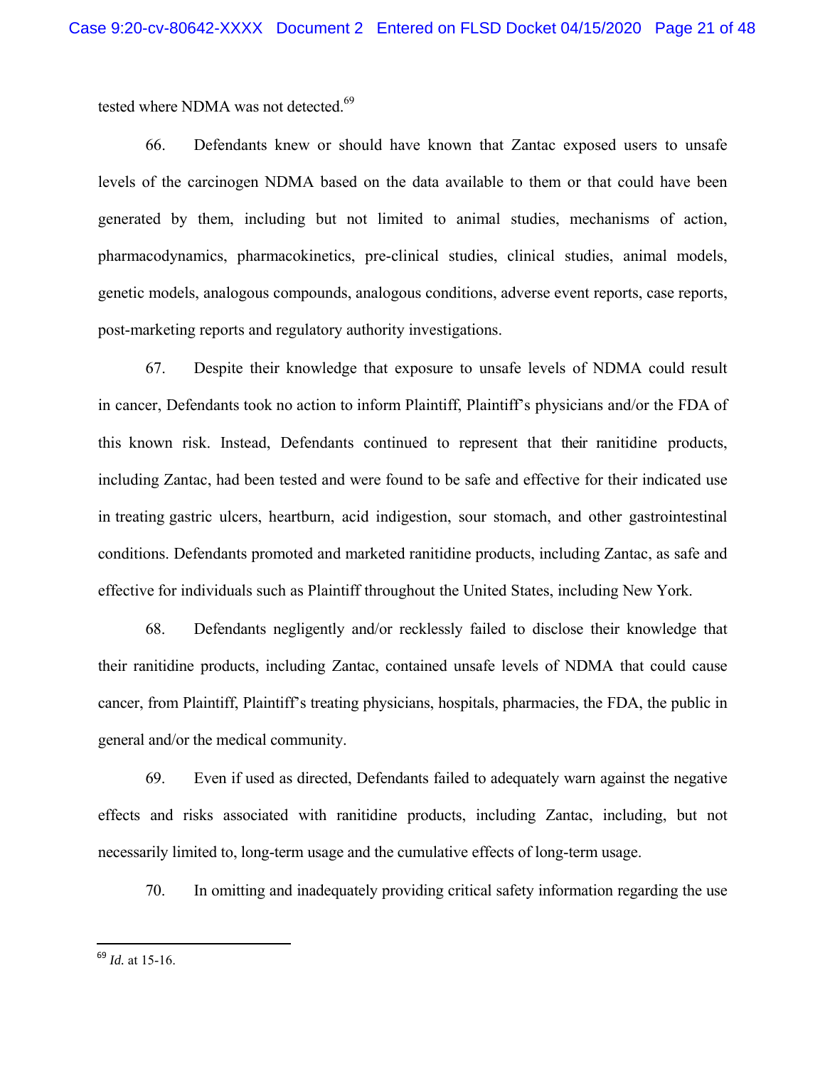tested where NDMA was not detected.[69]

66. Defendants knew or should have known that Zantac exposed users to unsafe levels of the carcinogen NDMA based on the data available to them or that could have been generated by them, including but not limited to animal studies, mechanisms of action, pharmacodynamics, pharmacokinetics, pre-clinical studies, clinical studies, animal models, genetic models, analogous compounds, analogous conditions, adverse event reports, case reports, post-marketing reports and regulatory authority investigations.

67. Despite their knowledge that exposure to unsafe levels of NDMA could result in cancer, Defendants took no action to inform Plaintiff, Plaintiff's physicians and/or the FDA of this known risk. Instead, Defendants continued to represent that their ranitidine products, including Zantac, had been tested and were found to be safe and effective for their indicated use in treating gastric ulcers, heartburn, acid indigestion, sour stomach, and other gastrointestinal conditions. Defendants promoted and marketed ranitidine products, including Zantac, as safe and effective for individuals such as Plaintiff throughout the United States, including New York.

68. Defendants negligently and/or recklessly failed to disclose their knowledge that their ranitidine products, including Zantac, contained unsafe levels of NDMA that could cause cancer, from Plaintiff, Plaintiff's treating physicians, hospitals, pharmacies, the FDA, the public in general and/or the medical community.

69. Even if used as directed, Defendants failed to adequately warn against the negative effects and risks associated with ranitidine products, including Zantac, including, but not necessarily limited to, long-term usage and the cumulative effects of long-term usage.

70. In omitting and inadequately providing critical safety information regarding the use

---

[69] *Id.* at 15-16.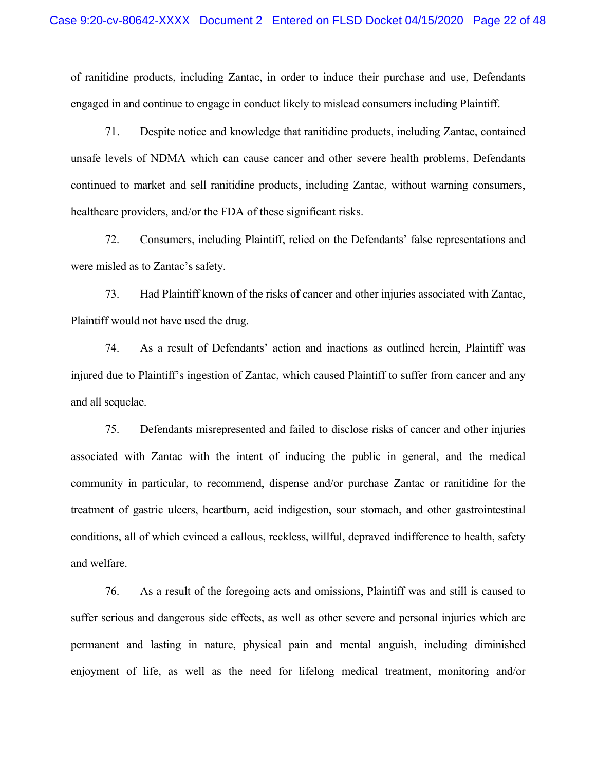of ranitidine products, including Zantac, in order to induce their purchase and use, Defendants engaged in and continue to engage in conduct likely to mislead consumers including Plaintiff.

71. Despite notice and knowledge that ranitidine products, including Zantac, contained unsafe levels of NDMA which can cause cancer and other severe health problems, Defendants continued to market and sell ranitidine products, including Zantac, without warning consumers, healthcare providers, and/or the FDA of these significant risks.

72. Consumers, including Plaintiff, relied on the Defendants' false representations and were misled as to Zantac's safety.

73. Had Plaintiff known of the risks of cancer and other injuries associated with Zantac, Plaintiff would not have used the drug.

74. As a result of Defendants' action and inactions as outlined herein, Plaintiff was injured due to Plaintiff's ingestion of Zantac, which caused Plaintiff to suffer from cancer and any and all sequelae.

75. Defendants misrepresented and failed to disclose risks of cancer and other injuries associated with Zantac with the intent of inducing the public in general, and the medical community in particular, to recommend, dispense and/or purchase Zantac or ranitidine for the treatment of gastric ulcers, heartburn, acid indigestion, sour stomach, and other gastrointestinal conditions, all of which evinced a callous, reckless, willful, depraved indifference to health, safety and welfare.

76. As a result of the foregoing acts and omissions, Plaintiff was and still is caused to suffer serious and dangerous side effects, as well as other severe and personal injuries which are permanent and lasting in nature, physical pain and mental anguish, including diminished enjoyment of life, as well as the need for lifelong medical treatment, monitoring and/or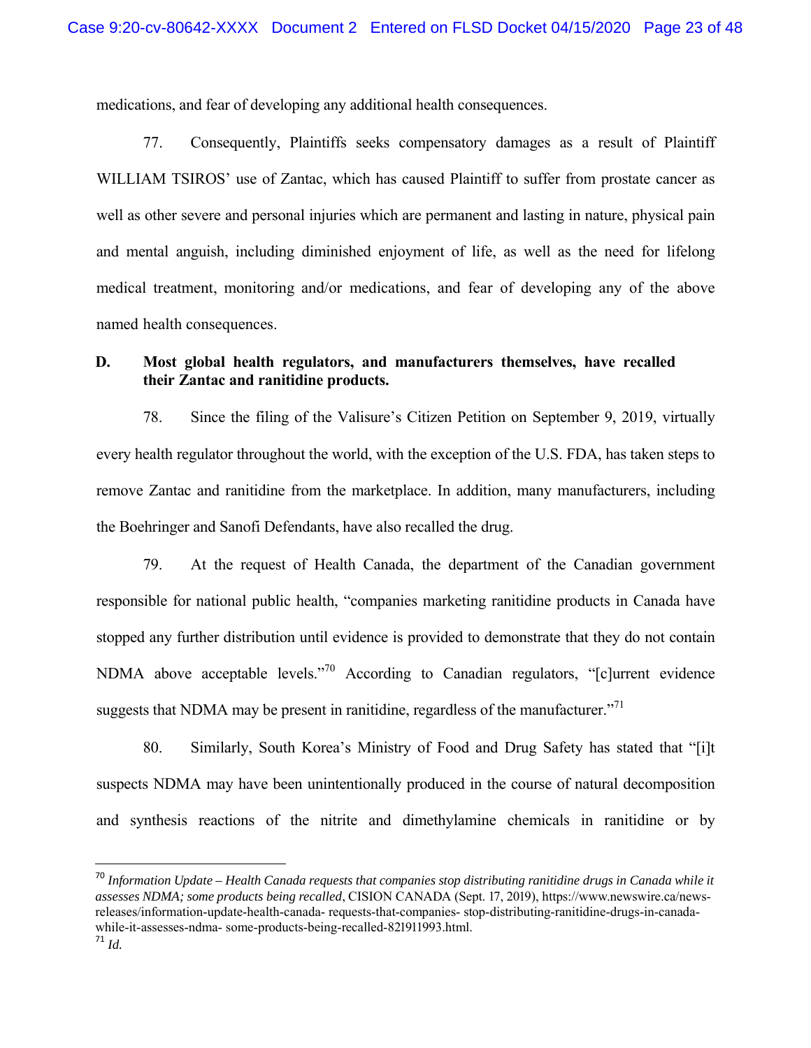medications, and fear of developing any additional health consequences.

77. Consequently, Plaintiffs seeks compensatory damages as a result of Plaintiff WILLIAM TSIROS' use of Zantac, which has caused Plaintiff to suffer from prostate cancer as well as other severe and personal injuries which are permanent and lasting in nature, physical pain and mental anguish, including diminished enjoyment of life, as well as the need for lifelong medical treatment, monitoring and/or medications, and fear of developing any of the above named health consequences.

### D. Most global health regulators, and manufacturers themselves, have recalled their Zantac and ranitidine products.

78. Since the filing of the Valisure's Citizen Petition on September 9, 2019, virtually every health regulator throughout the world, with the exception of the U.S. FDA, has taken steps to remove Zantac and ranitidine from the marketplace. In addition, many manufacturers, including the Boehringer and Sanofi Defendants, have also recalled the drug.

79. At the request of Health Canada, the department of the Canadian government responsible for national public health, "companies marketing ranitidine products in Canada have stopped any further distribution until evidence is provided to demonstrate that they do not contain NDMA above acceptable levels."[70] According to Canadian regulators, "[c]urrent evidence suggests that NDMA may be present in ranitidine, regardless of the manufacturer."[71]

80. Similarly, South Korea's Ministry of Food and Drug Safety has stated that "[i]t suspects NDMA may have been unintentionally produced in the course of natural decomposition and synthesis reactions of the nitrite and dimethylamine chemicals in ranitidine or by

---

[70] *Information Update – Health Canada requests that companies stop distributing ranitidine drugs in Canada while it assesses NDMA; some products being recalled*, CISION CANADA (Sept. 17, 2019), https://www.newswire.ca/news-releases/information-update-health-canada- requests-that-companies- stop-distributing-ranitidine-drugs-in-canada-while-it-assesses-ndma- some-products-being-recalled-821911993.html.

[71] *Id.*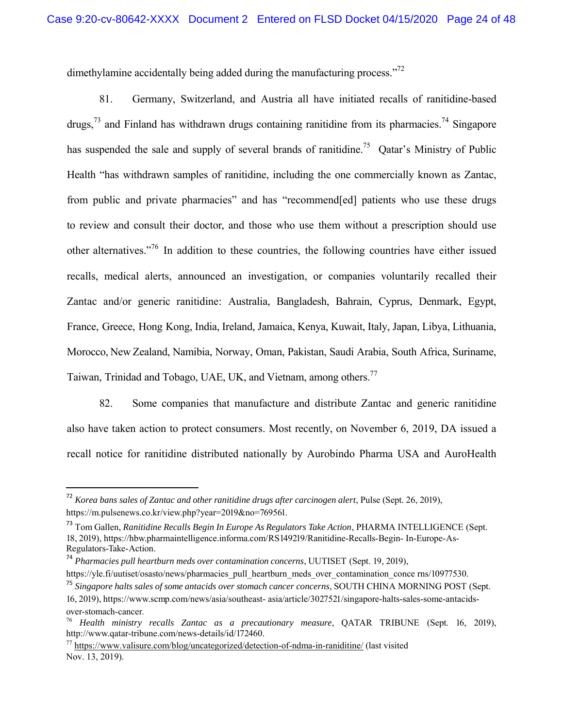dimethylamine accidentally being added during the manufacturing process."[72]

81. Germany, Switzerland, and Austria all have initiated recalls of ranitidine-based drugs,[73] and Finland has withdrawn drugs containing ranitidine from its pharmacies.[74] Singapore has suspended the sale and supply of several brands of ranitidine.[75] Qatar's Ministry of Public Health "has withdrawn samples of ranitidine, including the one commercially known as Zantac, from public and private pharmacies" and has "recommend[ed] patients who use these drugs to review and consult their doctor, and those who use them without a prescription should use other alternatives."[76] In addition to these countries, the following countries have either issued recalls, medical alerts, announced an investigation, or companies voluntarily recalled their Zantac and/or generic ranitidine: Australia, Bangladesh, Bahrain, Cyprus, Denmark, Egypt, France, Greece, Hong Kong, India, Ireland, Jamaica, Kenya, Kuwait, Italy, Japan, Libya, Lithuania, Morocco, New Zealand, Namibia, Norway, Oman, Pakistan, Saudi Arabia, South Africa, Suriname, Taiwan, Trinidad and Tobago, UAE, UK, and Vietnam, among others.[77]

82. Some companies that manufacture and distribute Zantac and generic ranitidine also have taken action to protect consumers. Most recently, on November 6, 2019, DA issued a recall notice for ranitidine distributed nationally by Aurobindo Pharma USA and AuroHealth

---

[72] *Korea bans sales of Zantac and other ranitidine drugs after carcinogen alert*, Pulse (Sept. 26, 2019), https://m.pulsenews.co.kr/view.php?year=2019&no=769561.

[73] Tom Gallen, *Ranitidine Recalls Begin In Europe As Regulators Take Action*, PHARMA INTELLIGENCE (Sept. 18, 2019), https://hbw.pharmaintelligence.informa.com/RS149219/Ranitidine-Recalls-Begin- In-Europe-As-Regulators-Take-Action.

[74] *Pharmacies pull heartburn meds over contamination concerns*, UUTISET (Sept. 19, 2019), https://yle.fi/uutiset/osasto/news/pharmacies_pull_heartburn_meds_over_contamination_conce rns/10977530.

[75] *Singapore halts sales of some antacids over stomach cancer concerns*, SOUTH CHINA MORNING POST (Sept. 16, 2019), https://www.scmp.com/news/asia/southeast- asia/article/3027521/singapore-halts-sales-some-antacids-over-stomach-cancer.

[76] *Health ministry recalls Zantac as a precautionary measure*, QATAR TRIBUNE (Sept. 16, 2019), http://www.qatar-tribune.com/news-details/id/172460.

[77] https://www.valisure.com/blog/uncategorized/detection-of-ndma-in-raniditine/ (last visited Nov. 13, 2019).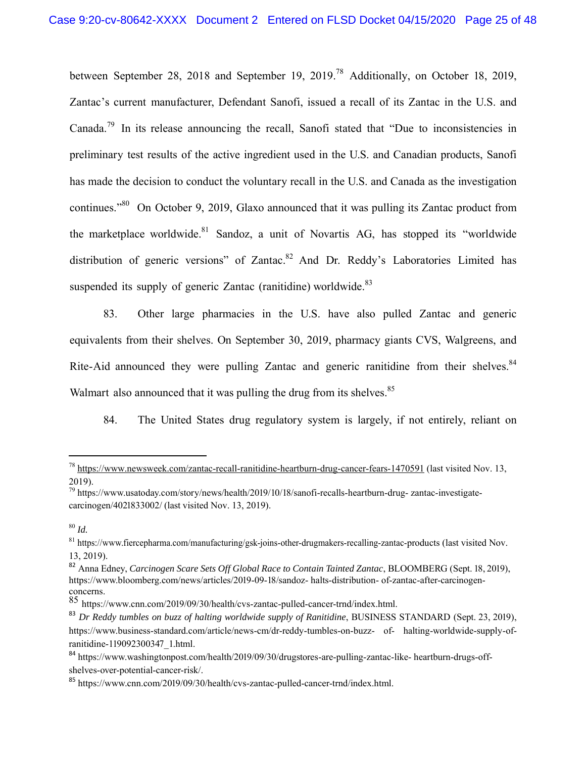between September 28, 2018 and September 19, 2019.[78] Additionally, on October 18, 2019, Zantac's current manufacturer, Defendant Sanofi, issued a recall of its Zantac in the U.S. and Canada.[79] In its release announcing the recall, Sanofi stated that "Due to inconsistencies in preliminary test results of the active ingredient used in the U.S. and Canadian products, Sanofi has made the decision to conduct the voluntary recall in the U.S. and Canada as the investigation continues."[80] On October 9, 2019, Glaxo announced that it was pulling its Zantac product from the marketplace worldwide.[81] Sandoz, a unit of Novartis AG, has stopped its "worldwide distribution of generic versions" of Zantac.[82] And Dr. Reddy's Laboratories Limited has suspended its supply of generic Zantac (ranitidine) worldwide.[83]

83. Other large pharmacies in the U.S. have also pulled Zantac and generic equivalents from their shelves. On September 30, 2019, pharmacy giants CVS, Walgreens, and Rite-Aid announced they were pulling Zantac and generic ranitidine from their shelves.[84] Walmart also announced that it was pulling the drug from its shelves.[85]

84. The United States drug regulatory system is largely, if not entirely, reliant on

---

[78] https://www.newsweek.com/zantac-recall-ranitidine-heartburn-drug-cancer-fears-1470591 (last visited Nov. 13, 2019).

[79] https://www.usatoday.com/story/news/health/2019/10/18/sanofi-recalls-heartburn-drug- zantac-investigate-carcinogen/4021833002/ (last visited Nov. 13, 2019).

[80] *Id.*

[81] https://www.fiercepharma.com/manufacturing/gsk-joins-other-drugmakers-recalling-zantac-products (last visited Nov. 13, 2019).

[82] Anna Edney, *Carcinogen Scare Sets Off Global Race to Contain Tainted Zantac*, BLOOMBERG (Sept. 18, 2019), https://www.bloomberg.com/news/articles/2019-09-18/sandoz- halts-distribution- of-zantac-after-carcinogen-concerns.

[85] https://www.cnn.com/2019/09/30/health/cvs-zantac-pulled-cancer-trnd/index.html.

[83] *Dr Reddy tumbles on buzz of halting worldwide supply of Ranitidine*, BUSINESS STANDARD (Sept. 23, 2019), https://www.business-standard.com/article/news-cm/dr-reddy-tumbles-on-buzz- of- halting-worldwide-supply-of-ranitidine-119092300347_1.html.

[84] https://www.washingtonpost.com/health/2019/09/30/drugstores-are-pulling-zantac-like- heartburn-drugs-off-shelves-over-potential-cancer-risk/.

[85] https://www.cnn.com/2019/09/30/health/cvs-zantac-pulled-cancer-trnd/index.html.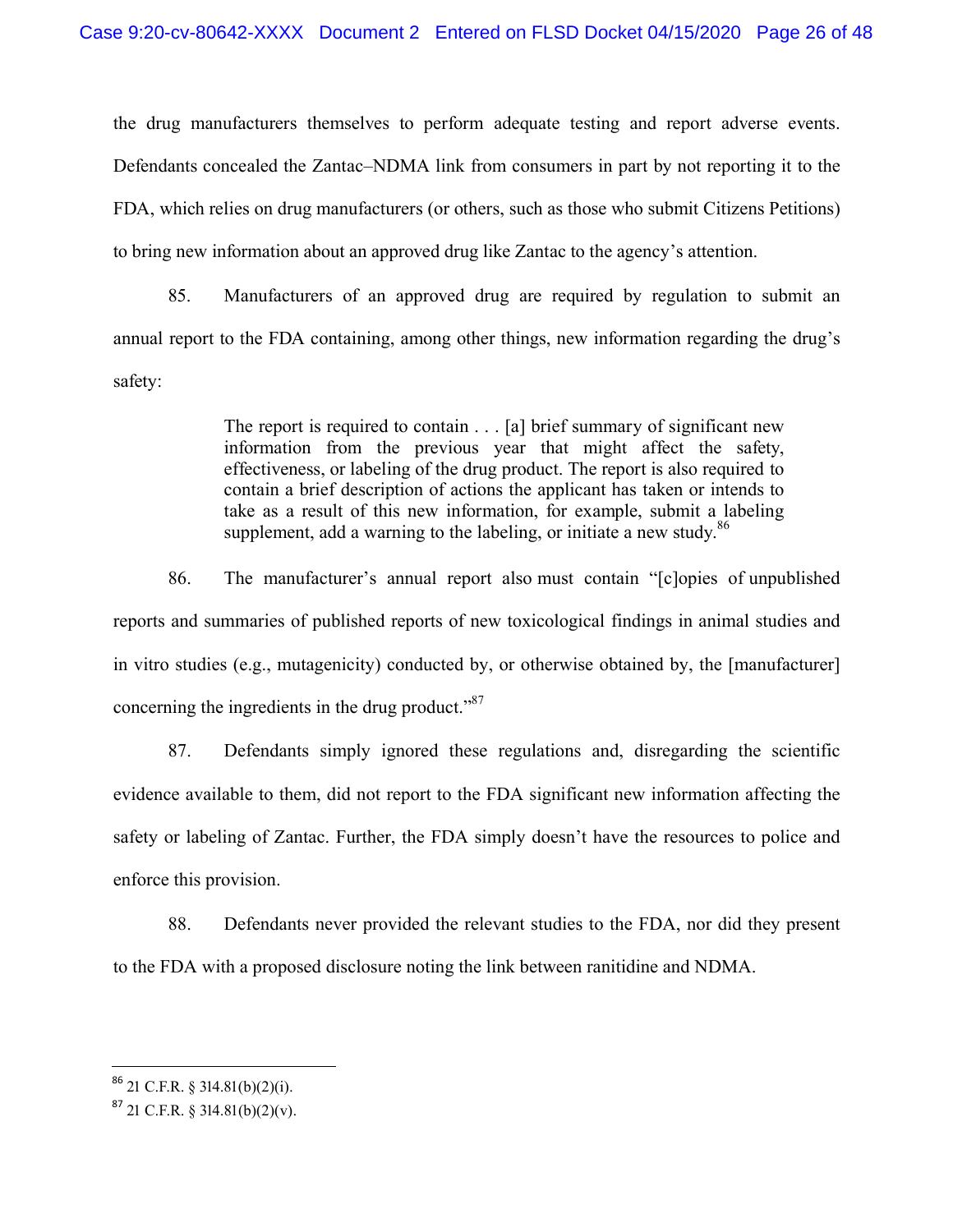the drug manufacturers themselves to perform adequate testing and report adverse events. Defendants concealed the Zantac–NDMA link from consumers in part by not reporting it to the FDA, which relies on drug manufacturers (or others, such as those who submit Citizens Petitions) to bring new information about an approved drug like Zantac to the agency's attention.

85. Manufacturers of an approved drug are required by regulation to submit an annual report to the FDA containing, among other things, new information regarding the drug's safety:

> The report is required to contain . . . [a] brief summary of significant new information from the previous year that might affect the safety, effectiveness, or labeling of the drug product. The report is also required to contain a brief description of actions the applicant has taken or intends to take as a result of this new information, for example, submit a labeling supplement, add a warning to the labeling, or initiate a new study.[86]

86. The manufacturer's annual report also must contain "[c]opies of unpublished reports and summaries of published reports of new toxicological findings in animal studies and in vitro studies (e.g., mutagenicity) conducted by, or otherwise obtained by, the [manufacturer] concerning the ingredients in the drug product."[87]

87. Defendants simply ignored these regulations and, disregarding the scientific evidence available to them, did not report to the FDA significant new information affecting the safety or labeling of Zantac. Further, the FDA simply doesn't have the resources to police and enforce this provision.

88. Defendants never provided the relevant studies to the FDA, nor did they present to the FDA with a proposed disclosure noting the link between ranitidine and NDMA.

---

[86] 21 C.F.R. § 314.81(b)(2)(i).

[87] 21 C.F.R. § 314.81(b)(2)(v).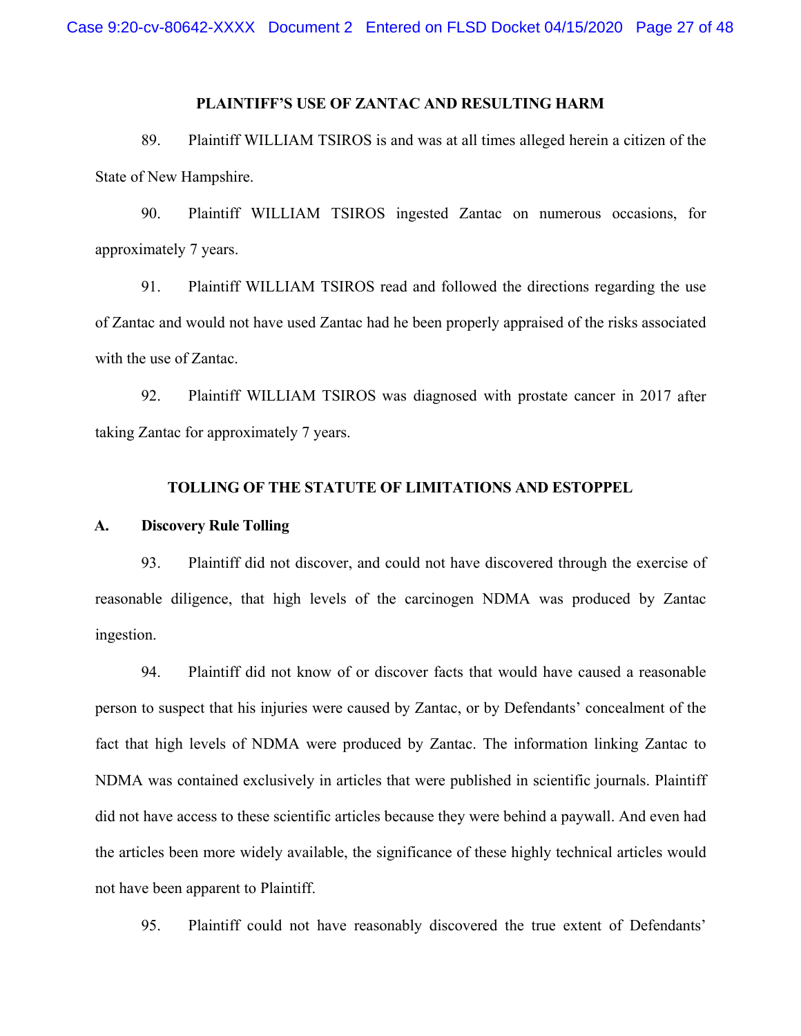## PLAINTIFF'S USE OF ZANTAC AND RESULTING HARM

89. Plaintiff WILLIAM TSIROS is and was at all times alleged herein a citizen of the State of New Hampshire.

90. Plaintiff WILLIAM TSIROS ingested Zantac on numerous occasions, for approximately 7 years.

91. Plaintiff WILLIAM TSIROS read and followed the directions regarding the use of Zantac and would not have used Zantac had he been properly appraised of the risks associated with the use of Zantac.

92. Plaintiff WILLIAM TSIROS was diagnosed with prostate cancer in 2017 after taking Zantac for approximately 7 years.

## TOLLING OF THE STATUTE OF LIMITATIONS AND ESTOPPEL

### A. Discovery Rule Tolling

93. Plaintiff did not discover, and could not have discovered through the exercise of reasonable diligence, that high levels of the carcinogen NDMA was produced by Zantac ingestion.

94. Plaintiff did not know of or discover facts that would have caused a reasonable person to suspect that his injuries were caused by Zantac, or by Defendants' concealment of the fact that high levels of NDMA were produced by Zantac. The information linking Zantac to NDMA was contained exclusively in articles that were published in scientific journals. Plaintiff did not have access to these scientific articles because they were behind a paywall. And even had the articles been more widely available, the significance of these highly technical articles would not have been apparent to Plaintiff.

95. Plaintiff could not have reasonably discovered the true extent of Defendants'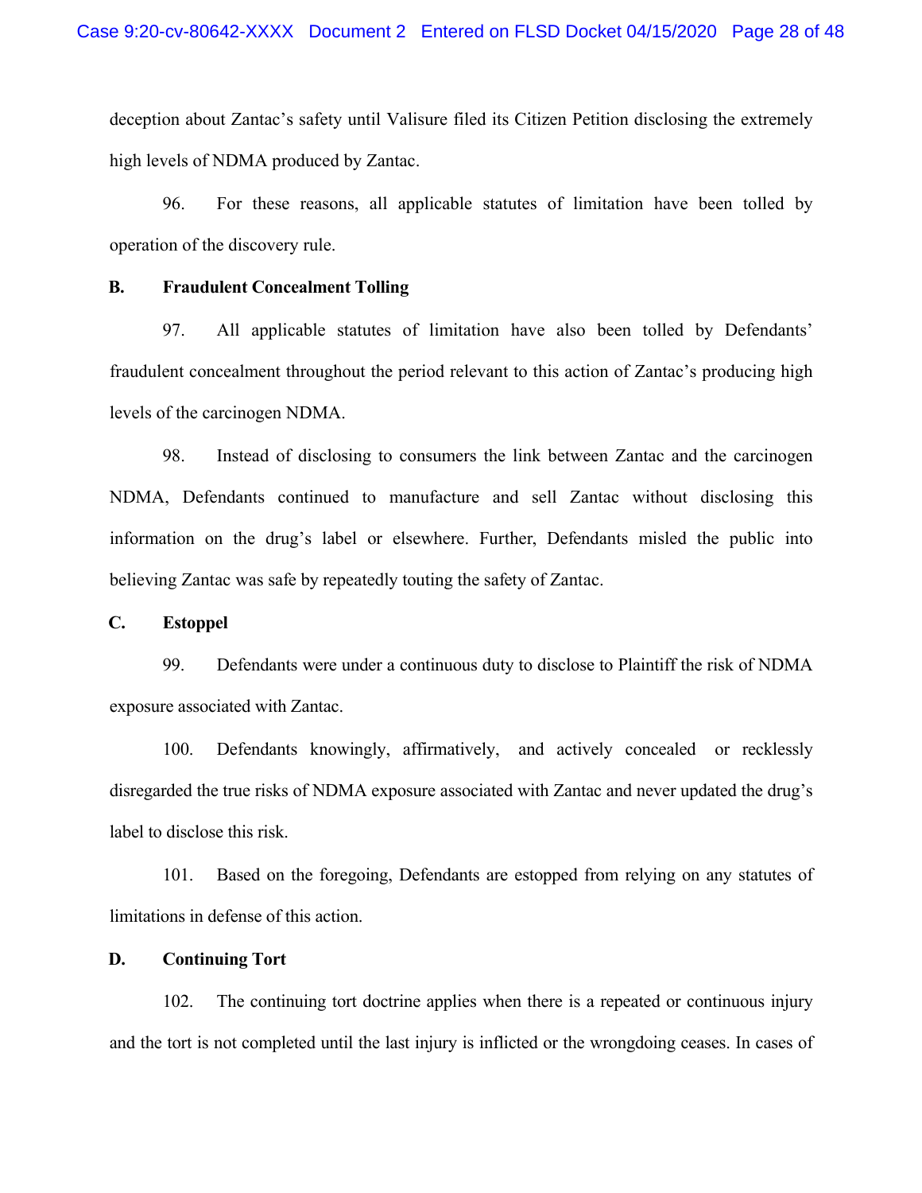deception about Zantac's safety until Valisure filed its Citizen Petition disclosing the extremely high levels of NDMA produced by Zantac.

96. For these reasons, all applicable statutes of limitation have been tolled by operation of the discovery rule.

**B. Fraudulent Concealment Tolling**

97. All applicable statutes of limitation have also been tolled by Defendants' fraudulent concealment throughout the period relevant to this action of Zantac's producing high levels of the carcinogen NDMA.

98. Instead of disclosing to consumers the link between Zantac and the carcinogen NDMA, Defendants continued to manufacture and sell Zantac without disclosing this information on the drug's label or elsewhere. Further, Defendants misled the public into believing Zantac was safe by repeatedly touting the safety of Zantac.

**C. Estoppel**

99. Defendants were under a continuous duty to disclose to Plaintiff the risk of NDMA exposure associated with Zantac.

100. Defendants knowingly, affirmatively, and actively concealed or recklessly disregarded the true risks of NDMA exposure associated with Zantac and never updated the drug's label to disclose this risk.

101. Based on the foregoing, Defendants are estopped from relying on any statutes of limitations in defense of this action.

**D. Continuing Tort**

102. The continuing tort doctrine applies when there is a repeated or continuous injury and the tort is not completed until the last injury is inflicted or the wrongdoing ceases. In cases of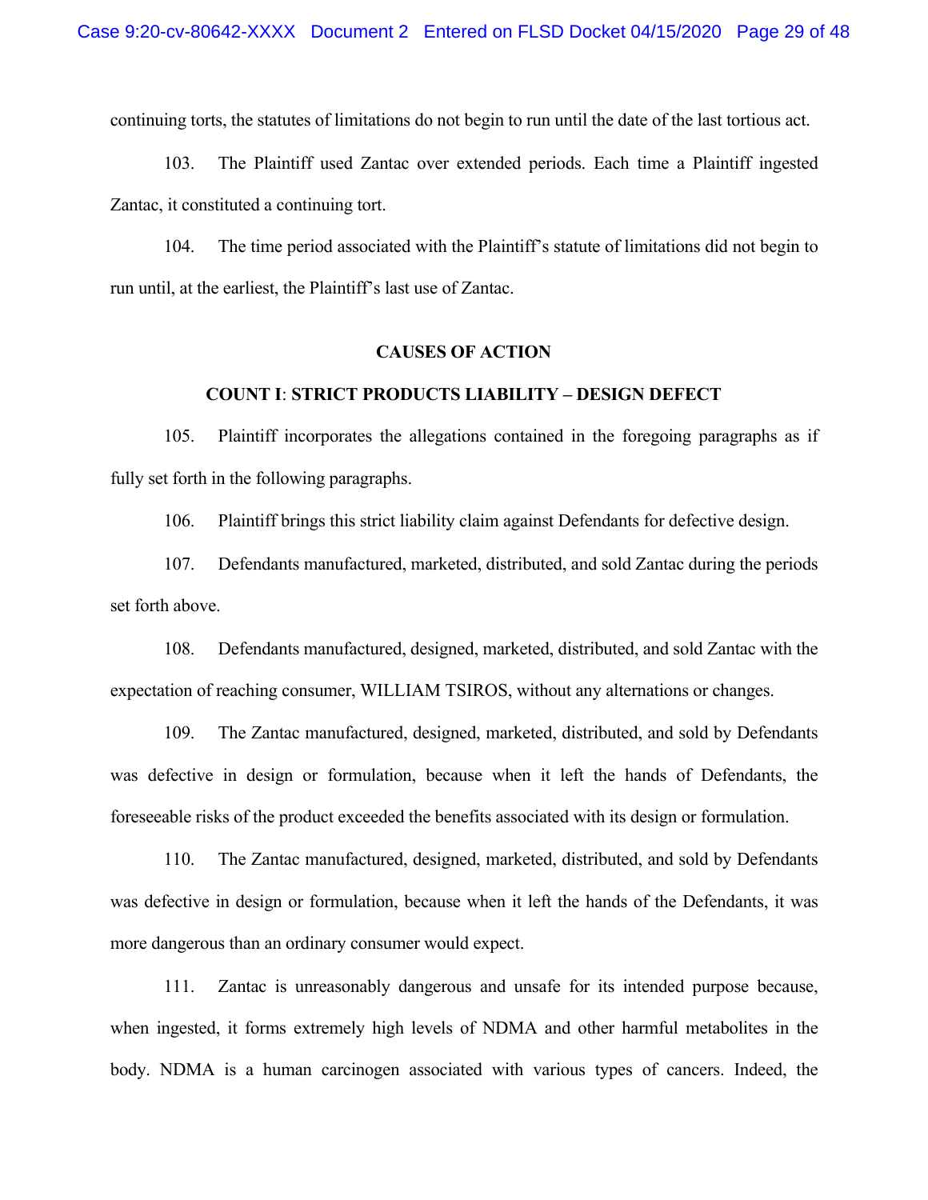continuing torts, the statutes of limitations do not begin to run until the date of the last tortious act.

103. The Plaintiff used Zantac over extended periods. Each time a Plaintiff ingested Zantac, it constituted a continuing tort.

104. The time period associated with the Plaintiff's statute of limitations did not begin to run until, at the earliest, the Plaintiff's last use of Zantac.

## CAUSES OF ACTION

### COUNT I: STRICT PRODUCTS LIABILITY – DESIGN DEFECT

105. Plaintiff incorporates the allegations contained in the foregoing paragraphs as if fully set forth in the following paragraphs.

106. Plaintiff brings this strict liability claim against Defendants for defective design.

107. Defendants manufactured, marketed, distributed, and sold Zantac during the periods set forth above.

108. Defendants manufactured, designed, marketed, distributed, and sold Zantac with the expectation of reaching consumer, WILLIAM TSIROS, without any alternations or changes.

109. The Zantac manufactured, designed, marketed, distributed, and sold by Defendants was defective in design or formulation, because when it left the hands of Defendants, the foreseeable risks of the product exceeded the benefits associated with its design or formulation.

110. The Zantac manufactured, designed, marketed, distributed, and sold by Defendants was defective in design or formulation, because when it left the hands of the Defendants, it was more dangerous than an ordinary consumer would expect.

111. Zantac is unreasonably dangerous and unsafe for its intended purpose because, when ingested, it forms extremely high levels of NDMA and other harmful metabolites in the body. NDMA is a human carcinogen associated with various types of cancers. Indeed, the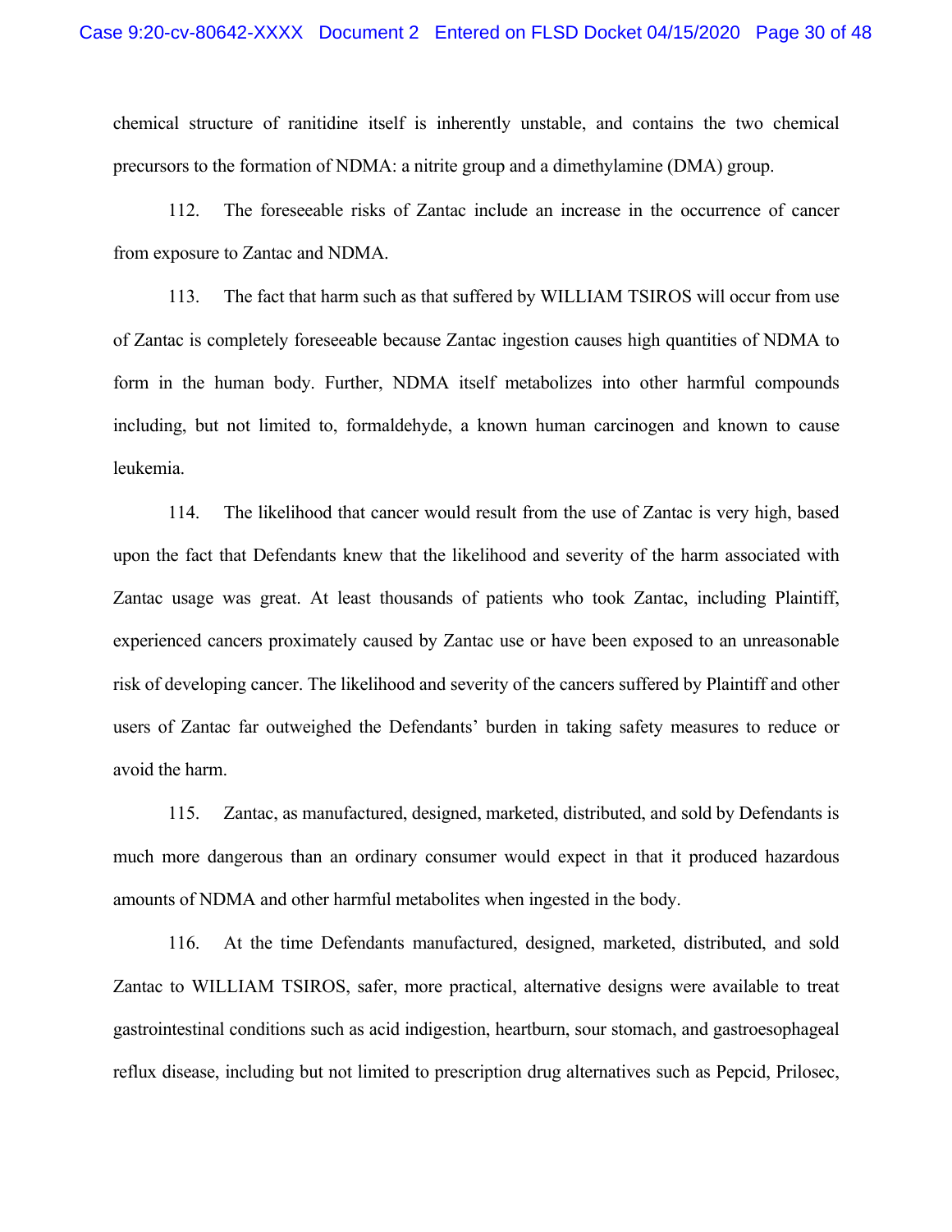chemical structure of ranitidine itself is inherently unstable, and contains the two chemical precursors to the formation of NDMA: a nitrite group and a dimethylamine (DMA) group.

112. The foreseeable risks of Zantac include an increase in the occurrence of cancer from exposure to Zantac and NDMA.

113. The fact that harm such as that suffered by WILLIAM TSIROS will occur from use of Zantac is completely foreseeable because Zantac ingestion causes high quantities of NDMA to form in the human body. Further, NDMA itself metabolizes into other harmful compounds including, but not limited to, formaldehyde, a known human carcinogen and known to cause leukemia.

114. The likelihood that cancer would result from the use of Zantac is very high, based upon the fact that Defendants knew that the likelihood and severity of the harm associated with Zantac usage was great. At least thousands of patients who took Zantac, including Plaintiff, experienced cancers proximately caused by Zantac use or have been exposed to an unreasonable risk of developing cancer. The likelihood and severity of the cancers suffered by Plaintiff and other users of Zantac far outweighed the Defendants' burden in taking safety measures to reduce or avoid the harm.

115. Zantac, as manufactured, designed, marketed, distributed, and sold by Defendants is much more dangerous than an ordinary consumer would expect in that it produced hazardous amounts of NDMA and other harmful metabolites when ingested in the body.

116. At the time Defendants manufactured, designed, marketed, distributed, and sold Zantac to WILLIAM TSIROS, safer, more practical, alternative designs were available to treat gastrointestinal conditions such as acid indigestion, heartburn, sour stomach, and gastroesophageal reflux disease, including but not limited to prescription drug alternatives such as Pepcid, Prilosec,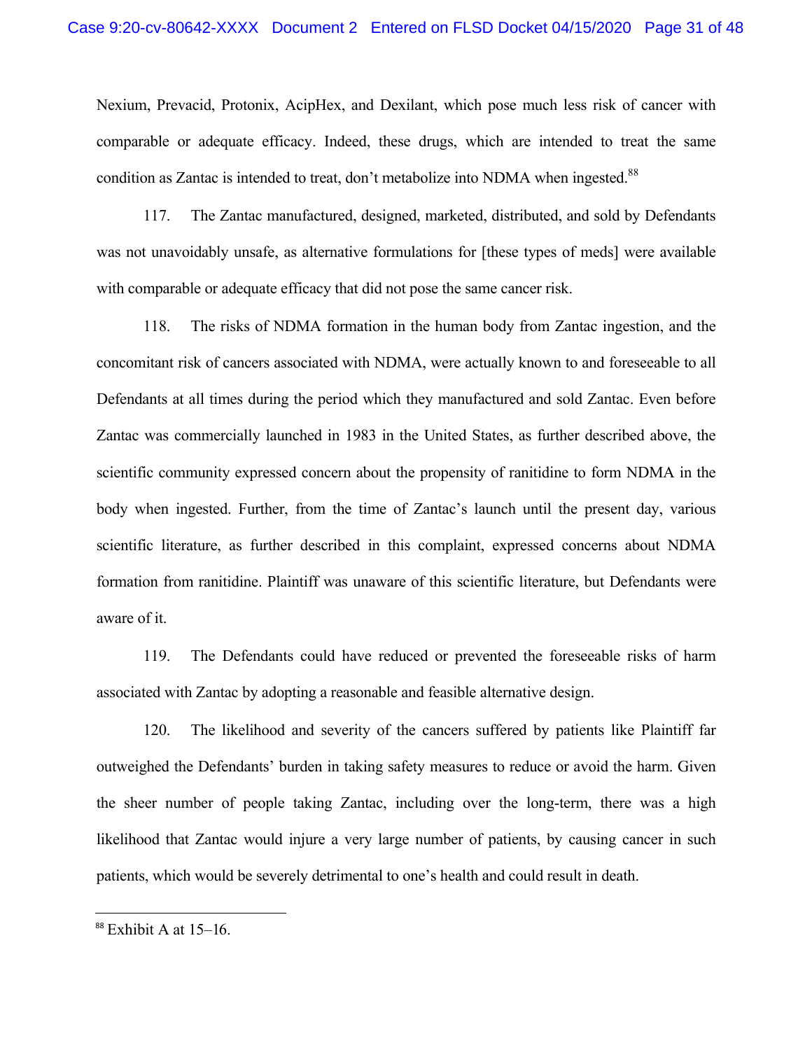Nexium, Prevacid, Protonix, AcipHex, and Dexilant, which pose much less risk of cancer with comparable or adequate efficacy. Indeed, these drugs, which are intended to treat the same condition as Zantac is intended to treat, don't metabolize into NDMA when ingested.[88]

117. The Zantac manufactured, designed, marketed, distributed, and sold by Defendants was not unavoidably unsafe, as alternative formulations for [these types of meds] were available with comparable or adequate efficacy that did not pose the same cancer risk.

118. The risks of NDMA formation in the human body from Zantac ingestion, and the concomitant risk of cancers associated with NDMA, were actually known to and foreseeable to all Defendants at all times during the period which they manufactured and sold Zantac. Even before Zantac was commercially launched in 1983 in the United States, as further described above, the scientific community expressed concern about the propensity of ranitidine to form NDMA in the body when ingested. Further, from the time of Zantac's launch until the present day, various scientific literature, as further described in this complaint, expressed concerns about NDMA formation from ranitidine. Plaintiff was unaware of this scientific literature, but Defendants were aware of it.

119. The Defendants could have reduced or prevented the foreseeable risks of harm associated with Zantac by adopting a reasonable and feasible alternative design.

120. The likelihood and severity of the cancers suffered by patients like Plaintiff far outweighed the Defendants' burden in taking safety measures to reduce or avoid the harm. Given the sheer number of people taking Zantac, including over the long-term, there was a high likelihood that Zantac would injure a very large number of patients, by causing cancer in such patients, which would be severely detrimental to one's health and could result in death.

---

[88] Exhibit A at 15–16.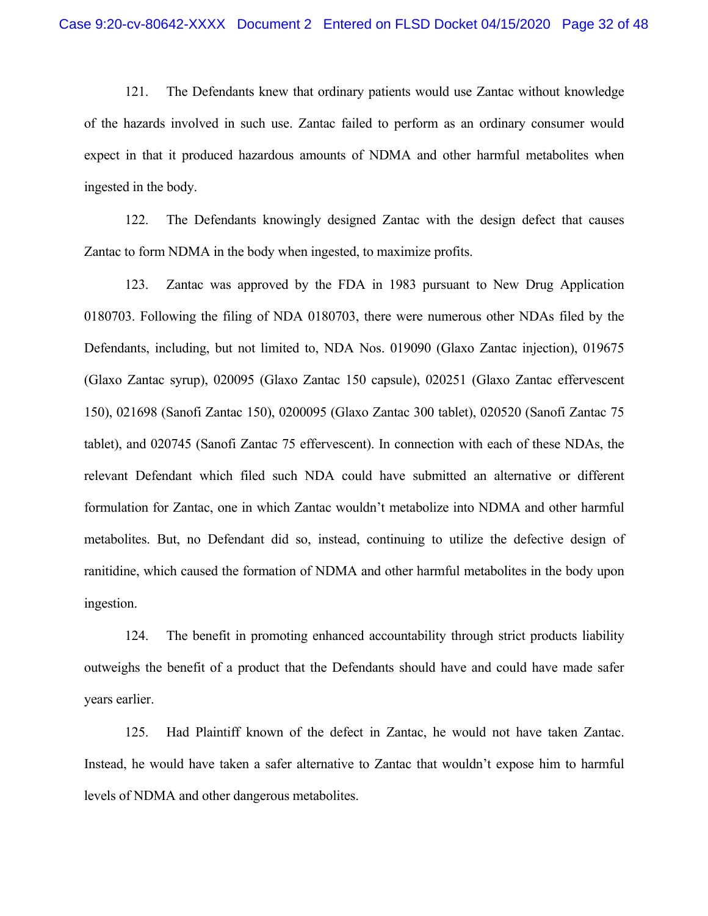121. The Defendants knew that ordinary patients would use Zantac without knowledge of the hazards involved in such use. Zantac failed to perform as an ordinary consumer would expect in that it produced hazardous amounts of NDMA and other harmful metabolites when ingested in the body.

122. The Defendants knowingly designed Zantac with the design defect that causes Zantac to form NDMA in the body when ingested, to maximize profits.

123. Zantac was approved by the FDA in 1983 pursuant to New Drug Application 0180703. Following the filing of NDA 0180703, there were numerous other NDAs filed by the Defendants, including, but not limited to, NDA Nos. 019090 (Glaxo Zantac injection), 019675 (Glaxo Zantac syrup), 020095 (Glaxo Zantac 150 capsule), 020251 (Glaxo Zantac effervescent 150), 021698 (Sanofi Zantac 150), 0200095 (Glaxo Zantac 300 tablet), 020520 (Sanofi Zantac 75 tablet), and 020745 (Sanofi Zantac 75 effervescent). In connection with each of these NDAs, the relevant Defendant which filed such NDA could have submitted an alternative or different formulation for Zantac, one in which Zantac wouldn't metabolize into NDMA and other harmful metabolites. But, no Defendant did so, instead, continuing to utilize the defective design of ranitidine, which caused the formation of NDMA and other harmful metabolites in the body upon ingestion.

124. The benefit in promoting enhanced accountability through strict products liability outweighs the benefit of a product that the Defendants should have and could have made safer years earlier.

125. Had Plaintiff known of the defect in Zantac, he would not have taken Zantac. Instead, he would have taken a safer alternative to Zantac that wouldn't expose him to harmful levels of NDMA and other dangerous metabolites.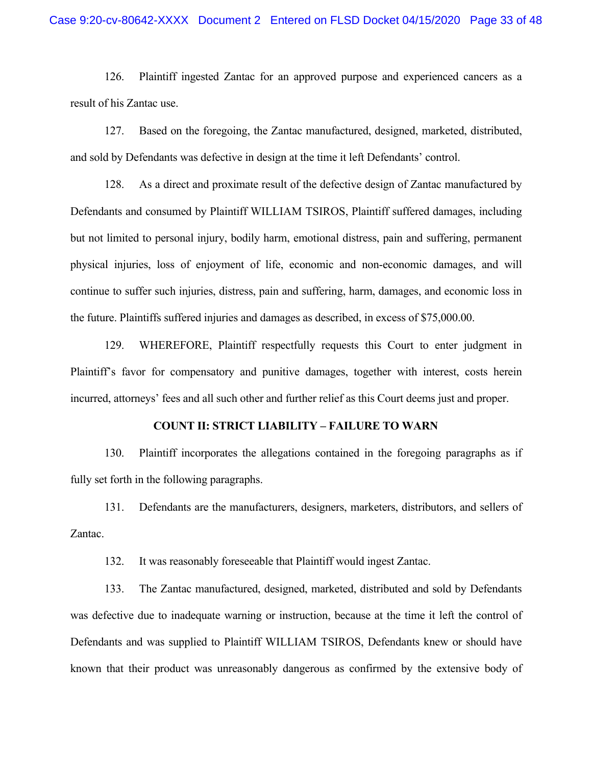126. Plaintiff ingested Zantac for an approved purpose and experienced cancers as a result of his Zantac use.

127. Based on the foregoing, the Zantac manufactured, designed, marketed, distributed, and sold by Defendants was defective in design at the time it left Defendants' control.

128. As a direct and proximate result of the defective design of Zantac manufactured by Defendants and consumed by Plaintiff WILLIAM TSIROS, Plaintiff suffered damages, including but not limited to personal injury, bodily harm, emotional distress, pain and suffering, permanent physical injuries, loss of enjoyment of life, economic and non-economic damages, and will continue to suffer such injuries, distress, pain and suffering, harm, damages, and economic loss in the future. Plaintiffs suffered injuries and damages as described, in excess of $75,000.00.

129. WHEREFORE, Plaintiff respectfully requests this Court to enter judgment in Plaintiff's favor for compensatory and punitive damages, together with interest, costs herein incurred, attorneys' fees and all such other and further relief as this Court deems just and proper.

**COUNT II: STRICT LIABILITY – FAILURE TO WARN**

130. Plaintiff incorporates the allegations contained in the foregoing paragraphs as if fully set forth in the following paragraphs.

131. Defendants are the manufacturers, designers, marketers, distributors, and sellers of Zantac.

132. It was reasonably foreseeable that Plaintiff would ingest Zantac.

133. The Zantac manufactured, designed, marketed, distributed and sold by Defendants was defective due to inadequate warning or instruction, because at the time it left the control of Defendants and was supplied to Plaintiff WILLIAM TSIROS, Defendants knew or should have known that their product was unreasonably dangerous as confirmed by the extensive body of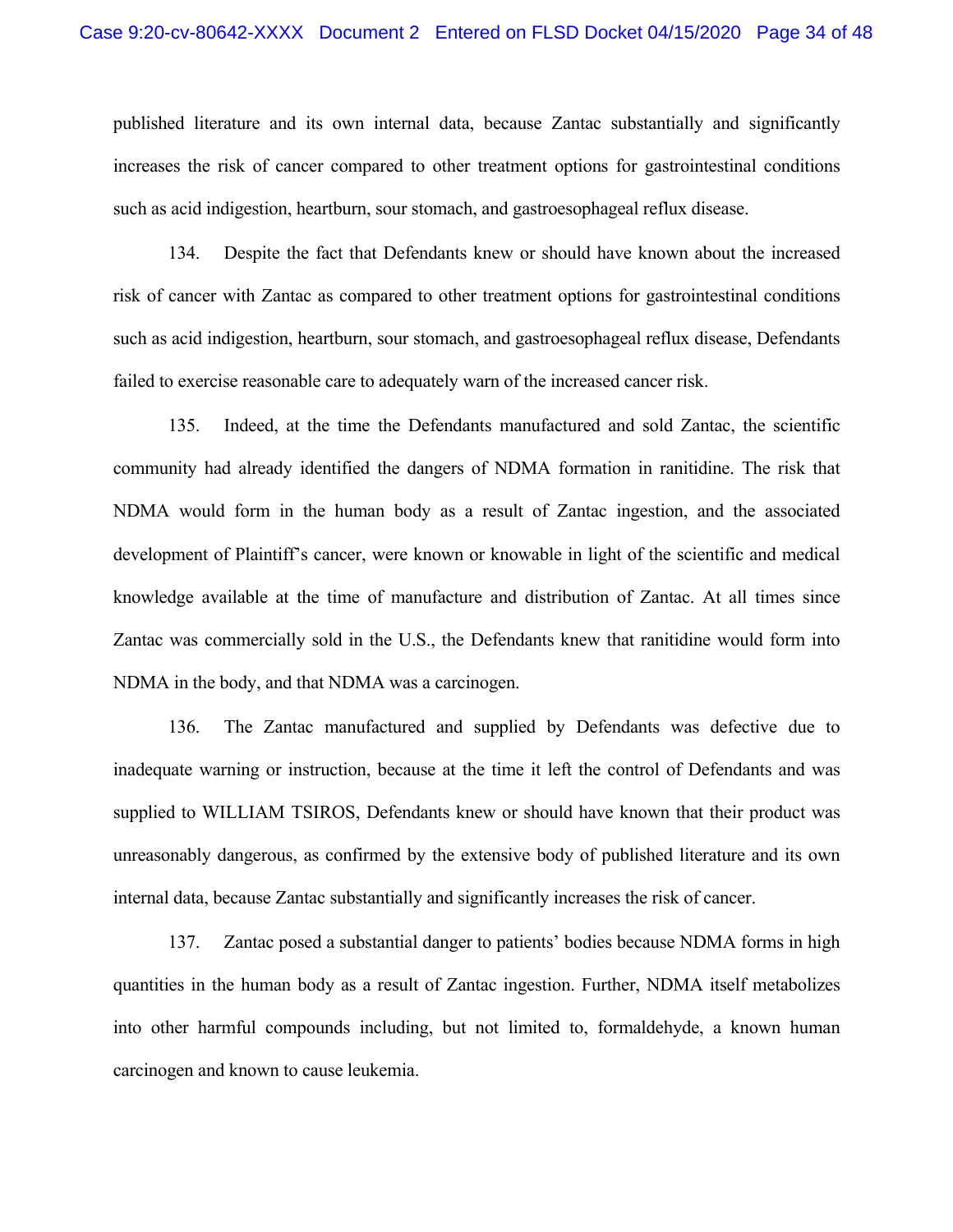published literature and its own internal data, because Zantac substantially and significantly increases the risk of cancer compared to other treatment options for gastrointestinal conditions such as acid indigestion, heartburn, sour stomach, and gastroesophageal reflux disease.

134. Despite the fact that Defendants knew or should have known about the increased risk of cancer with Zantac as compared to other treatment options for gastrointestinal conditions such as acid indigestion, heartburn, sour stomach, and gastroesophageal reflux disease, Defendants failed to exercise reasonable care to adequately warn of the increased cancer risk.

135. Indeed, at the time the Defendants manufactured and sold Zantac, the scientific community had already identified the dangers of NDMA formation in ranitidine. The risk that NDMA would form in the human body as a result of Zantac ingestion, and the associated development of Plaintiff's cancer, were known or knowable in light of the scientific and medical knowledge available at the time of manufacture and distribution of Zantac. At all times since Zantac was commercially sold in the U.S., the Defendants knew that ranitidine would form into NDMA in the body, and that NDMA was a carcinogen.

136. The Zantac manufactured and supplied by Defendants was defective due to inadequate warning or instruction, because at the time it left the control of Defendants and was supplied to WILLIAM TSIROS, Defendants knew or should have known that their product was unreasonably dangerous, as confirmed by the extensive body of published literature and its own internal data, because Zantac substantially and significantly increases the risk of cancer.

137. Zantac posed a substantial danger to patients' bodies because NDMA forms in high quantities in the human body as a result of Zantac ingestion. Further, NDMA itself metabolizes into other harmful compounds including, but not limited to, formaldehyde, a known human carcinogen and known to cause leukemia.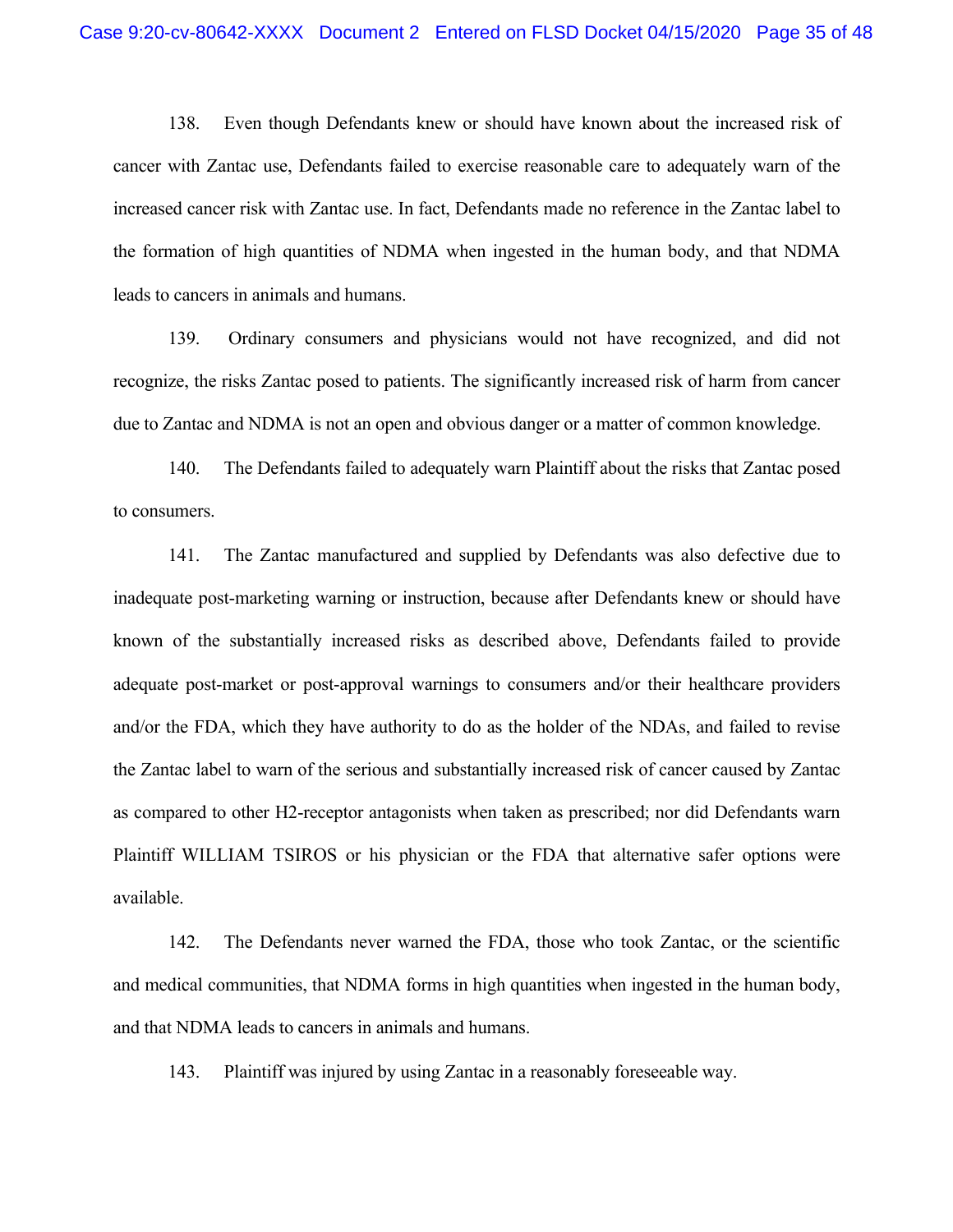138. Even though Defendants knew or should have known about the increased risk of cancer with Zantac use, Defendants failed to exercise reasonable care to adequately warn of the increased cancer risk with Zantac use. In fact, Defendants made no reference in the Zantac label to the formation of high quantities of NDMA when ingested in the human body, and that NDMA leads to cancers in animals and humans.

139. Ordinary consumers and physicians would not have recognized, and did not recognize, the risks Zantac posed to patients. The significantly increased risk of harm from cancer due to Zantac and NDMA is not an open and obvious danger or a matter of common knowledge.

140. The Defendants failed to adequately warn Plaintiff about the risks that Zantac posed to consumers.

141. The Zantac manufactured and supplied by Defendants was also defective due to inadequate post-marketing warning or instruction, because after Defendants knew or should have known of the substantially increased risks as described above, Defendants failed to provide adequate post-market or post-approval warnings to consumers and/or their healthcare providers and/or the FDA, which they have authority to do as the holder of the NDAs, and failed to revise the Zantac label to warn of the serious and substantially increased risk of cancer caused by Zantac as compared to other H2-receptor antagonists when taken as prescribed; nor did Defendants warn Plaintiff WILLIAM TSIROS or his physician or the FDA that alternative safer options were available.

142. The Defendants never warned the FDA, those who took Zantac, or the scientific and medical communities, that NDMA forms in high quantities when ingested in the human body, and that NDMA leads to cancers in animals and humans.

143. Plaintiff was injured by using Zantac in a reasonably foreseeable way.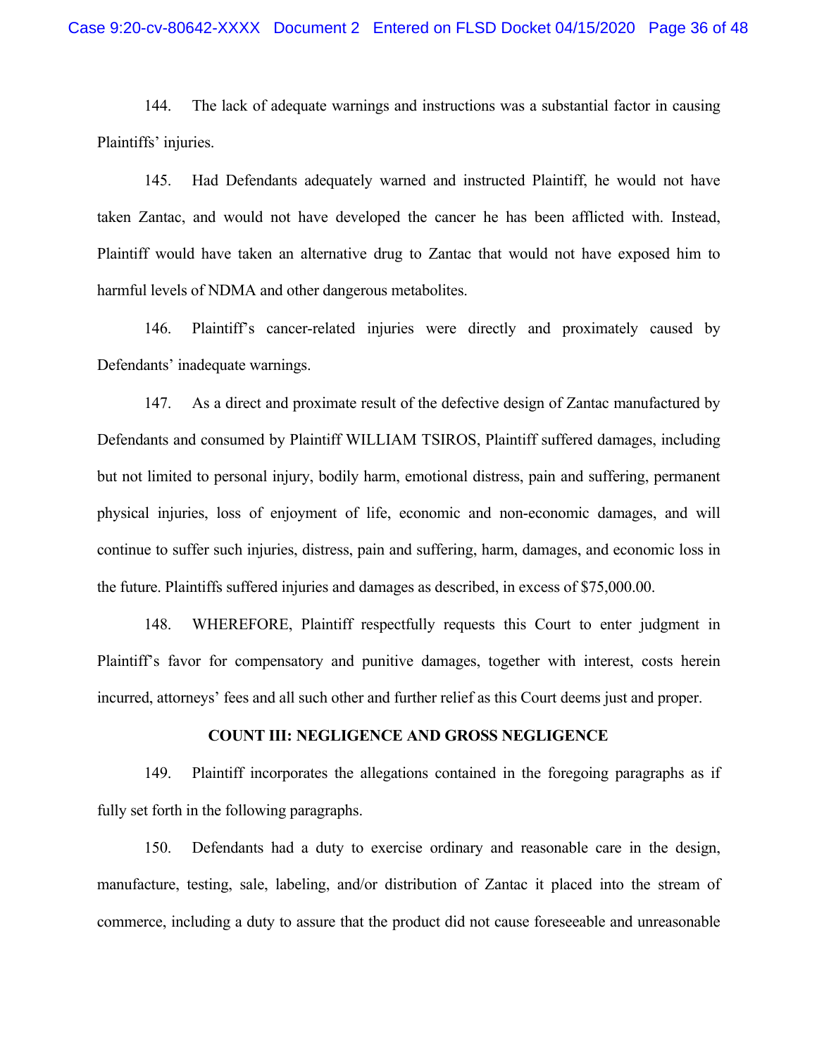144. The lack of adequate warnings and instructions was a substantial factor in causing Plaintiffs' injuries.

145. Had Defendants adequately warned and instructed Plaintiff, he would not have taken Zantac, and would not have developed the cancer he has been afflicted with. Instead, Plaintiff would have taken an alternative drug to Zantac that would not have exposed him to harmful levels of NDMA and other dangerous metabolites.

146. Plaintiff's cancer-related injuries were directly and proximately caused by Defendants' inadequate warnings.

147. As a direct and proximate result of the defective design of Zantac manufactured by Defendants and consumed by Plaintiff WILLIAM TSIROS, Plaintiff suffered damages, including but not limited to personal injury, bodily harm, emotional distress, pain and suffering, permanent physical injuries, loss of enjoyment of life, economic and non-economic damages, and will continue to suffer such injuries, distress, pain and suffering, harm, damages, and economic loss in the future. Plaintiffs suffered injuries and damages as described, in excess of $75,000.00.

148. WHEREFORE, Plaintiff respectfully requests this Court to enter judgment in Plaintiff's favor for compensatory and punitive damages, together with interest, costs herein incurred, attorneys' fees and all such other and further relief as this Court deems just and proper.

## COUNT III: NEGLIGENCE AND GROSS NEGLIGENCE

149. Plaintiff incorporates the allegations contained in the foregoing paragraphs as if fully set forth in the following paragraphs.

150. Defendants had a duty to exercise ordinary and reasonable care in the design, manufacture, testing, sale, labeling, and/or distribution of Zantac it placed into the stream of commerce, including a duty to assure that the product did not cause foreseeable and unreasonable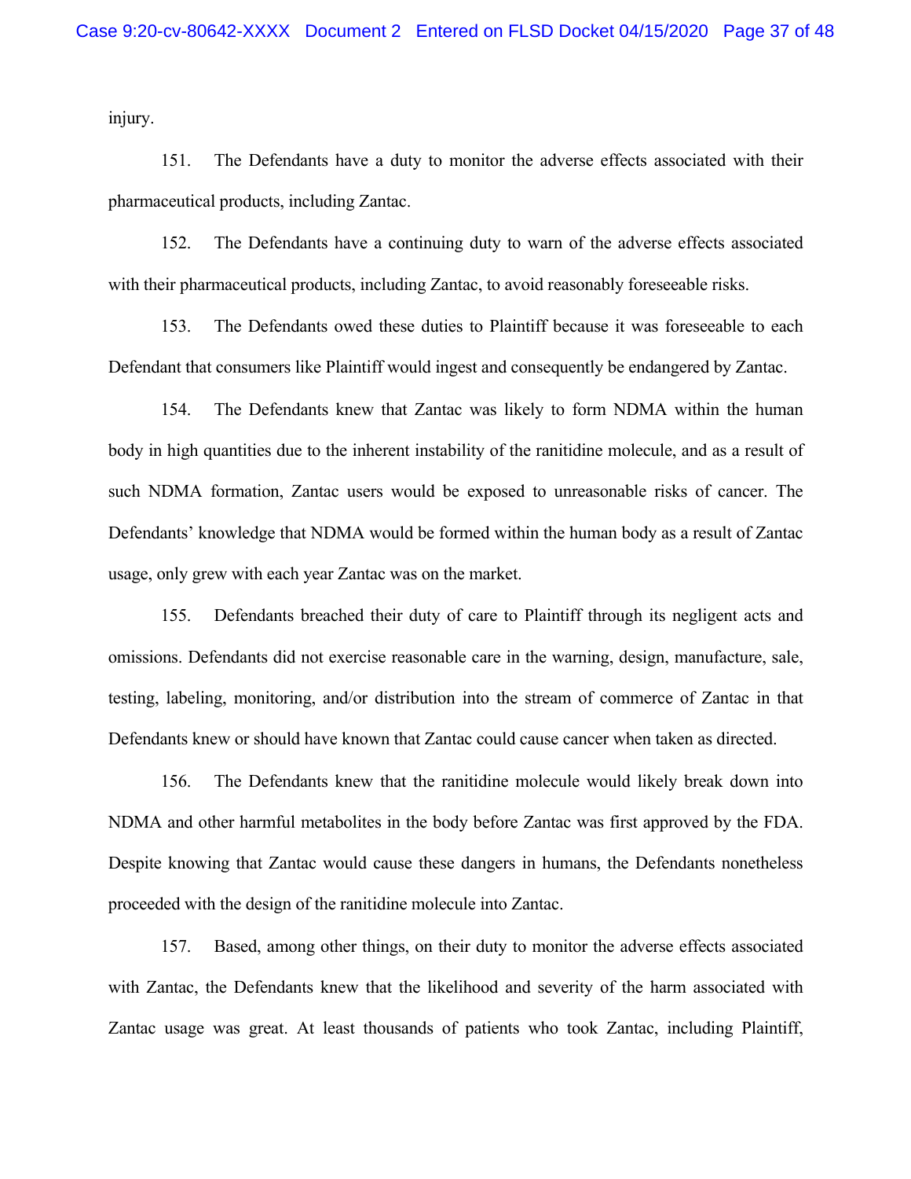injury.

151. The Defendants have a duty to monitor the adverse effects associated with their pharmaceutical products, including Zantac.

152. The Defendants have a continuing duty to warn of the adverse effects associated with their pharmaceutical products, including Zantac, to avoid reasonably foreseeable risks.

153. The Defendants owed these duties to Plaintiff because it was foreseeable to each Defendant that consumers like Plaintiff would ingest and consequently be endangered by Zantac.

154. The Defendants knew that Zantac was likely to form NDMA within the human body in high quantities due to the inherent instability of the ranitidine molecule, and as a result of such NDMA formation, Zantac users would be exposed to unreasonable risks of cancer. The Defendants' knowledge that NDMA would be formed within the human body as a result of Zantac usage, only grew with each year Zantac was on the market.

155. Defendants breached their duty of care to Plaintiff through its negligent acts and omissions. Defendants did not exercise reasonable care in the warning, design, manufacture, sale, testing, labeling, monitoring, and/or distribution into the stream of commerce of Zantac in that Defendants knew or should have known that Zantac could cause cancer when taken as directed.

156. The Defendants knew that the ranitidine molecule would likely break down into NDMA and other harmful metabolites in the body before Zantac was first approved by the FDA. Despite knowing that Zantac would cause these dangers in humans, the Defendants nonetheless proceeded with the design of the ranitidine molecule into Zantac.

157. Based, among other things, on their duty to monitor the adverse effects associated with Zantac, the Defendants knew that the likelihood and severity of the harm associated with Zantac usage was great. At least thousands of patients who took Zantac, including Plaintiff,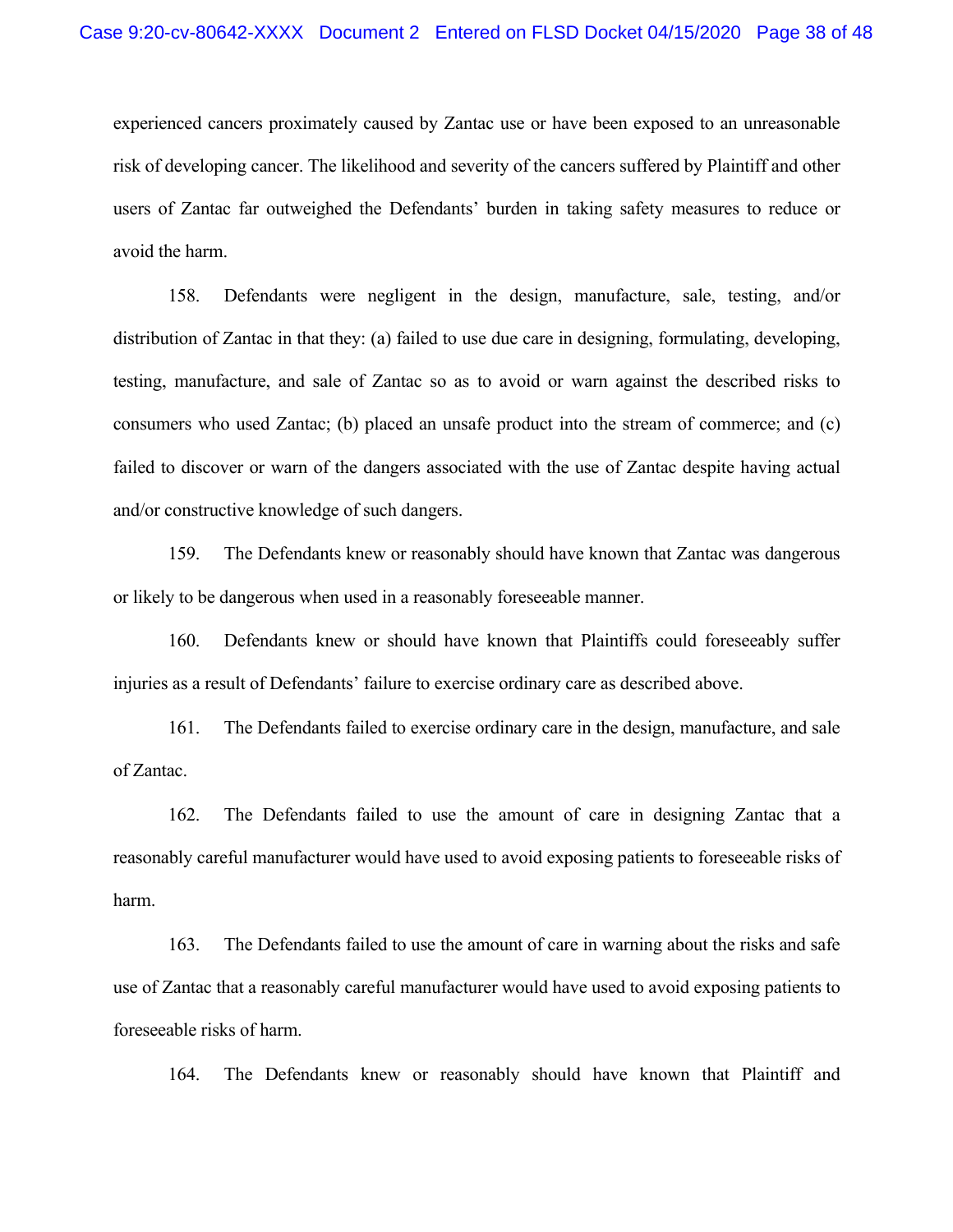experienced cancers proximately caused by Zantac use or have been exposed to an unreasonable risk of developing cancer. The likelihood and severity of the cancers suffered by Plaintiff and other users of Zantac far outweighed the Defendants' burden in taking safety measures to reduce or avoid the harm.

158. Defendants were negligent in the design, manufacture, sale, testing, and/or distribution of Zantac in that they: (a) failed to use due care in designing, formulating, developing, testing, manufacture, and sale of Zantac so as to avoid or warn against the described risks to consumers who used Zantac; (b) placed an unsafe product into the stream of commerce; and (c) failed to discover or warn of the dangers associated with the use of Zantac despite having actual and/or constructive knowledge of such dangers.

159. The Defendants knew or reasonably should have known that Zantac was dangerous or likely to be dangerous when used in a reasonably foreseeable manner.

160. Defendants knew or should have known that Plaintiffs could foreseeably suffer injuries as a result of Defendants' failure to exercise ordinary care as described above.

161. The Defendants failed to exercise ordinary care in the design, manufacture, and sale of Zantac.

162. The Defendants failed to use the amount of care in designing Zantac that a reasonably careful manufacturer would have used to avoid exposing patients to foreseeable risks of harm.

163. The Defendants failed to use the amount of care in warning about the risks and safe use of Zantac that a reasonably careful manufacturer would have used to avoid exposing patients to foreseeable risks of harm.

164. The Defendants knew or reasonably should have known that Plaintiff and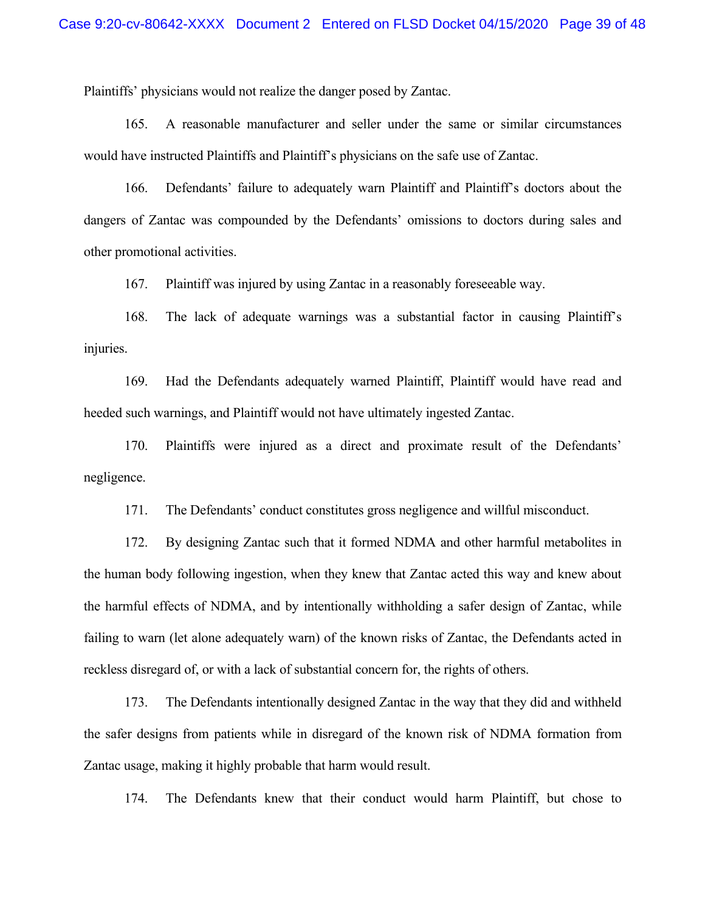Plaintiffs' physicians would not realize the danger posed by Zantac.

165. A reasonable manufacturer and seller under the same or similar circumstances would have instructed Plaintiffs and Plaintiff's physicians on the safe use of Zantac.

166. Defendants' failure to adequately warn Plaintiff and Plaintiff's doctors about the dangers of Zantac was compounded by the Defendants' omissions to doctors during sales and other promotional activities.

167. Plaintiff was injured by using Zantac in a reasonably foreseeable way.

168. The lack of adequate warnings was a substantial factor in causing Plaintiff's injuries.

169. Had the Defendants adequately warned Plaintiff, Plaintiff would have read and heeded such warnings, and Plaintiff would not have ultimately ingested Zantac.

170. Plaintiffs were injured as a direct and proximate result of the Defendants' negligence.

171. The Defendants' conduct constitutes gross negligence and willful misconduct.

172. By designing Zantac such that it formed NDMA and other harmful metabolites in the human body following ingestion, when they knew that Zantac acted this way and knew about the harmful effects of NDMA, and by intentionally withholding a safer design of Zantac, while failing to warn (let alone adequately warn) of the known risks of Zantac, the Defendants acted in reckless disregard of, or with a lack of substantial concern for, the rights of others.

173. The Defendants intentionally designed Zantac in the way that they did and withheld the safer designs from patients while in disregard of the known risk of NDMA formation from Zantac usage, making it highly probable that harm would result.

174. The Defendants knew that their conduct would harm Plaintiff, but chose to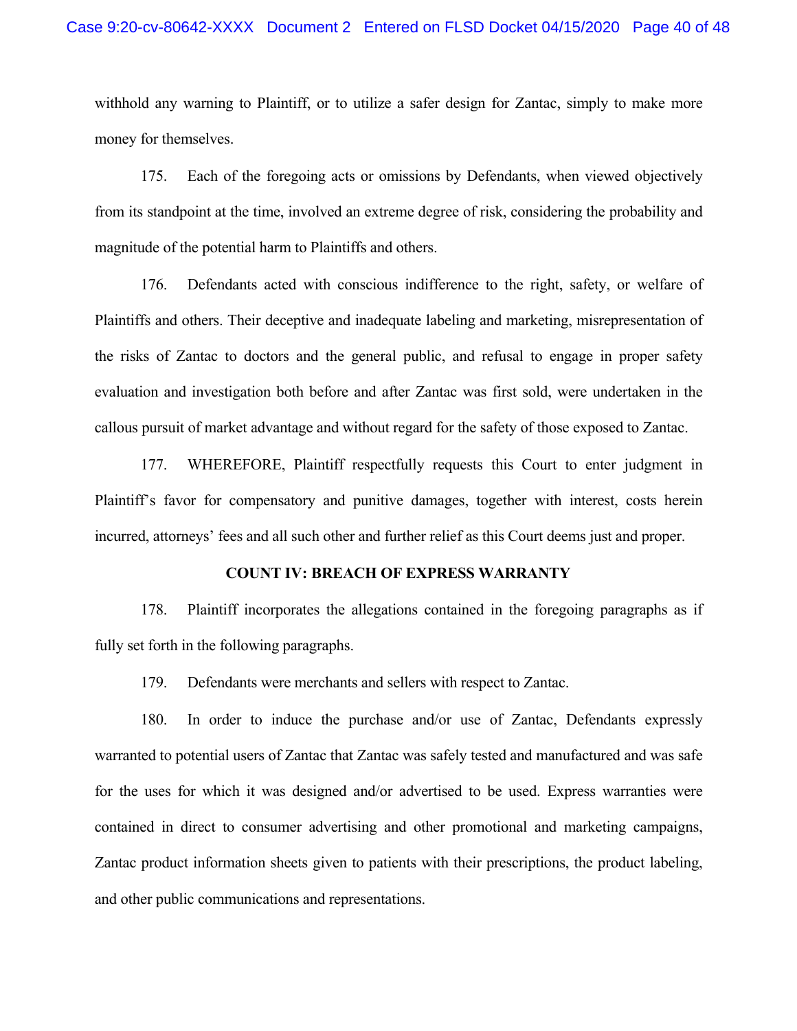withhold any warning to Plaintiff, or to utilize a safer design for Zantac, simply to make more money for themselves.

175. Each of the foregoing acts or omissions by Defendants, when viewed objectively from its standpoint at the time, involved an extreme degree of risk, considering the probability and magnitude of the potential harm to Plaintiffs and others.

176. Defendants acted with conscious indifference to the right, safety, or welfare of Plaintiffs and others. Their deceptive and inadequate labeling and marketing, misrepresentation of the risks of Zantac to doctors and the general public, and refusal to engage in proper safety evaluation and investigation both before and after Zantac was first sold, were undertaken in the callous pursuit of market advantage and without regard for the safety of those exposed to Zantac.

177. WHEREFORE, Plaintiff respectfully requests this Court to enter judgment in Plaintiff's favor for compensatory and punitive damages, together with interest, costs herein incurred, attorneys' fees and all such other and further relief as this Court deems just and proper.

**COUNT IV: BREACH OF EXPRESS WARRANTY**

178. Plaintiff incorporates the allegations contained in the foregoing paragraphs as if fully set forth in the following paragraphs.

179. Defendants were merchants and sellers with respect to Zantac.

180. In order to induce the purchase and/or use of Zantac, Defendants expressly warranted to potential users of Zantac that Zantac was safely tested and manufactured and was safe for the uses for which it was designed and/or advertised to be used. Express warranties were contained in direct to consumer advertising and other promotional and marketing campaigns, Zantac product information sheets given to patients with their prescriptions, the product labeling, and other public communications and representations.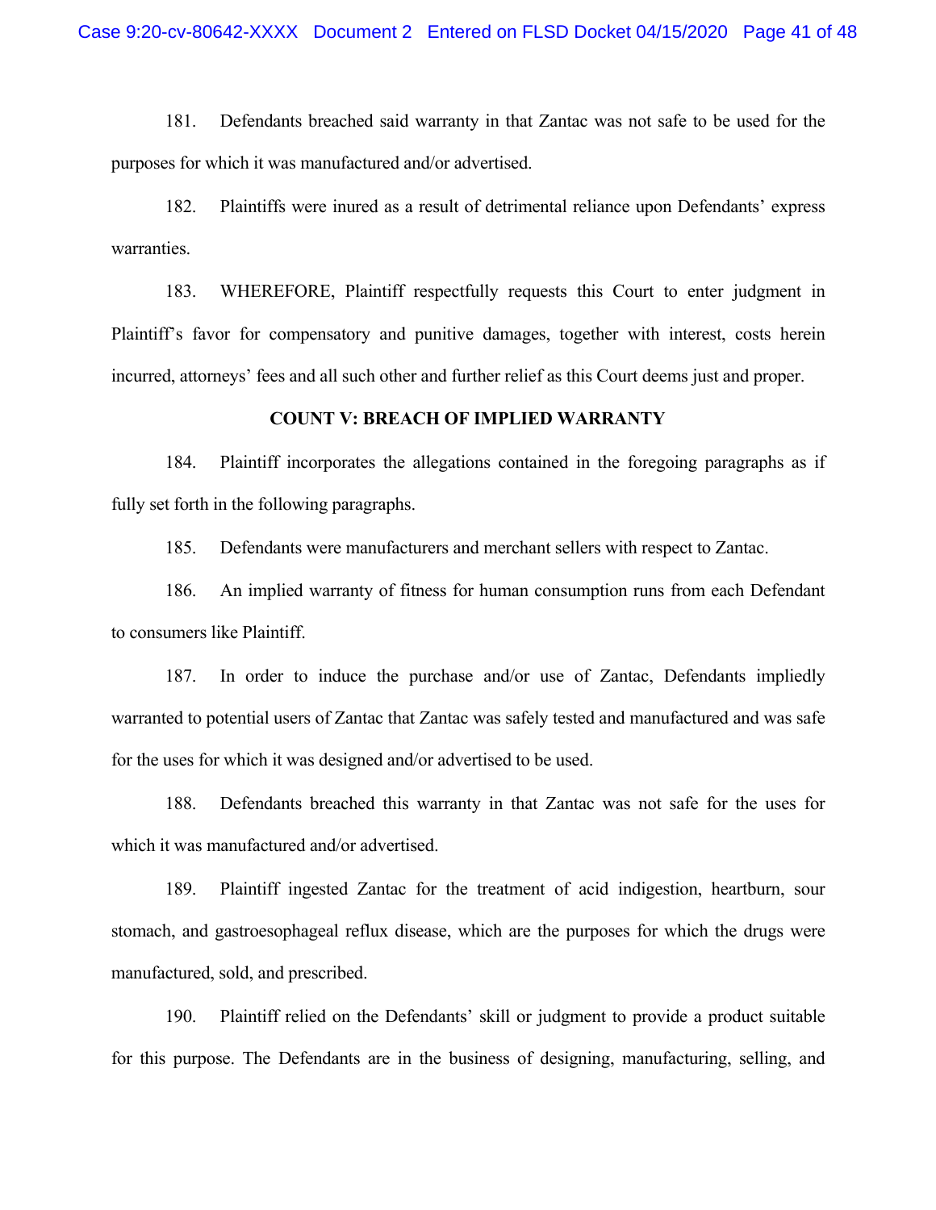181. Defendants breached said warranty in that Zantac was not safe to be used for the purposes for which it was manufactured and/or advertised.

182. Plaintiffs were inured as a result of detrimental reliance upon Defendants' express warranties.

183. WHEREFORE, Plaintiff respectfully requests this Court to enter judgment in Plaintiff's favor for compensatory and punitive damages, together with interest, costs herein incurred, attorneys' fees and all such other and further relief as this Court deems just and proper.

**COUNT V: BREACH OF IMPLIED WARRANTY**

184. Plaintiff incorporates the allegations contained in the foregoing paragraphs as if fully set forth in the following paragraphs.

185. Defendants were manufacturers and merchant sellers with respect to Zantac.

186. An implied warranty of fitness for human consumption runs from each Defendant to consumers like Plaintiff.

187. In order to induce the purchase and/or use of Zantac, Defendants impliedly warranted to potential users of Zantac that Zantac was safely tested and manufactured and was safe for the uses for which it was designed and/or advertised to be used.

188. Defendants breached this warranty in that Zantac was not safe for the uses for which it was manufactured and/or advertised.

189. Plaintiff ingested Zantac for the treatment of acid indigestion, heartburn, sour stomach, and gastroesophageal reflux disease, which are the purposes for which the drugs were manufactured, sold, and prescribed.

190. Plaintiff relied on the Defendants' skill or judgment to provide a product suitable for this purpose. The Defendants are in the business of designing, manufacturing, selling, and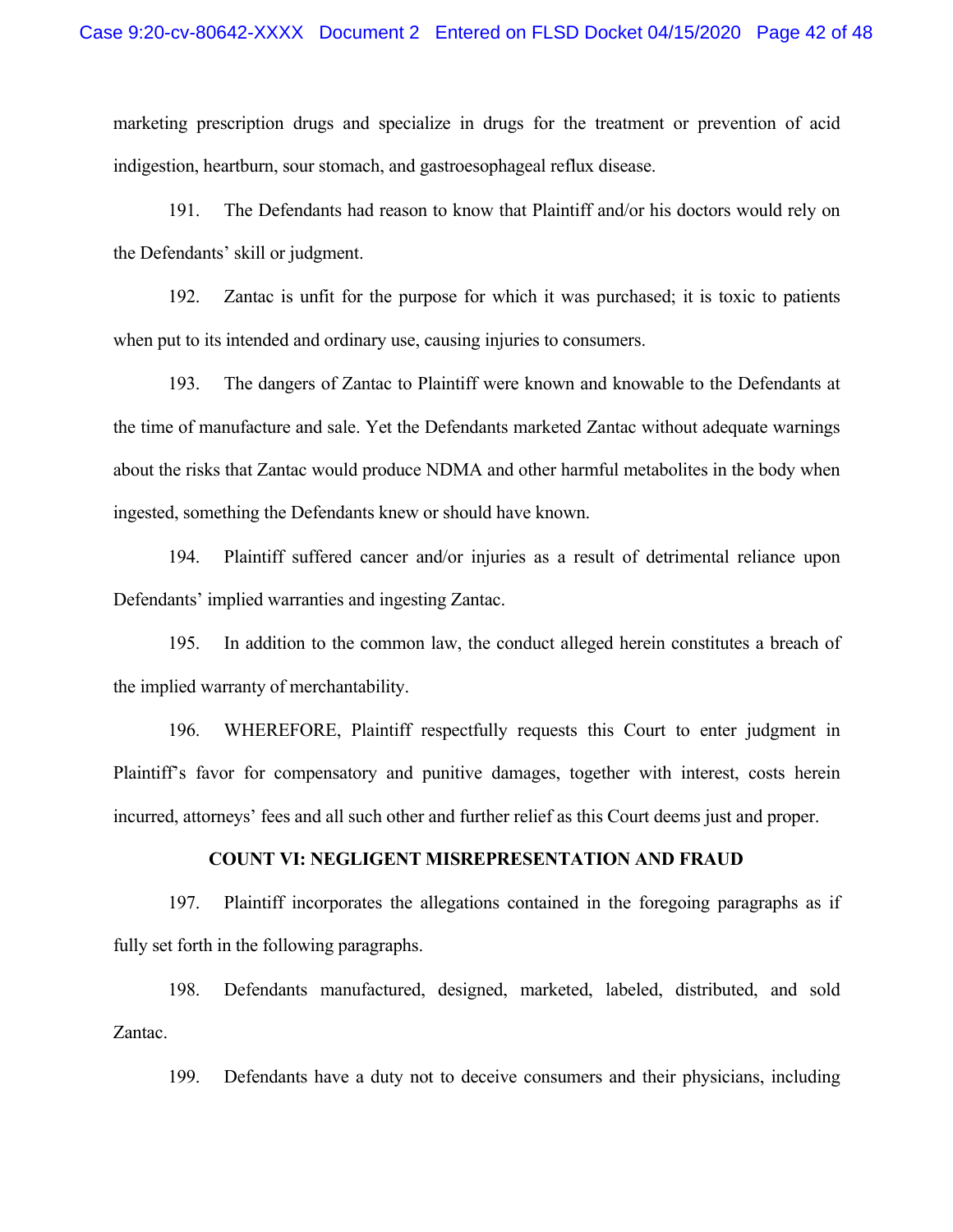marketing prescription drugs and specialize in drugs for the treatment or prevention of acid indigestion, heartburn, sour stomach, and gastroesophageal reflux disease.

191. The Defendants had reason to know that Plaintiff and/or his doctors would rely on the Defendants' skill or judgment.

192. Zantac is unfit for the purpose for which it was purchased; it is toxic to patients when put to its intended and ordinary use, causing injuries to consumers.

193. The dangers of Zantac to Plaintiff were known and knowable to the Defendants at the time of manufacture and sale. Yet the Defendants marketed Zantac without adequate warnings about the risks that Zantac would produce NDMA and other harmful metabolites in the body when ingested, something the Defendants knew or should have known.

194. Plaintiff suffered cancer and/or injuries as a result of detrimental reliance upon Defendants' implied warranties and ingesting Zantac.

195. In addition to the common law, the conduct alleged herein constitutes a breach of the implied warranty of merchantability.

196. WHEREFORE, Plaintiff respectfully requests this Court to enter judgment in Plaintiff's favor for compensatory and punitive damages, together with interest, costs herein incurred, attorneys' fees and all such other and further relief as this Court deems just and proper.

**COUNT VI: NEGLIGENT MISREPRESENTATION AND FRAUD**

197. Plaintiff incorporates the allegations contained in the foregoing paragraphs as if fully set forth in the following paragraphs.

198. Defendants manufactured, designed, marketed, labeled, distributed, and sold Zantac.

199. Defendants have a duty not to deceive consumers and their physicians, including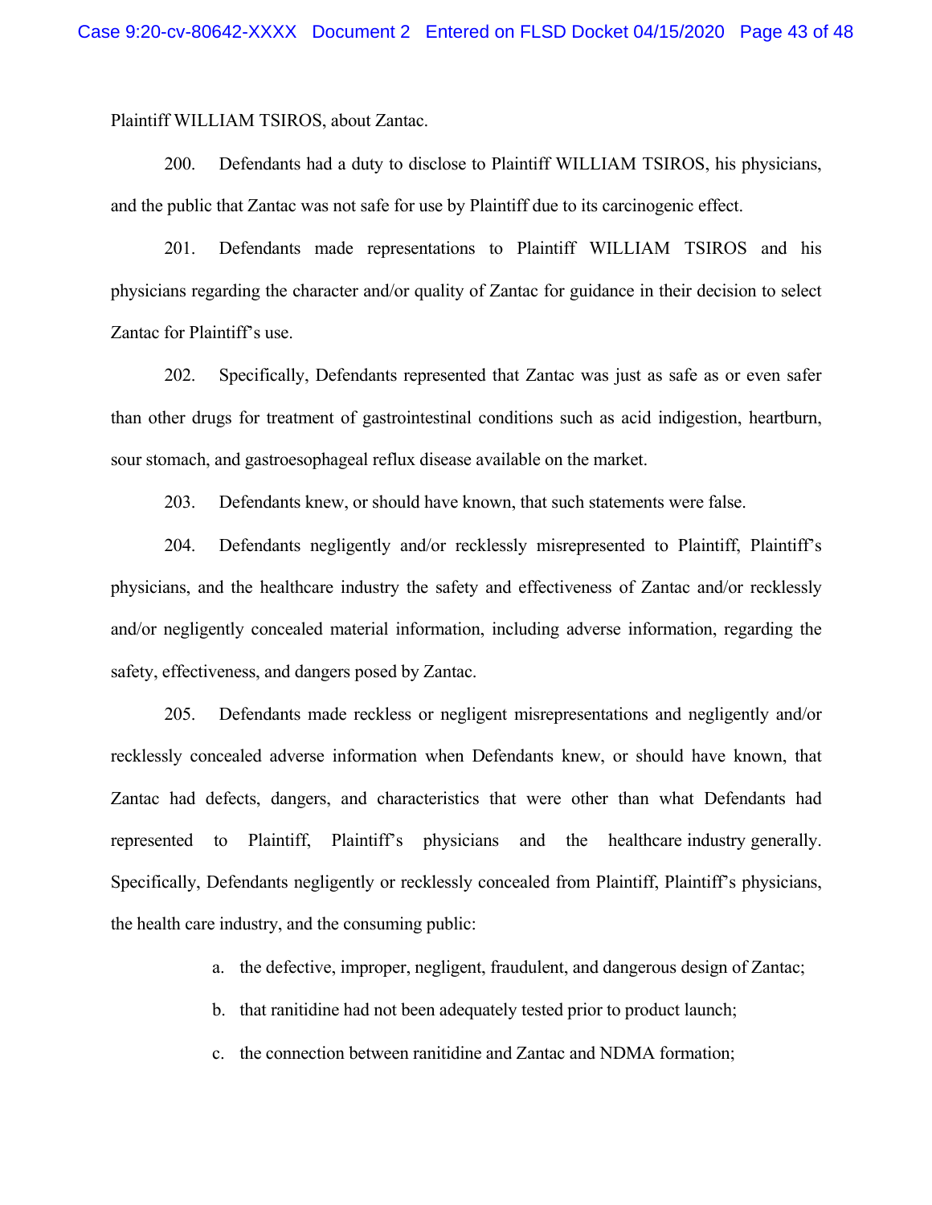Plaintiff WILLIAM TSIROS, about Zantac.

200. Defendants had a duty to disclose to Plaintiff WILLIAM TSIROS, his physicians, and the public that Zantac was not safe for use by Plaintiff due to its carcinogenic effect.

201. Defendants made representations to Plaintiff WILLIAM TSIROS and his physicians regarding the character and/or quality of Zantac for guidance in their decision to select Zantac for Plaintiff's use.

202. Specifically, Defendants represented that Zantac was just as safe as or even safer than other drugs for treatment of gastrointestinal conditions such as acid indigestion, heartburn, sour stomach, and gastroesophageal reflux disease available on the market.

203. Defendants knew, or should have known, that such statements were false.

204. Defendants negligently and/or recklessly misrepresented to Plaintiff, Plaintiff's physicians, and the healthcare industry the safety and effectiveness of Zantac and/or recklessly and/or negligently concealed material information, including adverse information, regarding the safety, effectiveness, and dangers posed by Zantac.

205. Defendants made reckless or negligent misrepresentations and negligently and/or recklessly concealed adverse information when Defendants knew, or should have known, that Zantac had defects, dangers, and characteristics that were other than what Defendants had represented to Plaintiff, Plaintiff's physicians and the healthcare industry generally. Specifically, Defendants negligently or recklessly concealed from Plaintiff, Plaintiff's physicians, the health care industry, and the consuming public:

a. the defective, improper, negligent, fraudulent, and dangerous design of Zantac;

b. that ranitidine had not been adequately tested prior to product launch;

c. the connection between ranitidine and Zantac and NDMA formation;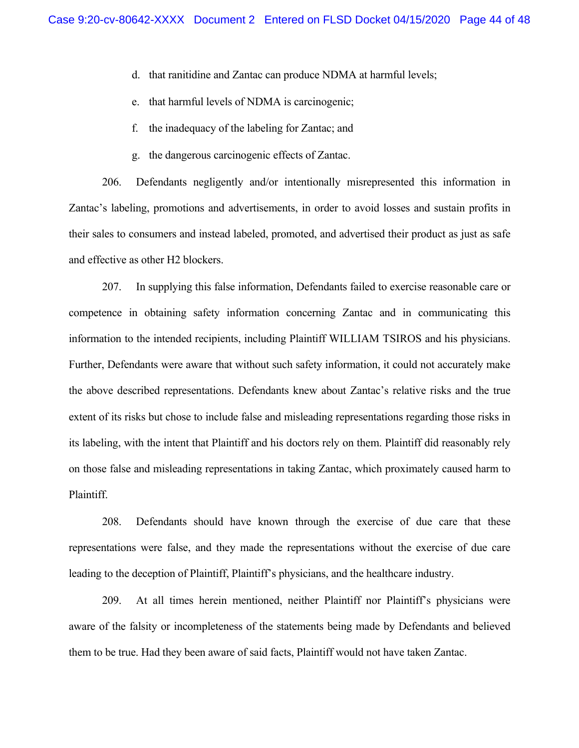d. that ranitidine and Zantac can produce NDMA at harmful levels;

e. that harmful levels of NDMA is carcinogenic;

f. the inadequacy of the labeling for Zantac; and

g. the dangerous carcinogenic effects of Zantac.

206. Defendants negligently and/or intentionally misrepresented this information in Zantac's labeling, promotions and advertisements, in order to avoid losses and sustain profits in their sales to consumers and instead labeled, promoted, and advertised their product as just as safe and effective as other H2 blockers.

207. In supplying this false information, Defendants failed to exercise reasonable care or competence in obtaining safety information concerning Zantac and in communicating this information to the intended recipients, including Plaintiff WILLIAM TSIROS and his physicians. Further, Defendants were aware that without such safety information, it could not accurately make the above described representations. Defendants knew about Zantac's relative risks and the true extent of its risks but chose to include false and misleading representations regarding those risks in its labeling, with the intent that Plaintiff and his doctors rely on them. Plaintiff did reasonably rely on those false and misleading representations in taking Zantac, which proximately caused harm to Plaintiff.

208. Defendants should have known through the exercise of due care that these representations were false, and they made the representations without the exercise of due care leading to the deception of Plaintiff, Plaintiff's physicians, and the healthcare industry.

209. At all times herein mentioned, neither Plaintiff nor Plaintiff's physicians were aware of the falsity or incompleteness of the statements being made by Defendants and believed them to be true. Had they been aware of said facts, Plaintiff would not have taken Zantac.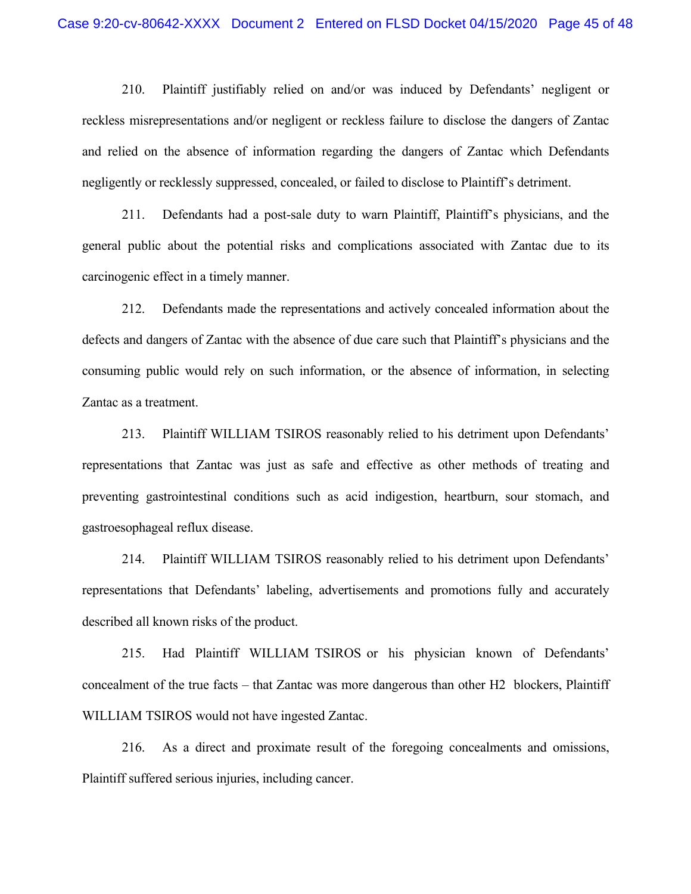210. Plaintiff justifiably relied on and/or was induced by Defendants' negligent or reckless misrepresentations and/or negligent or reckless failure to disclose the dangers of Zantac and relied on the absence of information regarding the dangers of Zantac which Defendants negligently or recklessly suppressed, concealed, or failed to disclose to Plaintiff's detriment.

211. Defendants had a post-sale duty to warn Plaintiff, Plaintiff's physicians, and the general public about the potential risks and complications associated with Zantac due to its carcinogenic effect in a timely manner.

212. Defendants made the representations and actively concealed information about the defects and dangers of Zantac with the absence of due care such that Plaintiff's physicians and the consuming public would rely on such information, or the absence of information, in selecting Zantac as a treatment.

213. Plaintiff WILLIAM TSIROS reasonably relied to his detriment upon Defendants' representations that Zantac was just as safe and effective as other methods of treating and preventing gastrointestinal conditions such as acid indigestion, heartburn, sour stomach, and gastroesophageal reflux disease.

214. Plaintiff WILLIAM TSIROS reasonably relied to his detriment upon Defendants' representations that Defendants' labeling, advertisements and promotions fully and accurately described all known risks of the product.

215. Had Plaintiff WILLIAM TSIROS or his physician known of Defendants' concealment of the true facts – that Zantac was more dangerous than other H2 blockers, Plaintiff WILLIAM TSIROS would not have ingested Zantac.

216. As a direct and proximate result of the foregoing concealments and omissions, Plaintiff suffered serious injuries, including cancer.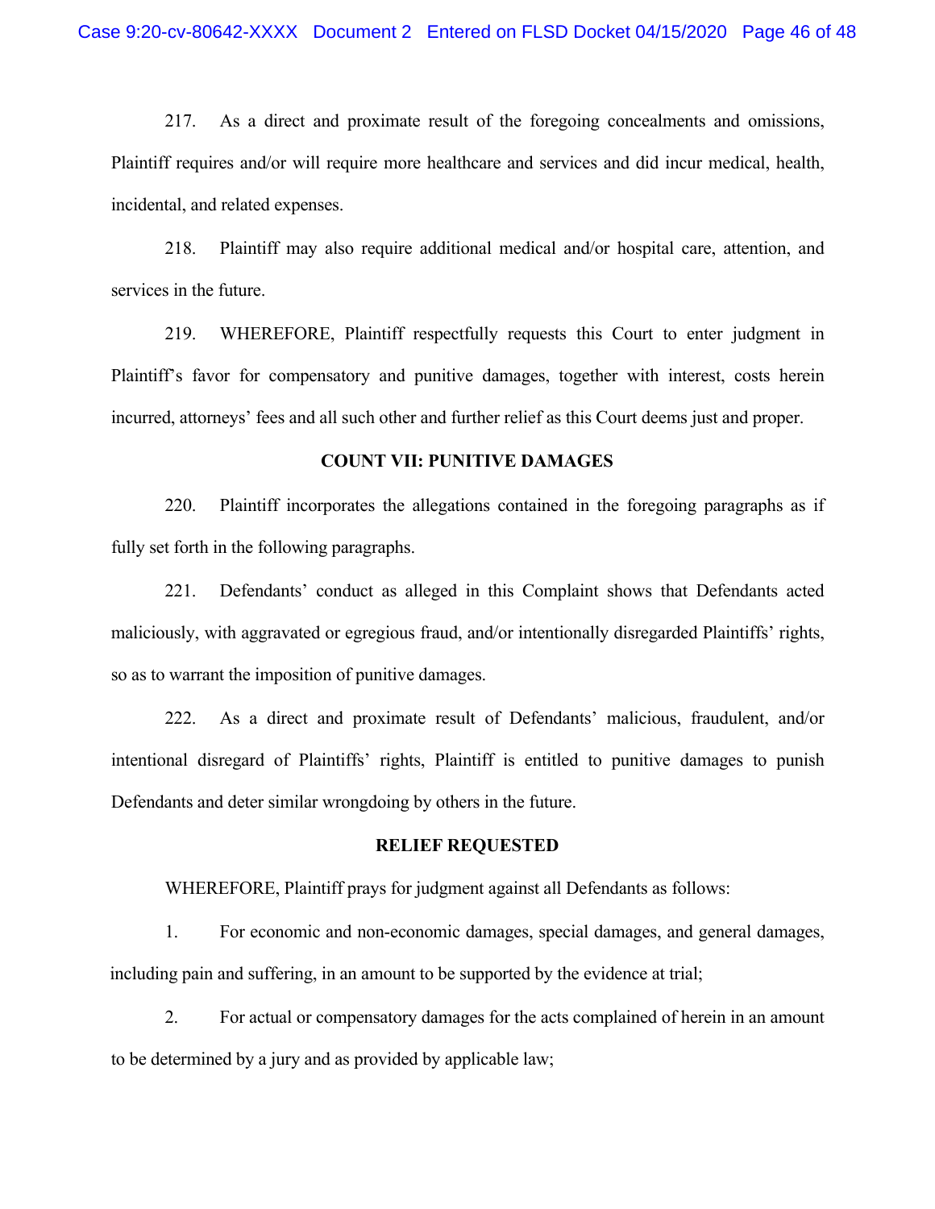217. As a direct and proximate result of the foregoing concealments and omissions, Plaintiff requires and/or will require more healthcare and services and did incur medical, health, incidental, and related expenses.

218. Plaintiff may also require additional medical and/or hospital care, attention, and services in the future.

219. WHEREFORE, Plaintiff respectfully requests this Court to enter judgment in Plaintiff's favor for compensatory and punitive damages, together with interest, costs herein incurred, attorneys' fees and all such other and further relief as this Court deems just and proper.

**COUNT VII: PUNITIVE DAMAGES**

220. Plaintiff incorporates the allegations contained in the foregoing paragraphs as if fully set forth in the following paragraphs.

221. Defendants' conduct as alleged in this Complaint shows that Defendants acted maliciously, with aggravated or egregious fraud, and/or intentionally disregarded Plaintiffs' rights, so as to warrant the imposition of punitive damages.

222. As a direct and proximate result of Defendants' malicious, fraudulent, and/or intentional disregard of Plaintiffs' rights, Plaintiff is entitled to punitive damages to punish Defendants and deter similar wrongdoing by others in the future.

**RELIEF REQUESTED**

WHEREFORE, Plaintiff prays for judgment against all Defendants as follows:

1. For economic and non-economic damages, special damages, and general damages, including pain and suffering, in an amount to be supported by the evidence at trial;

2. For actual or compensatory damages for the acts complained of herein in an amount to be determined by a jury and as provided by applicable law;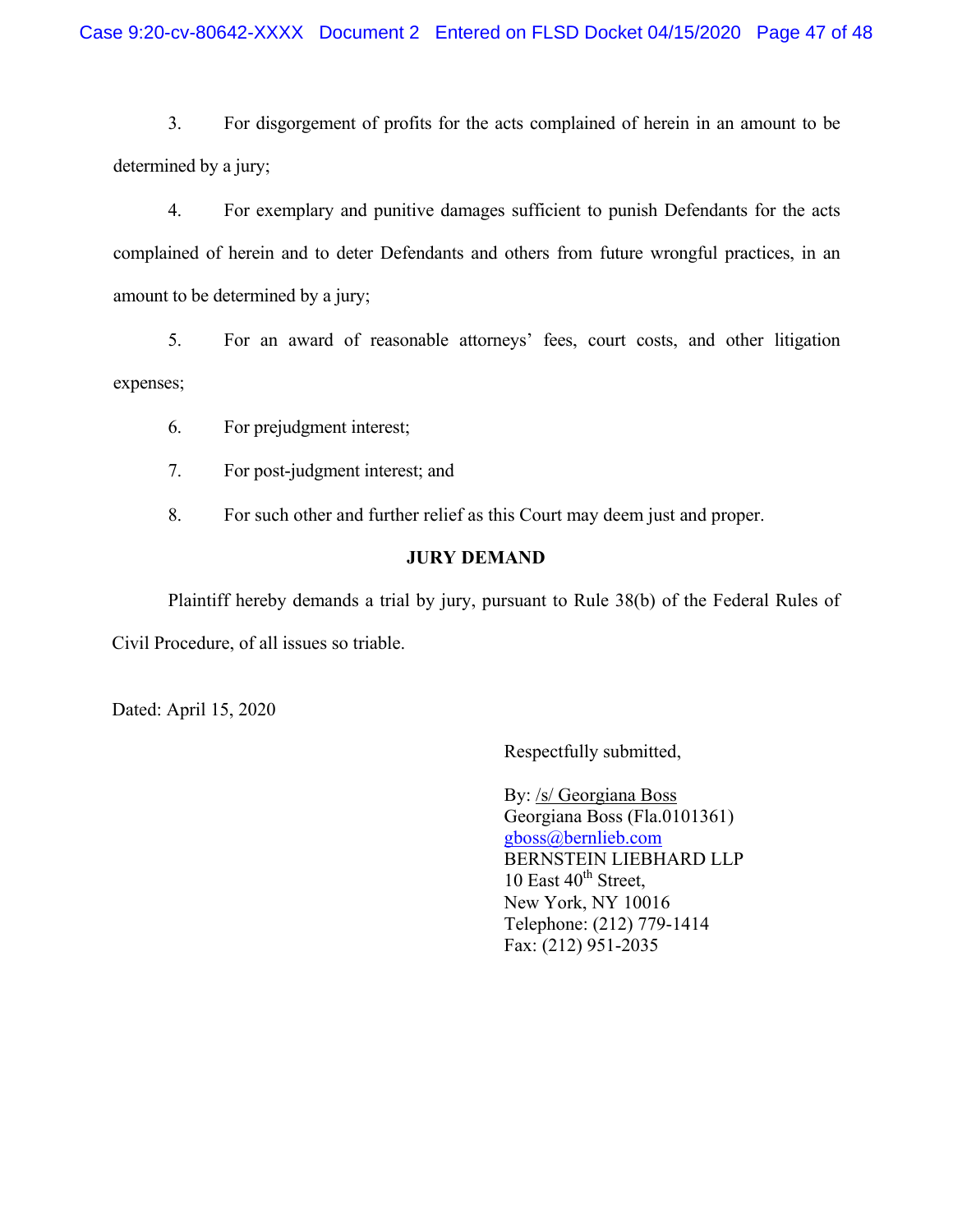3. For disgorgement of profits for the acts complained of herein in an amount to be determined by a jury;

4. For exemplary and punitive damages sufficient to punish Defendants for the acts complained of herein and to deter Defendants and others from future wrongful practices, in an amount to be determined by a jury;

5. For an award of reasonable attorneys' fees, court costs, and other litigation expenses;

6. For prejudgment interest;

7. For post-judgment interest; and

8. For such other and further relief as this Court may deem just and proper.

**JURY DEMAND**

Plaintiff hereby demands a trial by jury, pursuant to Rule 38(b) of the Federal Rules of Civil Procedure, of all issues so triable.

Dated: April 15, 2020

Respectfully submitted,

By: /s/ Georgiana Boss
Georgiana Boss (Fla.0101361)
gboss@bernlieb.com
BERNSTEIN LIEBHARD LLP
10 East 40th Street,
New York, NY 10016
Telephone: (212) 779-1414
Fax: (212) 951-2035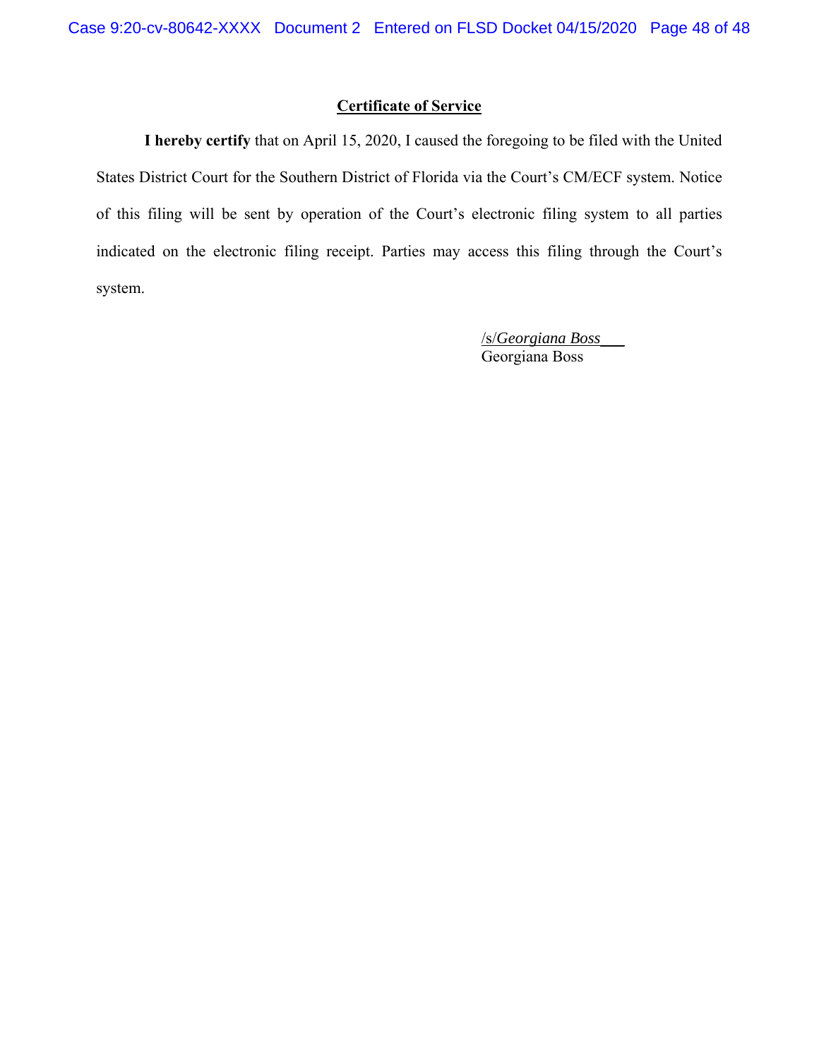## Certificate of Service

**I hereby certify** that on April 15, 2020, I caused the foregoing to be filed with the United States District Court for the Southern District of Florida via the Court's CM/ECF system. Notice of this filing will be sent by operation of the Court's electronic filing system to all parties indicated on the electronic filing receipt. Parties may access this filing through the Court's system.

/s/*Georgiana Boss*
Georgiana Boss